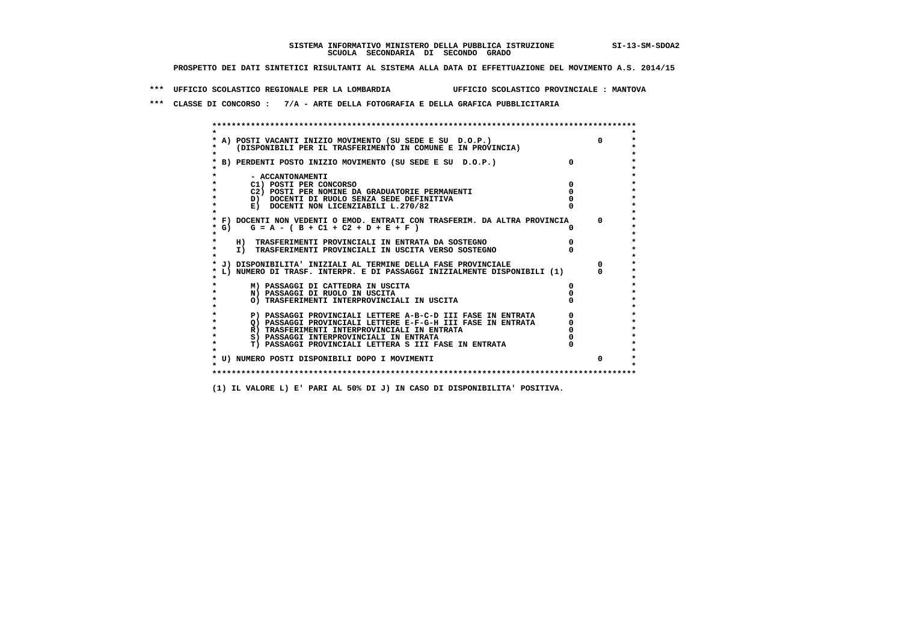**SISTEMA INFORMATIVO MINISTERO DELLA PUBBLICA ISTRUZIONE SI-13-SM-SDOA2**
**SCUOLA SECONDARIA DI SECONDO GRADO**

**PROSPETTO DEI DATI SINTETICI RISULTANTI AL SISTEMA ALLA DATA DI EFFETTUAZIONE DEL MOVIMENTO A.S. 2014/15**

**\*\*\* UFFICIO SCOLASTICO REGIONALE PER LA LOMBARDIA UFFICIO SCOLASTICO PROVINCIALE : MANTOVA**

**\*\*\* CLASSE DI CONCORSO : 7/A - ARTE DELLA FOTOGRAFIA E DELLA GRAFICA PUBBLICITARIA**

| Voce | | |
|---|---|---|
| A) POSTI VACANTI INIZIO MOVIMENTO (SU SEDE E SU D.O.P.) (DISPONIBILI PER IL TRASFERIMENTO IN COMUNE E IN PROVINCIA) | | 0 |
| B) PERDENTI POSTO INIZIO MOVIMENTO (SU SEDE E SU D.O.P.) | 0 | |
| - ACCANTONAMENTI | | |
| C1) POSTI PER CONCORSO | 0 | |
| C2) POSTI PER NOMINE DA GRADUATORIE PERMANENTI | 0 | |
| D) DOCENTI DI RUOLO SENZA SEDE DEFINITIVA | 0 | |
| E) DOCENTI NON LICENZIABILI L.270/82 | 0 | |
| F) DOCENTI NON VEDENTI O EMOD. ENTRATI CON TRASFERIM. DA ALTRA PROVINCIA | | 0 |
| G) G = A - ( B + C1 + C2 + D + E + F ) | 0 | |
| H) TRASFERIMENTI PROVINCIALI IN ENTRATA DA SOSTEGNO | 0 | |
| I) TRASFERIMENTI PROVINCIALI IN USCITA VERSO SOSTEGNO | 0 | |
| J) DISPONIBILITA' INIZIALI AL TERMINE DELLA FASE PROVINCIALE | | 0 |
| L) NUMERO DI TRASF. INTERPR. E DI PASSAGGI INIZIALMENTE DISPONIBILI (1) | | 0 |
| M) PASSAGGI DI CATTEDRA IN USCITA | 0 | |
| N) PASSAGGI DI RUOLO IN USCITA | 0 | |
| O) TRASFERIMENTI INTERPROVINCIALI IN USCITA | 0 | |
| P) PASSAGGI PROVINCIALI LETTERE A-B-C-D III FASE IN ENTRATA | 0 | |
| Q) PASSAGGI PROVINCIALI LETTERE E-F-G-H III FASE IN ENTRATA | 0 | |
| R) TRASFERIMENTI INTERPROVINCIALI IN ENTRATA | 0 | |
| S) PASSAGGI INTERPROVINCIALI IN ENTRATA | 0 | |
| T) PASSAGGI PROVINCIALI LETTERA S III FASE IN ENTRATA | 0 | |
| U) NUMERO POSTI DISPONIBILI DOPO I MOVIMENTI | | 0 |

(1) IL VALORE L) E' PARI AL 50% DI J) IN CASO DI DISPONIBILITA' POSITIVA.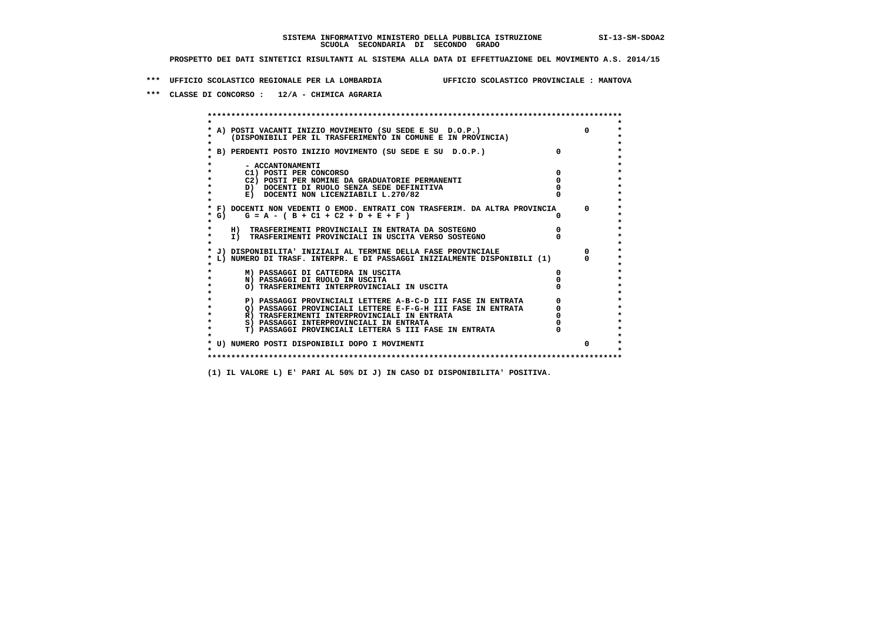SISTEMA INFORMATIVO MINISTERO DELLA PUBBLICA ISTRUZIONE SI-13-SM-SDOA2
SCUOLA SECONDARIA DI SECONDO GRADO

PROSPETTO DEI DATI SINTETICI RISULTANTI AL SISTEMA ALLA DATA DI EFFETTUAZIONE DEL MOVIMENTO A.S. 2014/15

*** UFFICIO SCOLASTICO REGIONALE PER LA LOMBARDIA UFFICIO SCOLASTICO PROVINCIALE : MANTOVA

*** CLASSE DI CONCORSO : 12/A - CHIMICA AGRARIA

```
******************************************************************************************
*                                                                                        *
* A) POSTI VACANTI INIZIO MOVIMENTO (SU SEDE E SU  D.O.P.)                       0       *
*     (DISPONIBILI PER IL TRASFERIMENTO IN COMUNE E IN PROVINCIA)                        *
*                                                                                        *
* B) PERDENTI POSTO INIZIO MOVIMENTO (SU SEDE E SU  D.O.P.)              0                *
*                                                                                        *
*       - ACCANTONAMENTI                                                                 *
*       C1) POSTI PER CONCORSO                                          0                *
*       C2) POSTI PER NOMINE DA GRADUATORIE PERMANENTI                  0                *
*       D)  DOCENTI DI RUOLO SENZA SEDE DEFINITIVA                      0                *
*       E)  DOCENTI NON LICENZIABILI L.270/82                           0                *
*                                                                                        *
* F) DOCENTI NON VEDENTI O EMOD. ENTRATI CON TRASFERIM. DA ALTRA PROVINCIA       0       *
* G)    G = A - ( B + C1 + C2 + D + E + F )                             0                *
*                                                                                        *
*    H)  TRASFERIMENTI PROVINCIALI IN ENTRATA DA SOSTEGNO               0                *
*    I)  TRASFERIMENTI PROVINCIALI IN USCITA VERSO SOSTEGNO             0                *
*                                                                                        *
* J) DISPONIBILITA' INIZIALI AL TERMINE DELLA FASE PROVINCIALE                   0       *
* L) NUMERO DI TRASF. INTERPR. E DI PASSAGGI INIZIALMENTE DISPONIBILI (1)        0       *
*                                                                                        *
*       M) PASSAGGI DI CATTEDRA IN USCITA                               0                *
*       N) PASSAGGI DI RUOLO IN USCITA                                  0                *
*       O) TRASFERIMENTI INTERPROVINCIALI IN USCITA                     0                *
*                                                                                        *
*       P) PASSAGGI PROVINCIALI LETTERE A-B-C-D III FASE IN ENTRATA     0                *
*       Q) PASSAGGI PROVINCIALI LETTERE E-F-G-H III FASE IN ENTRATA     0                *
*       R) TRASFERIMENTI INTERPROVINCIALI IN ENTRATA                    0                *
*       S) PASSAGGI INTERPROVINCIALI IN ENTRATA                         0                *
*       T) PASSAGGI PROVINCIALI LETTERA S III FASE IN ENTRATA           0                *
*                                                                                        *
* U) NUMERO POSTI DISPONIBILI DOPO I MOVIMENTI                                   0       *
*                                                                                        *
******************************************************************************************
```

(1) IL VALORE L) E' PARI AL 50% DI J) IN CASO DI DISPONIBILITA' POSITIVA.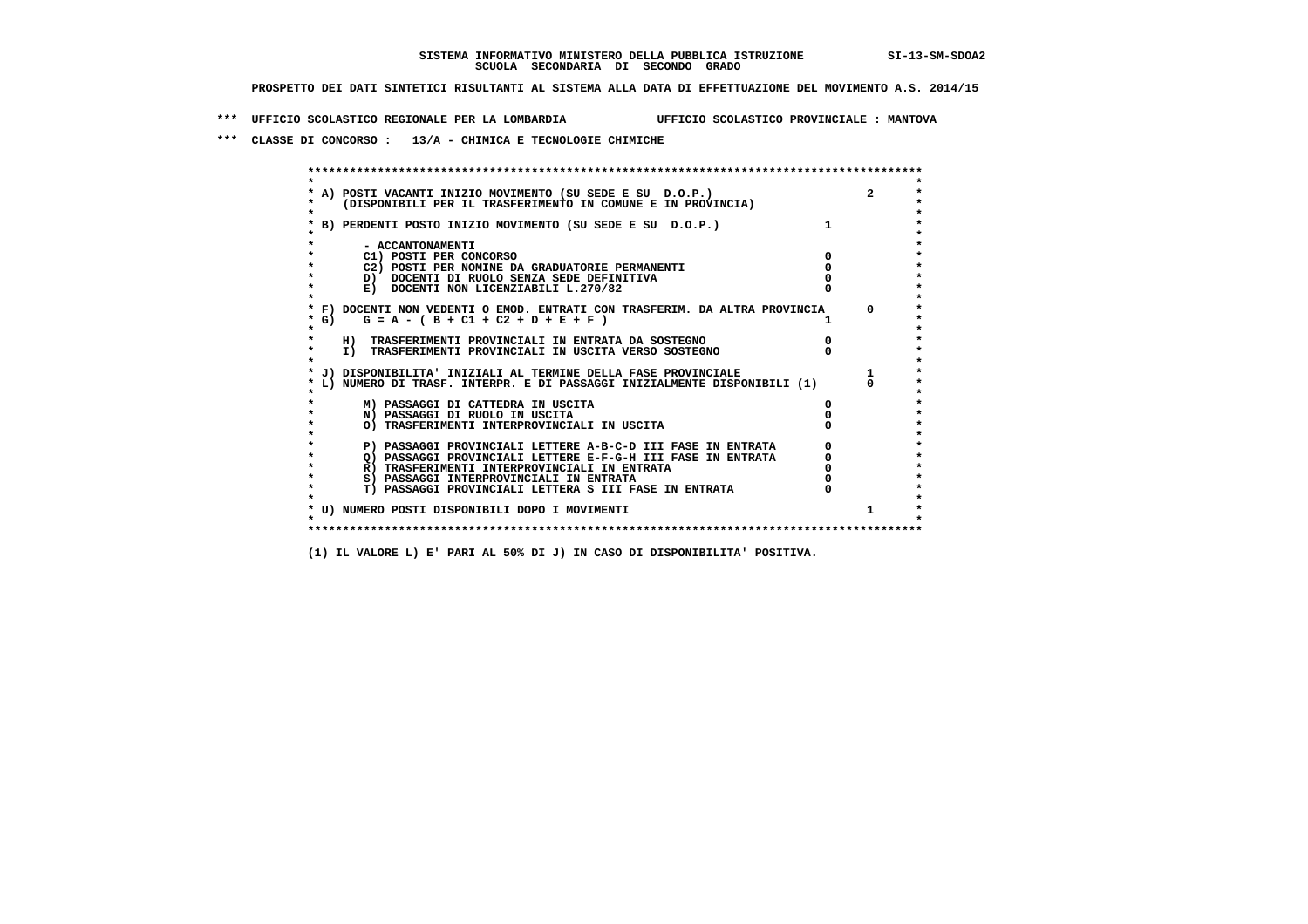**SISTEMA INFORMATIVO MINISTERO DELLA PUBBLICA ISTRUZIONE** SI-13-SM-SDOA2
**SCUOLA SECONDARIA DI SECONDO GRADO**

**PROSPETTO DEI DATI SINTETICI RISULTANTI AL SISTEMA ALLA DATA DI EFFETTUAZIONE DEL MOVIMENTO A.S. 2014/15**

**\*\*\* UFFICIO SCOLASTICO REGIONALE PER LA LOMBARDIA UFFICIO SCOLASTICO PROVINCIALE : MANTOVA**

**\*\*\* CLASSE DI CONCORSO : 13/A - CHIMICA E TECNOLOGIE CHIMICHE**

| Voce | | |
|---|---|---|
| A) POSTI VACANTI INIZIO MOVIMENTO (SU SEDE E SU D.O.P.) (DISPONIBILI PER IL TRASFERIMENTO IN COMUNE E IN PROVINCIA) | | 2 |
| B) PERDENTI POSTO INIZIO MOVIMENTO (SU SEDE E SU D.O.P.) | 1 | |
| - ACCANTONAMENTI | | |
| C1) POSTI PER CONCORSO | 0 | |
| C2) POSTI PER NOMINE DA GRADUATORIE PERMANENTI | 0 | |
| D) DOCENTI DI RUOLO SENZA SEDE DEFINITIVA | 0 | |
| E) DOCENTI NON LICENZIABILI L.270/82 | 0 | |
| F) DOCENTI NON VEDENTI O EMOD. ENTRATI CON TRASFERIM. DA ALTRA PROVINCIA | | 0 |
| G) G = A - ( B + C1 + C2 + D + E + F ) | 1 | |
| H) TRASFERIMENTI PROVINCIALI IN ENTRATA DA SOSTEGNO | 0 | |
| I) TRASFERIMENTI PROVINCIALI IN USCITA VERSO SOSTEGNO | 0 | |
| J) DISPONIBILITA' INIZIALI AL TERMINE DELLA FASE PROVINCIALE | | 1 |
| L) NUMERO DI TRASF. INTERPR. E DI PASSAGGI INIZIALMENTE DISPONIBILI (1) | | 0 |
| M) PASSAGGI DI CATTEDRA IN USCITA | 0 | |
| N) PASSAGGI DI RUOLO IN USCITA | 0 | |
| O) TRASFERIMENTI INTERPROVINCIALI IN USCITA | 0 | |
| P) PASSAGGI PROVINCIALI LETTERE A-B-C-D III FASE IN ENTRATA | 0 | |
| Q) PASSAGGI PROVINCIALI LETTERE E-F-G-H III FASE IN ENTRATA | 0 | |
| R) TRASFERIMENTI INTERPROVINCIALI IN ENTRATA | 0 | |
| S) PASSAGGI INTERPROVINCIALI IN ENTRATA | 0 | |
| T) PASSAGGI PROVINCIALI LETTERA S III FASE IN ENTRATA | 0 | |
| U) NUMERO POSTI DISPONIBILI DOPO I MOVIMENTI | | 1 |

**(1) IL VALORE L) E' PARI AL 50% DI J) IN CASO DI DISPONIBILITA' POSITIVA.**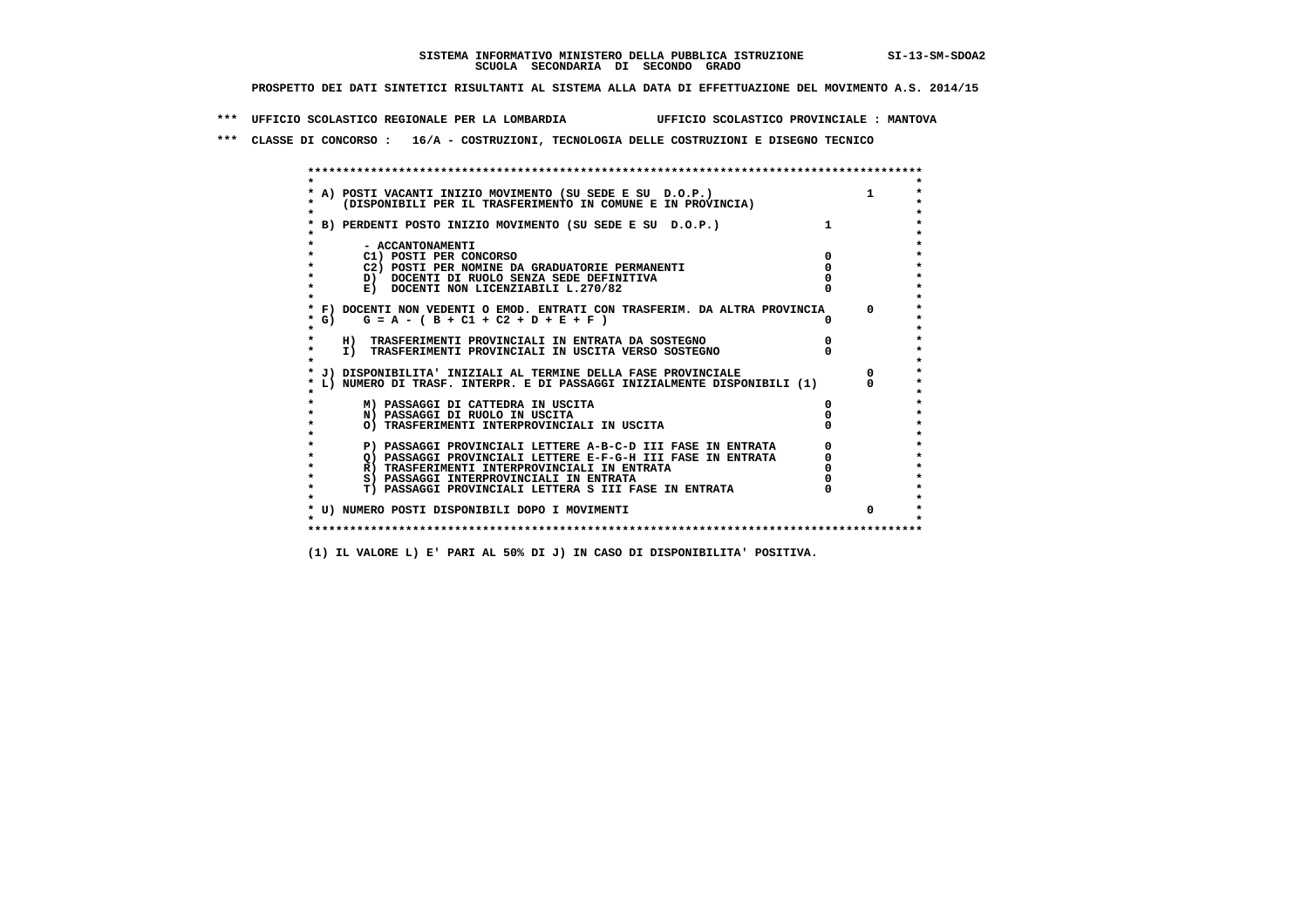**SISTEMA INFORMATIVO MINISTERO DELLA PUBBLICA ISTRUZIONE SI-13-SM-SDOA2**
**SCUOLA SECONDARIA DI SECONDO GRADO**

**PROSPETTO DEI DATI SINTETICI RISULTANTI AL SISTEMA ALLA DATA DI EFFETTUAZIONE DEL MOVIMENTO A.S. 2014/15**

**\*\*\* UFFICIO SCOLASTICO REGIONALE PER LA LOMBARDIA UFFICIO SCOLASTICO PROVINCIALE : MANTOVA**

**\*\*\* CLASSE DI CONCORSO : 16/A - COSTRUZIONI, TECNOLOGIA DELLE COSTRUZIONI E DISEGNO TECNICO**

| Voce | | | |
|---|---|---|---|
| A) POSTI VACANTI INIZIO MOVIMENTO (SU SEDE E SU D.O.P.) (DISPONIBILI PER IL TRASFERIMENTO IN COMUNE E IN PROVINCIA) | | 1 | |
| B) PERDENTI POSTO INIZIO MOVIMENTO (SU SEDE E SU D.O.P.) | 1 | | |
| - ACCANTONAMENTI | | | |
| C1) POSTI PER CONCORSO | 0 | | |
| C2) POSTI PER NOMINE DA GRADUATORIE PERMANENTI | 0 | | |
| D) DOCENTI DI RUOLO SENZA SEDE DEFINITIVA | 0 | | |
| E) DOCENTI NON LICENZIABILI L.270/82 | 0 | | |
| F) DOCENTI NON VEDENTI O EMOD. ENTRATI CON TRASFERIM. DA ALTRA PROVINCIA | | 0 | |
| G) G = A - ( B + C1 + C2 + D + E + F ) | 0 | | |
| H) TRASFERIMENTI PROVINCIALI IN ENTRATA DA SOSTEGNO | 0 | | |
| I) TRASFERIMENTI PROVINCIALI IN USCITA VERSO SOSTEGNO | 0 | | |
| J) DISPONIBILITA' INIZIALI AL TERMINE DELLA FASE PROVINCIALE | | 0 | |
| L) NUMERO DI TRASF. INTERPR. E DI PASSAGGI INIZIALMENTE DISPONIBILI (1) | | 0 | |
| M) PASSAGGI DI CATTEDRA IN USCITA | 0 | | |
| N) PASSAGGI DI RUOLO IN USCITA | 0 | | |
| O) TRASFERIMENTI INTERPROVINCIALI IN USCITA | 0 | | |
| P) PASSAGGI PROVINCIALI LETTERE A-B-C-D III FASE IN ENTRATA | 0 | | |
| Q) PASSAGGI PROVINCIALI LETTERE E-F-G-H III FASE IN ENTRATA | 0 | | |
| R) TRASFERIMENTI INTERPROVINCIALI IN ENTRATA | 0 | | |
| S) PASSAGGI INTERPROVINCIALI IN ENTRATA | 0 | | |
| T) PASSAGGI PROVINCIALI LETTERA S III FASE IN ENTRATA | 0 | | |
| U) NUMERO POSTI DISPONIBILI DOPO I MOVIMENTI | | 0 | |

**(1) IL VALORE L) E' PARI AL 50% DI J) IN CASO DI DISPONIBILITA' POSITIVA.**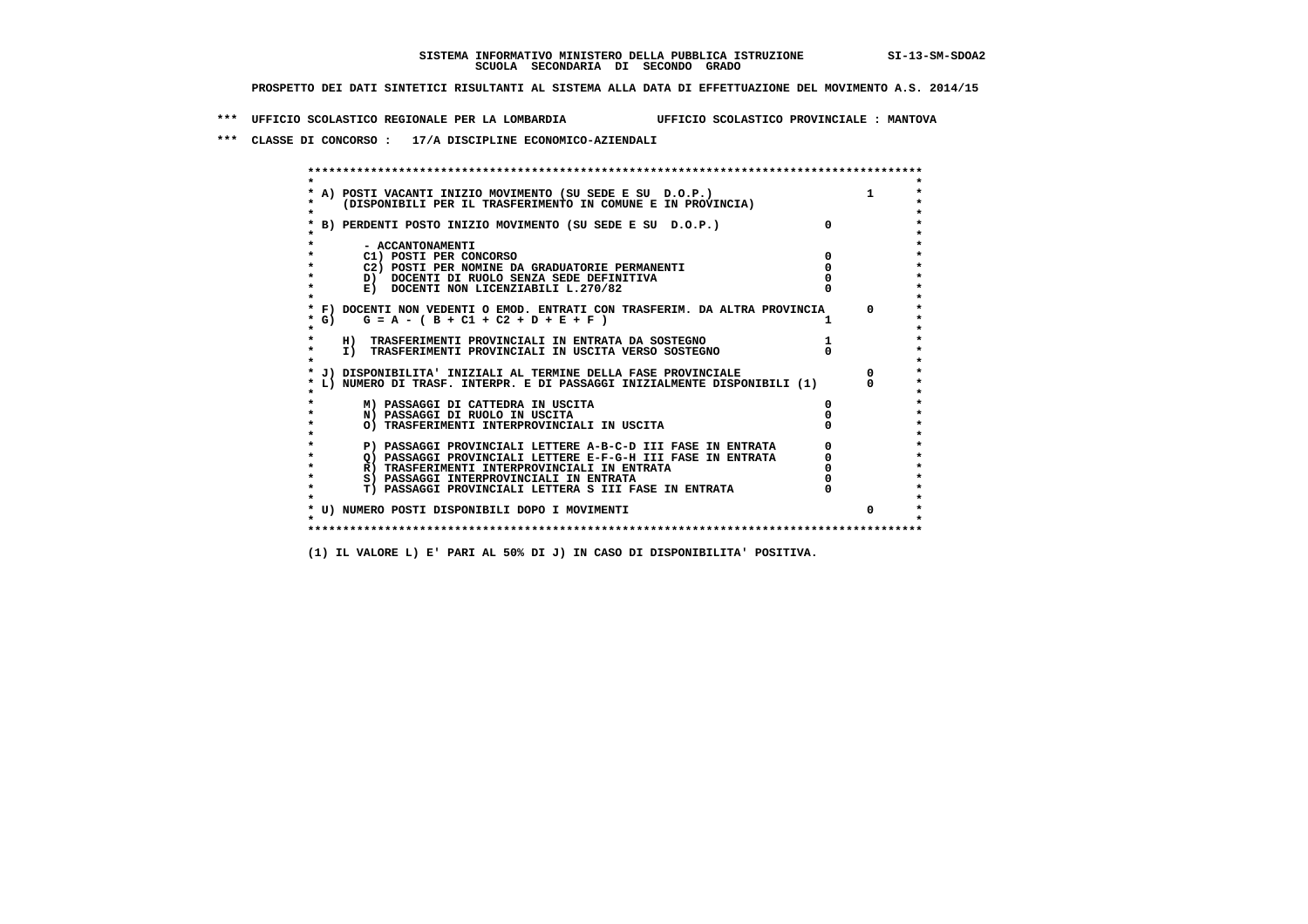SISTEMA INFORMATIVO MINISTERO DELLA PUBBLICA ISTRUZIONE SI-13-SM-SDOA2
SCUOLA SECONDARIA DI SECONDO GRADO

PROSPETTO DEI DATI SINTETICI RISULTANTI AL SISTEMA ALLA DATA DI EFFETTUAZIONE DEL MOVIMENTO A.S. 2014/15

*** UFFICIO SCOLASTICO REGIONALE PER LA LOMBARDIA UFFICIO SCOLASTICO PROVINCIALE : MANTOVA

*** CLASSE DI CONCORSO : 17/A DISCIPLINE ECONOMICO-AZIENDALI

| Voce | | |
|---|---|---|
| A) POSTI VACANTI INIZIO MOVIMENTO (SU SEDE E SU D.O.P.) (DISPONIBILI PER IL TRASFERIMENTO IN COMUNE E IN PROVINCIA) | | 1 |
| B) PERDENTI POSTO INIZIO MOVIMENTO (SU SEDE E SU D.O.P.) | 0 | |
| - ACCANTONAMENTI | | |
| C1) POSTI PER CONCORSO | 0 | |
| C2) POSTI PER NOMINE DA GRADUATORIE PERMANENTI | 0 | |
| D) DOCENTI DI RUOLO SENZA SEDE DEFINITIVA | 0 | |
| E) DOCENTI NON LICENZIABILI L.270/82 | 0 | |
| F) DOCENTI NON VEDENTI O EMOD. ENTRATI CON TRASFERIM. DA ALTRA PROVINCIA | | 0 |
| G) G = A - ( B + C1 + C2 + D + E + F ) | 1 | |
| H) TRASFERIMENTI PROVINCIALI IN ENTRATA DA SOSTEGNO | 1 | |
| I) TRASFERIMENTI PROVINCIALI IN USCITA VERSO SOSTEGNO | 0 | |
| J) DISPONIBILITA' INIZIALI AL TERMINE DELLA FASE PROVINCIALE | | 0 |
| L) NUMERO DI TRASF. INTERPR. E DI PASSAGGI INIZIALMENTE DISPONIBILI (1) | | 0 |
| M) PASSAGGI DI CATTEDRA IN USCITA | 0 | |
| N) PASSAGGI DI RUOLO IN USCITA | 0 | |
| O) TRASFERIMENTI INTERPROVINCIALI IN USCITA | 0 | |
| P) PASSAGGI PROVINCIALI LETTERE A-B-C-D III FASE IN ENTRATA | 0 | |
| Q) PASSAGGI PROVINCIALI LETTERE E-F-G-H III FASE IN ENTRATA | 0 | |
| R) TRASFERIMENTI INTERPROVINCIALI IN ENTRATA | 0 | |
| S) PASSAGGI INTERPROVINCIALI IN ENTRATA | 0 | |
| T) PASSAGGI PROVINCIALI LETTERA S III FASE IN ENTRATA | 0 | |
| U) NUMERO POSTI DISPONIBILI DOPO I MOVIMENTI | | 0 |

(1) IL VALORE L) E' PARI AL 50% DI J) IN CASO DI DISPONIBILITA' POSITIVA.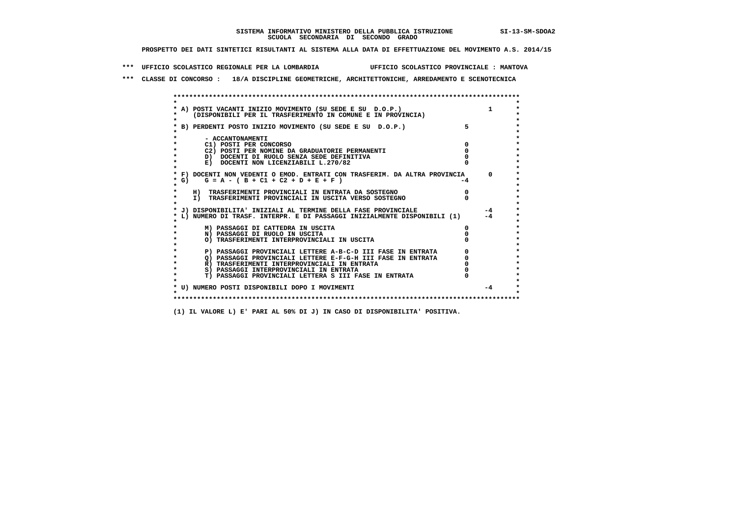SISTEMA INFORMATIVO MINISTERO DELLA PUBBLICA ISTRUZIONE SI-13-SM-SDOA2
SCUOLA SECONDARIA DI SECONDO GRADO

PROSPETTO DEI DATI SINTETICI RISULTANTI AL SISTEMA ALLA DATA DI EFFETTUAZIONE DEL MOVIMENTO A.S. 2014/15

*** UFFICIO SCOLASTICO REGIONALE PER LA LOMBARDIA UFFICIO SCOLASTICO PROVINCIALE : MANTOVA

*** CLASSE DI CONCORSO : 18/A DISCIPLINE GEOMETRICHE, ARCHITETTONICHE, ARREDAMENTO E SCENOTECNICA

| Voce | | |
|---|---|---|
| A) POSTI VACANTI INIZIO MOVIMENTO (SU SEDE E SU D.O.P.) (DISPONIBILI PER IL TRASFERIMENTO IN COMUNE E IN PROVINCIA) | | 1 |
| B) PERDENTI POSTO INIZIO MOVIMENTO (SU SEDE E SU D.O.P.) | 5 | |
| - ACCANTONAMENTI | | |
| C1) POSTI PER CONCORSO | 0 | |
| C2) POSTI PER NOMINE DA GRADUATORIE PERMANENTI | 0 | |
| D) DOCENTI DI RUOLO SENZA SEDE DEFINITIVA | 0 | |
| E) DOCENTI NON LICENZIABILI L.270/82 | 0 | |
| F) DOCENTI NON VEDENTI O EMOD. ENTRATI CON TRASFERIM. DA ALTRA PROVINCIA | | 0 |
| G) G = A - ( B + C1 + C2 + D + E + F ) | -4 | |
| H) TRASFERIMENTI PROVINCIALI IN ENTRATA DA SOSTEGNO | 0 | |
| I) TRASFERIMENTI PROVINCIALI IN USCITA VERSO SOSTEGNO | 0 | |
| J) DISPONIBILITA' INIZIALI AL TERMINE DELLA FASE PROVINCIALE | | -4 |
| L) NUMERO DI TRASF. INTERPR. E DI PASSAGGI INIZIALMENTE DISPONIBILI (1) | | -4 |
| M) PASSAGGI DI CATTEDRA IN USCITA | 0 | |
| N) PASSAGGI DI RUOLO IN USCITA | 0 | |
| O) TRASFERIMENTI INTERPROVINCIALI IN USCITA | 0 | |
| P) PASSAGGI PROVINCIALI LETTERE A-B-C-D III FASE IN ENTRATA | 0 | |
| Q) PASSAGGI PROVINCIALI LETTERE E-F-G-H III FASE IN ENTRATA | 0 | |
| R) TRASFERIMENTI INTERPROVINCIALI IN ENTRATA | 0 | |
| S) PASSAGGI INTERPROVINCIALI IN ENTRATA | 0 | |
| T) PASSAGGI PROVINCIALI LETTERA S III FASE IN ENTRATA | 0 | |
| U) NUMERO POSTI DISPONIBILI DOPO I MOVIMENTI | | -4 |

(1) IL VALORE L) E' PARI AL 50% DI J) IN CASO DI DISPONIBILITA' POSITIVA.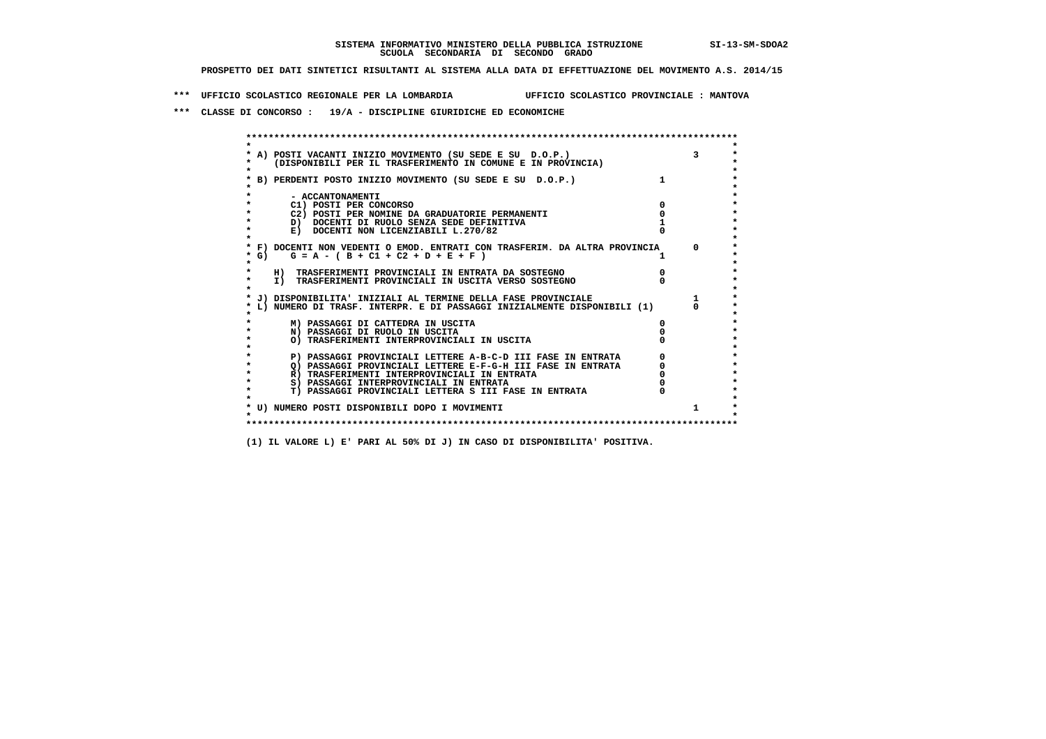SISTEMA INFORMATIVO MINISTERO DELLA PUBBLICA ISTRUZIONE SI-13-SM-SDOA2
SCUOLA SECONDARIA DI SECONDO GRADO

PROSPETTO DEI DATI SINTETICI RISULTANTI AL SISTEMA ALLA DATA DI EFFETTUAZIONE DEL MOVIMENTO A.S. 2014/15

*** UFFICIO SCOLASTICO REGIONALE PER LA LOMBARDIA UFFICIO SCOLASTICO PROVINCIALE : MANTOVA

*** CLASSE DI CONCORSO : 19/A - DISCIPLINE GIURIDICHE ED ECONOMICHE

| Voce | | |
|---|---|---|
| A) POSTI VACANTI INIZIO MOVIMENTO (SU SEDE E SU D.O.P.) (DISPONIBILI PER IL TRASFERIMENTO IN COMUNE E IN PROVINCIA) | | 3 |
| B) PERDENTI POSTO INIZIO MOVIMENTO (SU SEDE E SU D.O.P.) | 1 | |
| - ACCANTONAMENTI | | |
| C1) POSTI PER CONCORSO | 0 | |
| C2) POSTI PER NOMINE DA GRADUATORIE PERMANENTI | 0 | |
| D) DOCENTI DI RUOLO SENZA SEDE DEFINITIVA | 1 | |
| E) DOCENTI NON LICENZIABILI L.270/82 | 0 | |
| F) DOCENTI NON VEDENTI O EMOD. ENTRATI CON TRASFERIM. DA ALTRA PROVINCIA | | 0 |
| G) G = A - ( B + C1 + C2 + D + E + F ) | 1 | |
| H) TRASFERIMENTI PROVINCIALI IN ENTRATA DA SOSTEGNO | 0 | |
| I) TRASFERIMENTI PROVINCIALI IN USCITA VERSO SOSTEGNO | 0 | |
| J) DISPONIBILITA' INIZIALI AL TERMINE DELLA FASE PROVINCIALE | | 1 |
| L) NUMERO DI TRASF. INTERPR. E DI PASSAGGI INIZIALMENTE DISPONIBILI (1) | | 0 |
| M) PASSAGGI DI CATTEDRA IN USCITA | 0 | |
| N) PASSAGGI DI RUOLO IN USCITA | 0 | |
| O) TRASFERIMENTI INTERPROVINCIALI IN USCITA | 0 | |
| P) PASSAGGI PROVINCIALI LETTERE A-B-C-D III FASE IN ENTRATA | 0 | |
| Q) PASSAGGI PROVINCIALI LETTERE E-F-G-H III FASE IN ENTRATA | 0 | |
| R) TRASFERIMENTI INTERPROVINCIALI IN ENTRATA | 0 | |
| S) PASSAGGI INTERPROVINCIALI IN ENTRATA | 0 | |
| T) PASSAGGI PROVINCIALI LETTERA S III FASE IN ENTRATA | 0 | |
| U) NUMERO POSTI DISPONIBILI DOPO I MOVIMENTI | | 1 |

(1) IL VALORE L) E' PARI AL 50% DI J) IN CASO DI DISPONIBILITA' POSITIVA.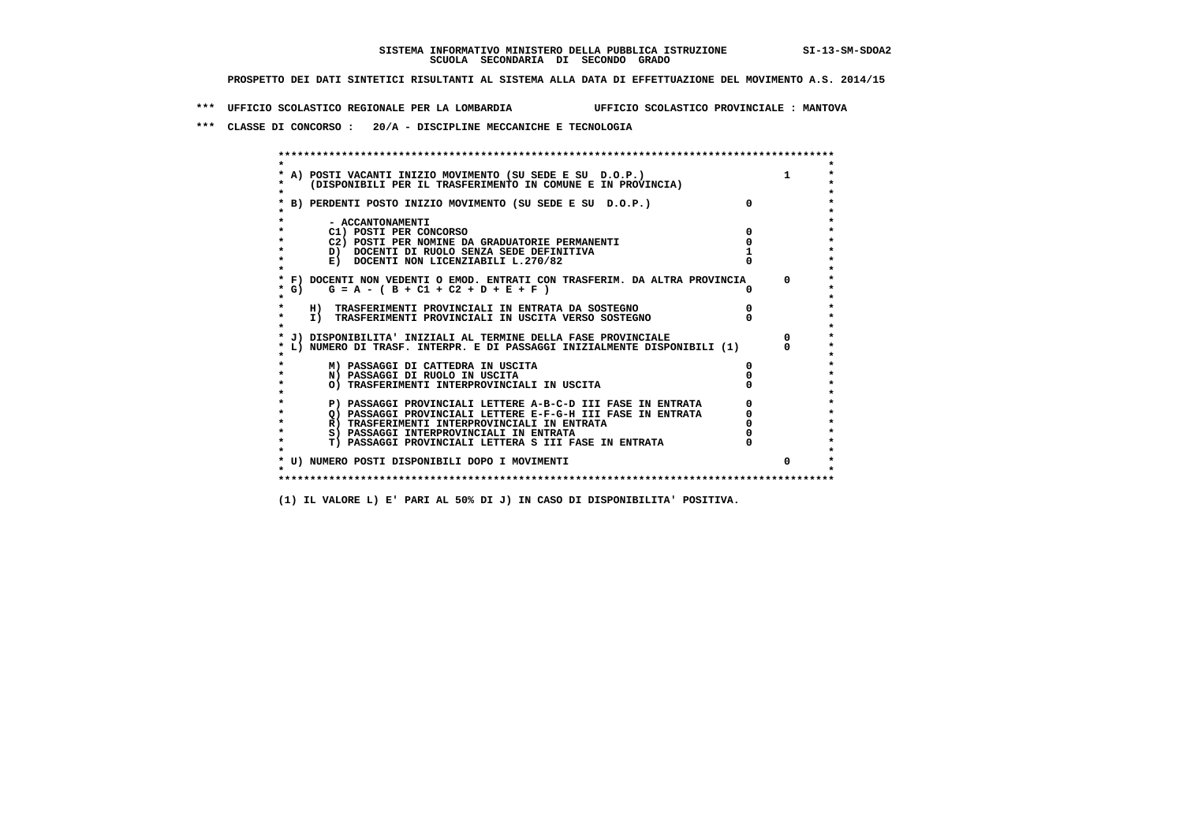**SISTEMA INFORMATIVO MINISTERO DELLA PUBBLICA ISTRUZIONE SI-13-SM-SDOA2**
**SCUOLA SECONDARIA DI SECONDO GRADO**

**PROSPETTO DEI DATI SINTETICI RISULTANTI AL SISTEMA ALLA DATA DI EFFETTUAZIONE DEL MOVIMENTO A.S. 2014/15**

**\*\*\* UFFICIO SCOLASTICO REGIONALE PER LA LOMBARDIA UFFICIO SCOLASTICO PROVINCIALE : MANTOVA**

**\*\*\* CLASSE DI CONCORSO : 20/A - DISCIPLINE MECCANICHE E TECNOLOGIA**

| Voce | | |
|---|---|---|
| A) POSTI VACANTI INIZIO MOVIMENTO (SU SEDE E SU D.O.P.) (DISPONIBILI PER IL TRASFERIMENTO IN COMUNE E IN PROVINCIA) | | 1 |
| B) PERDENTI POSTO INIZIO MOVIMENTO (SU SEDE E SU D.O.P.) | 0 | |
| - ACCANTONAMENTI | | |
| C1) POSTI PER CONCORSO | 0 | |
| C2) POSTI PER NOMINE DA GRADUATORIE PERMANENTI | 0 | |
| D) DOCENTI DI RUOLO SENZA SEDE DEFINITIVA | 1 | |
| E) DOCENTI NON LICENZIABILI L.270/82 | 0 | |
| F) DOCENTI NON VEDENTI O EMOD. ENTRATI CON TRASFERIM. DA ALTRA PROVINCIA | | 0 |
| G) G = A - ( B + C1 + C2 + D + E + F ) | 0 | |
| H) TRASFERIMENTI PROVINCIALI IN ENTRATA DA SOSTEGNO | 0 | |
| I) TRASFERIMENTI PROVINCIALI IN USCITA VERSO SOSTEGNO | 0 | |
| J) DISPONIBILITA' INIZIALI AL TERMINE DELLA FASE PROVINCIALE | | 0 |
| L) NUMERO DI TRASF. INTERPR. E DI PASSAGGI INIZIALMENTE DISPONIBILI (1) | | 0 |
| M) PASSAGGI DI CATTEDRA IN USCITA | 0 | |
| N) PASSAGGI DI RUOLO IN USCITA | 0 | |
| O) TRASFERIMENTI INTERPROVINCIALI IN USCITA | 0 | |
| P) PASSAGGI PROVINCIALI LETTERE A-B-C-D III FASE IN ENTRATA | 0 | |
| Q) PASSAGGI PROVINCIALI LETTERE E-F-G-H III FASE IN ENTRATA | 0 | |
| R) TRASFERIMENTI INTERPROVINCIALI IN ENTRATA | 0 | |
| S) PASSAGGI INTERPROVINCIALI IN ENTRATA | 0 | |
| T) PASSAGGI PROVINCIALI LETTERA S III FASE IN ENTRATA | 0 | |
| U) NUMERO POSTI DISPONIBILI DOPO I MOVIMENTI | | 0 |

**(1) IL VALORE L) E' PARI AL 50% DI J) IN CASO DI DISPONIBILITA' POSITIVA.**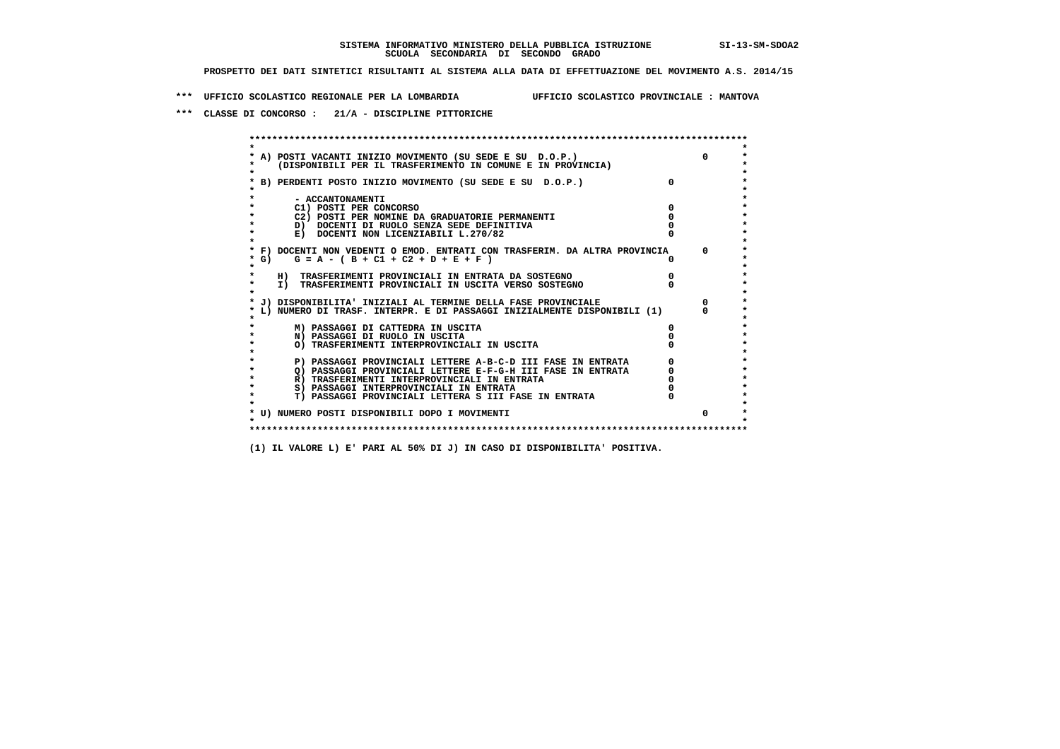SISTEMA INFORMATIVO MINISTERO DELLA PUBBLICA ISTRUZIONE SI-13-SM-SDOA2
SCUOLA SECONDARIA DI SECONDO GRADO

PROSPETTO DEI DATI SINTETICI RISULTANTI AL SISTEMA ALLA DATA DI EFFETTUAZIONE DEL MOVIMENTO A.S. 2014/15

*** UFFICIO SCOLASTICO REGIONALE PER LA LOMBARDIA UFFICIO SCOLASTICO PROVINCIALE : MANTOVA

*** CLASSE DI CONCORSO : 21/A - DISCIPLINE PITTORICHE

```
******************************************************************************************
*                                                                                        *
* A) POSTI VACANTI INIZIO MOVIMENTO (SU SEDE E SU  D.O.P.)                      0        *
*     (DISPONIBILI PER IL TRASFERIMENTO IN COMUNE E IN PROVINCIA)                        *
*                                                                                        *
* B) PERDENTI POSTO INIZIO MOVIMENTO (SU SEDE E SU  D.O.P.)              0               *
*                                                                                        *
*       - ACCANTONAMENTI                                                                 *
*       C1) POSTI PER CONCORSO                                           0               *
*       C2) POSTI PER NOMINE DA GRADUATORIE PERMANENTI                   0               *
*       D)  DOCENTI DI RUOLO SENZA SEDE DEFINITIVA                       0               *
*       E)  DOCENTI NON LICENZIABILI L.270/82                            0               *
*                                                                                        *
* F) DOCENTI NON VEDENTI O EMOD. ENTRATI CON TRASFERIM. DA ALTRA PROVINCIA      0        *
* G)    G = A - ( B + C1 + C2 + D + E + F )                              0               *
*                                                                                        *
*    H)  TRASFERIMENTI PROVINCIALI IN ENTRATA DA SOSTEGNO                0               *
*    I)  TRASFERIMENTI PROVINCIALI IN USCITA VERSO SOSTEGNO              0               *
*                                                                                        *
* J) DISPONIBILITA' INIZIALI AL TERMINE DELLA FASE PROVINCIALE                  0        *
* L) NUMERO DI TRASF. INTERPR. E DI PASSAGGI INIZIALMENTE DISPONIBILI (1)       0        *
*                                                                                        *
*       M) PASSAGGI DI CATTEDRA IN USCITA                                0               *
*       N) PASSAGGI DI RUOLO IN USCITA                                   0               *
*       O) TRASFERIMENTI INTERPROVINCIALI IN USCITA                      0               *
*                                                                                        *
*       P) PASSAGGI PROVINCIALI LETTERE A-B-C-D III FASE IN ENTRATA      0               *
*       Q) PASSAGGI PROVINCIALI LETTERE E-F-G-H III FASE IN ENTRATA      0               *
*       R) TRASFERIMENTI INTERPROVINCIALI IN ENTRATA                     0               *
*       S) PASSAGGI INTERPROVINCIALI IN ENTRATA                          0               *
*       T) PASSAGGI PROVINCIALI LETTERA S III FASE IN ENTRATA            0               *
*                                                                                        *
* U) NUMERO POSTI DISPONIBILI DOPO I MOVIMENTI                                  0        *
*                                                                                        *
******************************************************************************************
```

(1) IL VALORE L) E' PARI AL 50% DI J) IN CASO DI DISPONIBILITA' POSITIVA.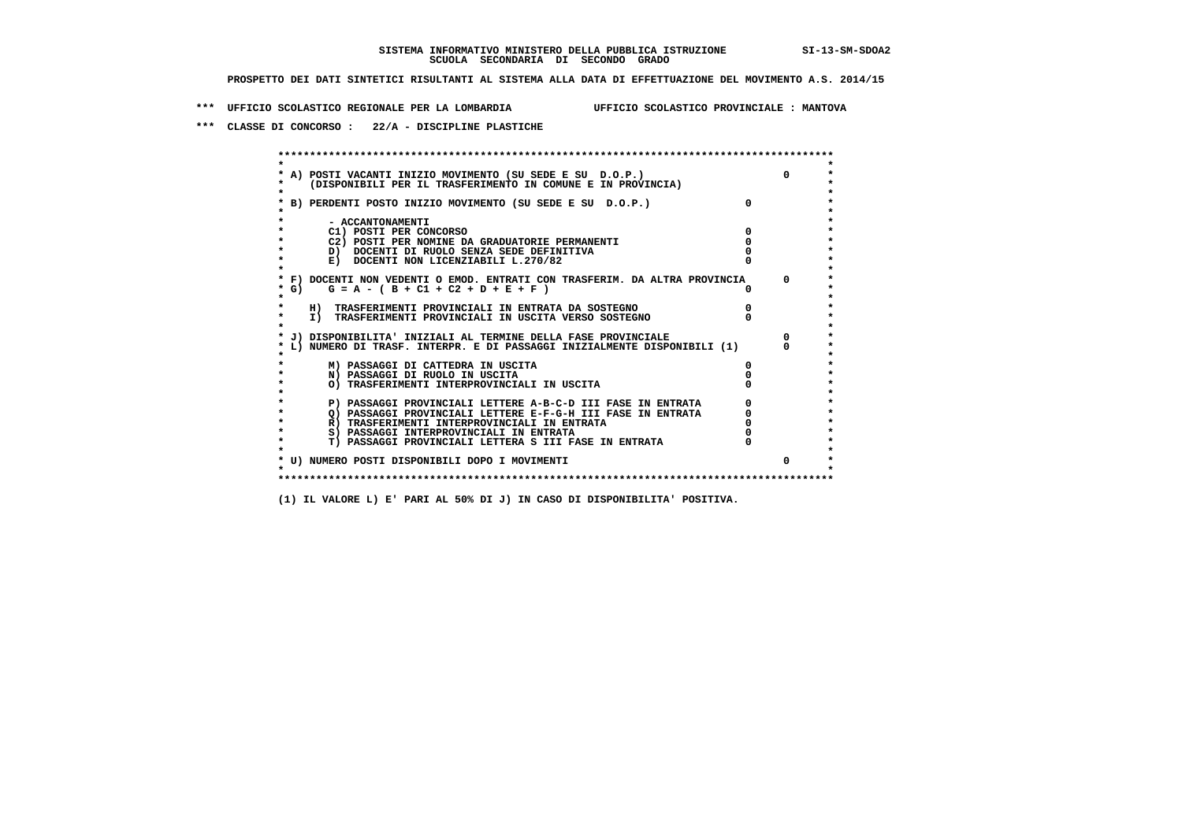**SISTEMA INFORMATIVO MINISTERO DELLA PUBBLICA ISTRUZIONE SI-13-SM-SDOA2**
**SCUOLA SECONDARIA DI SECONDO GRADO**

**PROSPETTO DEI DATI SINTETICI RISULTANTI AL SISTEMA ALLA DATA DI EFFETTUAZIONE DEL MOVIMENTO A.S. 2014/15**

**\*\*\* UFFICIO SCOLASTICO REGIONALE PER LA LOMBARDIA UFFICIO SCOLASTICO PROVINCIALE : MANTOVA**

**\*\*\* CLASSE DI CONCORSO : 22/A - DISCIPLINE PLASTICHE**

| Voce | | |
|---|---|---|
| A) POSTI VACANTI INIZIO MOVIMENTO (SU SEDE E SU D.O.P.) (DISPONIBILI PER IL TRASFERIMENTO IN COMUNE E IN PROVINCIA) | | 0 |
| B) PERDENTI POSTO INIZIO MOVIMENTO (SU SEDE E SU D.O.P.) | 0 | |
| - ACCANTONAMENTI | | |
| C1) POSTI PER CONCORSO | 0 | |
| C2) POSTI PER NOMINE DA GRADUATORIE PERMANENTI | 0 | |
| D) DOCENTI DI RUOLO SENZA SEDE DEFINITIVA | 0 | |
| E) DOCENTI NON LICENZIABILI L.270/82 | 0 | |
| F) DOCENTI NON VEDENTI O EMOD. ENTRATI CON TRASFERIM. DA ALTRA PROVINCIA | | 0 |
| G) G = A - ( B + C1 + C2 + D + E + F ) | 0 | |
| H) TRASFERIMENTI PROVINCIALI IN ENTRATA DA SOSTEGNO | 0 | |
| I) TRASFERIMENTI PROVINCIALI IN USCITA VERSO SOSTEGNO | 0 | |
| J) DISPONIBILITA' INIZIALI AL TERMINE DELLA FASE PROVINCIALE | | 0 |
| L) NUMERO DI TRASF. INTERPR. E DI PASSAGGI INIZIALMENTE DISPONIBILI (1) | | 0 |
| M) PASSAGGI DI CATTEDRA IN USCITA | 0 | |
| N) PASSAGGI DI RUOLO IN USCITA | 0 | |
| O) TRASFERIMENTI INTERPROVINCIALI IN USCITA | 0 | |
| P) PASSAGGI PROVINCIALI LETTERE A-B-C-D III FASE IN ENTRATA | 0 | |
| Q) PASSAGGI PROVINCIALI LETTERE E-F-G-H III FASE IN ENTRATA | 0 | |
| R) TRASFERIMENTI INTERPROVINCIALI IN ENTRATA | 0 | |
| S) PASSAGGI INTERPROVINCIALI IN ENTRATA | 0 | |
| T) PASSAGGI PROVINCIALI LETTERA S III FASE IN ENTRATA | 0 | |
| U) NUMERO POSTI DISPONIBILI DOPO I MOVIMENTI | | 0 |

(1) IL VALORE L) E' PARI AL 50% DI J) IN CASO DI DISPONIBILITA' POSITIVA.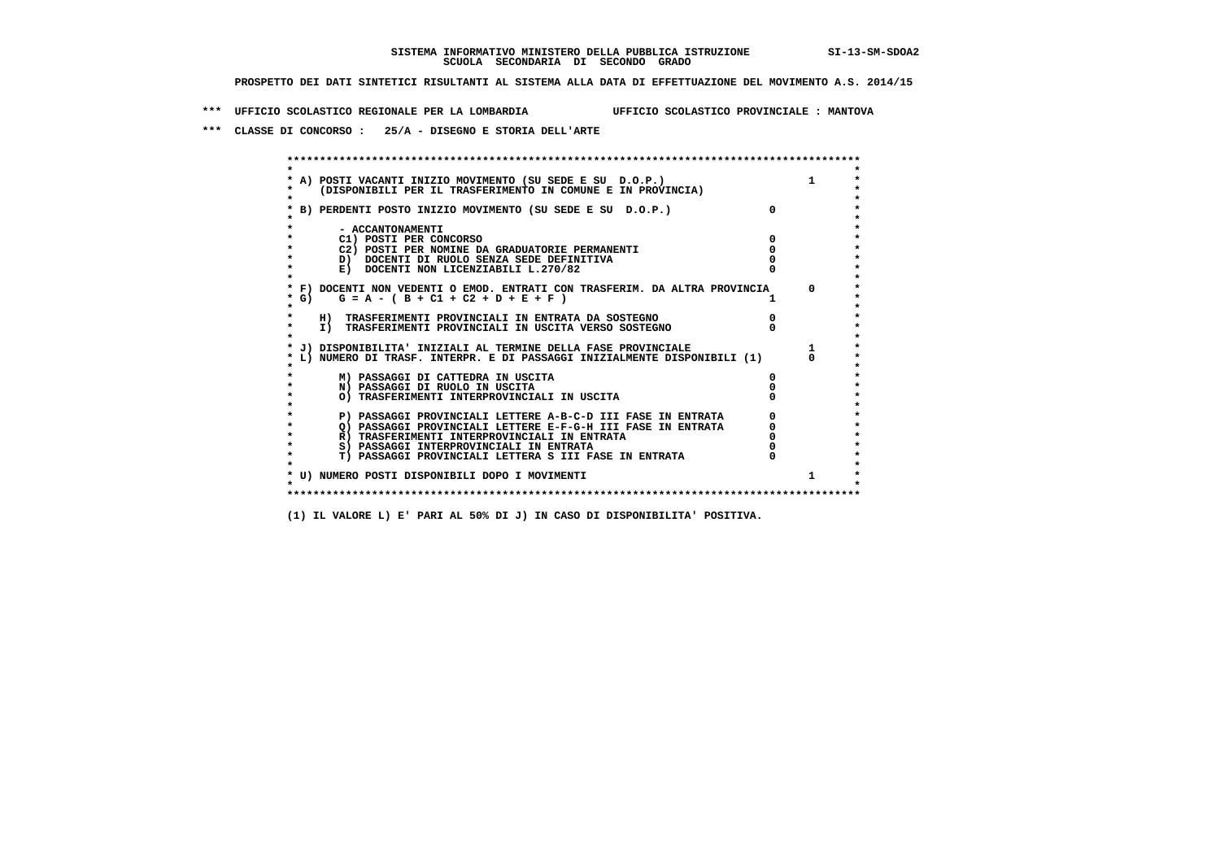SISTEMA INFORMATIVO MINISTERO DELLA PUBBLICA ISTRUZIONE SI-13-SM-SDOA2
SCUOLA SECONDARIA DI SECONDO GRADO

PROSPETTO DEI DATI SINTETICI RISULTANTI AL SISTEMA ALLA DATA DI EFFETTUAZIONE DEL MOVIMENTO A.S. 2014/15

*** UFFICIO SCOLASTICO REGIONALE PER LA LOMBARDIA UFFICIO SCOLASTICO PROVINCIALE : MANTOVA

*** CLASSE DI CONCORSO : 25/A - DISEGNO E STORIA DELL'ARTE

| Voce | | |
|---|---|---|
| A) POSTI VACANTI INIZIO MOVIMENTO (SU SEDE E SU D.O.P.) (DISPONIBILI PER IL TRASFERIMENTO IN COMUNE E IN PROVINCIA) | | 1 |
| B) PERDENTI POSTO INIZIO MOVIMENTO (SU SEDE E SU D.O.P.) | 0 | |
| - ACCANTONAMENTI | | |
| C1) POSTI PER CONCORSO | 0 | |
| C2) POSTI PER NOMINE DA GRADUATORIE PERMANENTI | 0 | |
| D) DOCENTI DI RUOLO SENZA SEDE DEFINITIVA | 0 | |
| E) DOCENTI NON LICENZIABILI L.270/82 | 0 | |
| F) DOCENTI NON VEDENTI O EMOD. ENTRATI CON TRASFERIM. DA ALTRA PROVINCIA | | 0 |
| G) G = A - ( B + C1 + C2 + D + E + F ) | 1 | |
| H) TRASFERIMENTI PROVINCIALI IN ENTRATA DA SOSTEGNO | 0 | |
| I) TRASFERIMENTI PROVINCIALI IN USCITA VERSO SOSTEGNO | 0 | |
| J) DISPONIBILITA' INIZIALI AL TERMINE DELLA FASE PROVINCIALE | | 1 |
| L) NUMERO DI TRASF. INTERPR. E DI PASSAGGI INIZIALMENTE DISPONIBILI (1) | | 0 |
| M) PASSAGGI DI CATTEDRA IN USCITA | 0 | |
| N) PASSAGGI DI RUOLO IN USCITA | 0 | |
| O) TRASFERIMENTI INTERPROVINCIALI IN USCITA | 0 | |
| P) PASSAGGI PROVINCIALI LETTERE A-B-C-D III FASE IN ENTRATA | 0 | |
| Q) PASSAGGI PROVINCIALI LETTERE E-F-G-H III FASE IN ENTRATA | 0 | |
| R) TRASFERIMENTI INTERPROVINCIALI IN ENTRATA | 0 | |
| S) PASSAGGI INTERPROVINCIALI IN ENTRATA | 0 | |
| T) PASSAGGI PROVINCIALI LETTERA S III FASE IN ENTRATA | 0 | |
| U) NUMERO POSTI DISPONIBILI DOPO I MOVIMENTI | | 1 |

(1) IL VALORE L) E' PARI AL 50% DI J) IN CASO DI DISPONIBILITA' POSITIVA.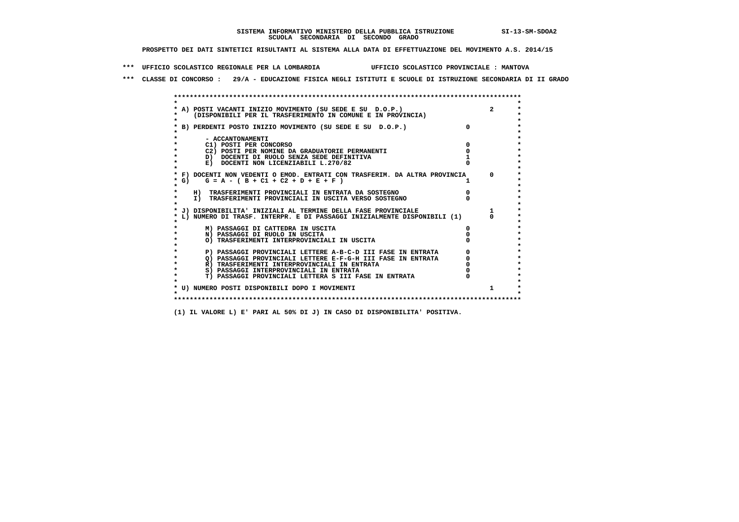**SISTEMA INFORMATIVO MINISTERO DELLA PUBBLICA ISTRUZIONE SI-13-SM-SDOA2**
**SCUOLA SECONDARIA DI SECONDO GRADO**

**PROSPETTO DEI DATI SINTETICI RISULTANTI AL SISTEMA ALLA DATA DI EFFETTUAZIONE DEL MOVIMENTO A.S. 2014/15**

**\*\*\* UFFICIO SCOLASTICO REGIONALE PER LA LOMBARDIA UFFICIO SCOLASTICO PROVINCIALE : MANTOVA**

**\*\*\* CLASSE DI CONCORSO : 29/A - EDUCAZIONE FISICA NEGLI ISTITUTI E SCUOLE DI ISTRUZIONE SECONDARIA DI II GRADO**

| Voce | | Valore |
|---|---|---|
| A) POSTI VACANTI INIZIO MOVIMENTO (SU SEDE E SU D.O.P.) (DISPONIBILI PER IL TRASFERIMENTO IN COMUNE E IN PROVINCIA) | | 2 |
| B) PERDENTI POSTO INIZIO MOVIMENTO (SU SEDE E SU D.O.P.) | 0 | |
| - ACCANTONAMENTI | | |
| C1) POSTI PER CONCORSO | 0 | |
| C2) POSTI PER NOMINE DA GRADUATORIE PERMANENTI | 0 | |
| D) DOCENTI DI RUOLO SENZA SEDE DEFINITIVA | 1 | |
| E) DOCENTI NON LICENZIABILI L.270/82 | 0 | |
| F) DOCENTI NON VEDENTI O EMOD. ENTRATI CON TRASFERIM. DA ALTRA PROVINCIA | | 0 |
| G) G = A - ( B + C1 + C2 + D + E + F ) | 1 | |
| H) TRASFERIMENTI PROVINCIALI IN ENTRATA DA SOSTEGNO | 0 | |
| I) TRASFERIMENTI PROVINCIALI IN USCITA VERSO SOSTEGNO | 0 | |
| J) DISPONIBILITA' INIZIALI AL TERMINE DELLA FASE PROVINCIALE | | 1 |
| L) NUMERO DI TRASF. INTERPR. E DI PASSAGGI INIZIALMENTE DISPONIBILI (1) | | 0 |
| M) PASSAGGI DI CATTEDRA IN USCITA | 0 | |
| N) PASSAGGI DI RUOLO IN USCITA | 0 | |
| O) TRASFERIMENTI INTERPROVINCIALI IN USCITA | 0 | |
| P) PASSAGGI PROVINCIALI LETTERE A-B-C-D III FASE IN ENTRATA | 0 | |
| Q) PASSAGGI PROVINCIALI LETTERE E-F-G-H III FASE IN ENTRATA | 0 | |
| R) TRASFERIMENTI INTERPROVINCIALI IN ENTRATA | 0 | |
| S) PASSAGGI INTERPROVINCIALI IN ENTRATA | 0 | |
| T) PASSAGGI PROVINCIALI LETTERA S III FASE IN ENTRATA | 0 | |
| U) NUMERO POSTI DISPONIBILI DOPO I MOVIMENTI | | 1 |

**(1) IL VALORE L) E' PARI AL 50% DI J) IN CASO DI DISPONIBILITA' POSITIVA.**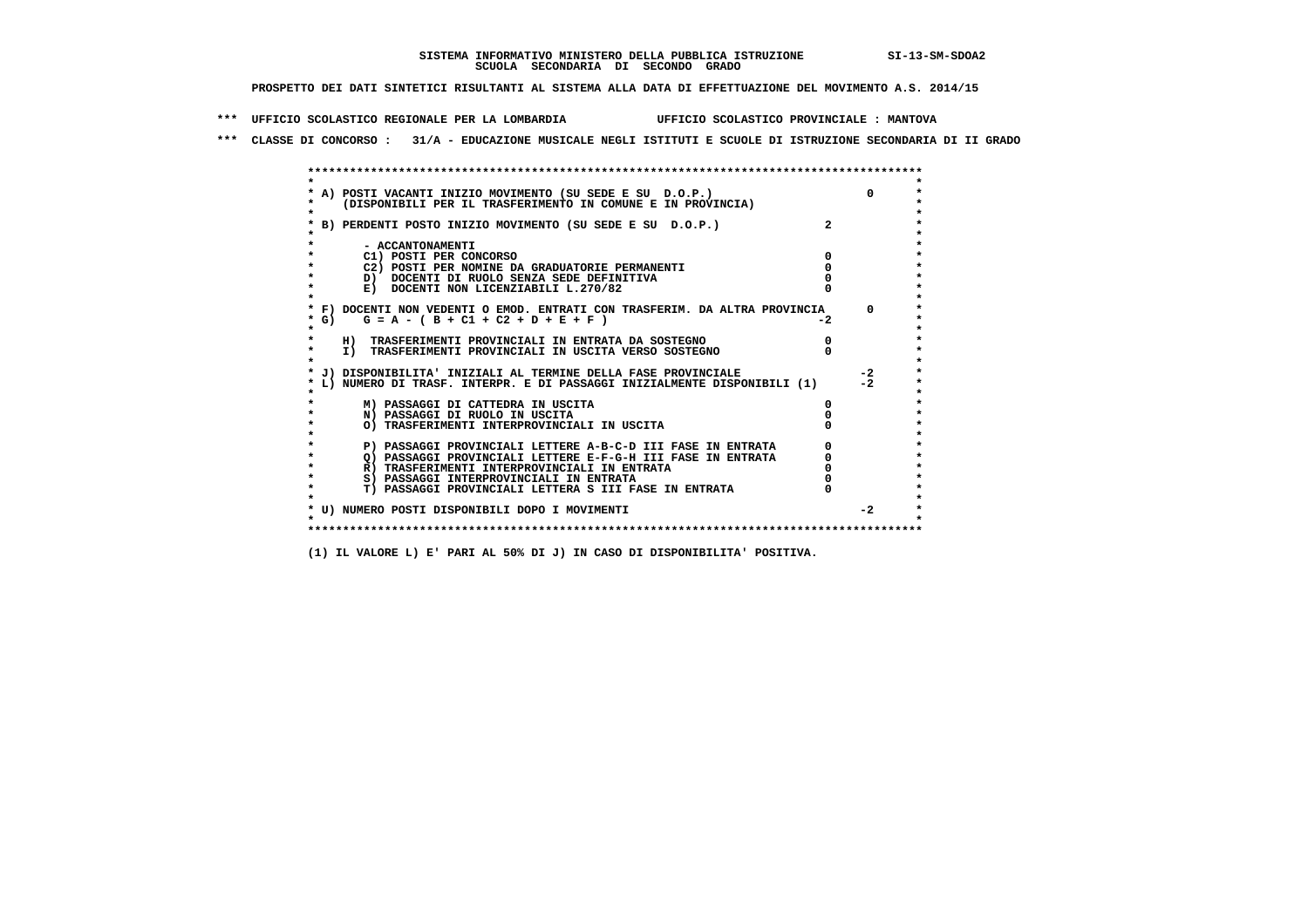SISTEMA INFORMATIVO MINISTERO DELLA PUBBLICA ISTRUZIONE SI-13-SM-SDOA2
SCUOLA SECONDARIA DI SECONDO GRADO

PROSPETTO DEI DATI SINTETICI RISULTANTI AL SISTEMA ALLA DATA DI EFFETTUAZIONE DEL MOVIMENTO A.S. 2014/15

\*\*\* UFFICIO SCOLASTICO REGIONALE PER LA LOMBARDIA UFFICIO SCOLASTICO PROVINCIALE : MANTOVA

\*\*\* CLASSE DI CONCORSO : 31/A - EDUCAZIONE MUSICALE NEGLI ISTITUTI E SCUOLE DI ISTRUZIONE SECONDARIA DI II GRADO

```
******************************************************************************************
*                                                                                        *
* A) POSTI VACANTI INIZIO MOVIMENTO (SU SEDE E SU  D.O.P.)                      0        *
*     (DISPONIBILI PER IL TRASFERIMENTO IN COMUNE E IN PROVINCIA)                        *
*                                                                                        *
* B) PERDENTI POSTO INIZIO MOVIMENTO (SU SEDE E SU  D.O.P.)              2               *
*                                                                                        *
*       - ACCANTONAMENTI                                                                 *
*       C1) POSTI PER CONCORSO                                           0               *
*       C2) POSTI PER NOMINE DA GRADUATORIE PERMANENTI                   0               *
*       D)  DOCENTI DI RUOLO SENZA SEDE DEFINITIVA                       0               *
*       E)  DOCENTI NON LICENZIABILI L.270/82                            0               *
*                                                                                        *
* F) DOCENTI NON VEDENTI O EMOD. ENTRATI CON TRASFERIM. DA ALTRA PROVINCIA      0        *
* G)    G = A - ( B + C1 + C2 + D + E + F )                              -2              *
*                                                                                        *
*    H)  TRASFERIMENTI PROVINCIALI IN ENTRATA DA SOSTEGNO                0               *
*    I)  TRASFERIMENTI PROVINCIALI IN USCITA VERSO SOSTEGNO              0               *
*                                                                                        *
* J) DISPONIBILITA' INIZIALI AL TERMINE DELLA FASE PROVINCIALE                  -2       *
* L) NUMERO DI TRASF. INTERPR. E DI PASSAGGI INIZIALMENTE DISPONIBILI (1)       -2       *
*                                                                                        *
*       M) PASSAGGI DI CATTEDRA IN USCITA                                0               *
*       N) PASSAGGI DI RUOLO IN USCITA                                   0               *
*       O) TRASFERIMENTI INTERPROVINCIALI IN USCITA                      0               *
*                                                                                        *
*       P) PASSAGGI PROVINCIALI LETTERE A-B-C-D III FASE IN ENTRATA      0               *
*       Q) PASSAGGI PROVINCIALI LETTERE E-F-G-H III FASE IN ENTRATA      0               *
*       R) TRASFERIMENTI INTERPROVINCIALI IN ENTRATA                     0               *
*       S) PASSAGGI INTERPROVINCIALI IN ENTRATA                          0               *
*       T) PASSAGGI PROVINCIALI LETTERA S III FASE IN ENTRATA            0               *
*                                                                                        *
* U) NUMERO POSTI DISPONIBILI DOPO I MOVIMENTI                                  -2       *
*                                                                                        *
******************************************************************************************
```

(1) IL VALORE L) E' PARI AL 50% DI J) IN CASO DI DISPONIBILITA' POSITIVA.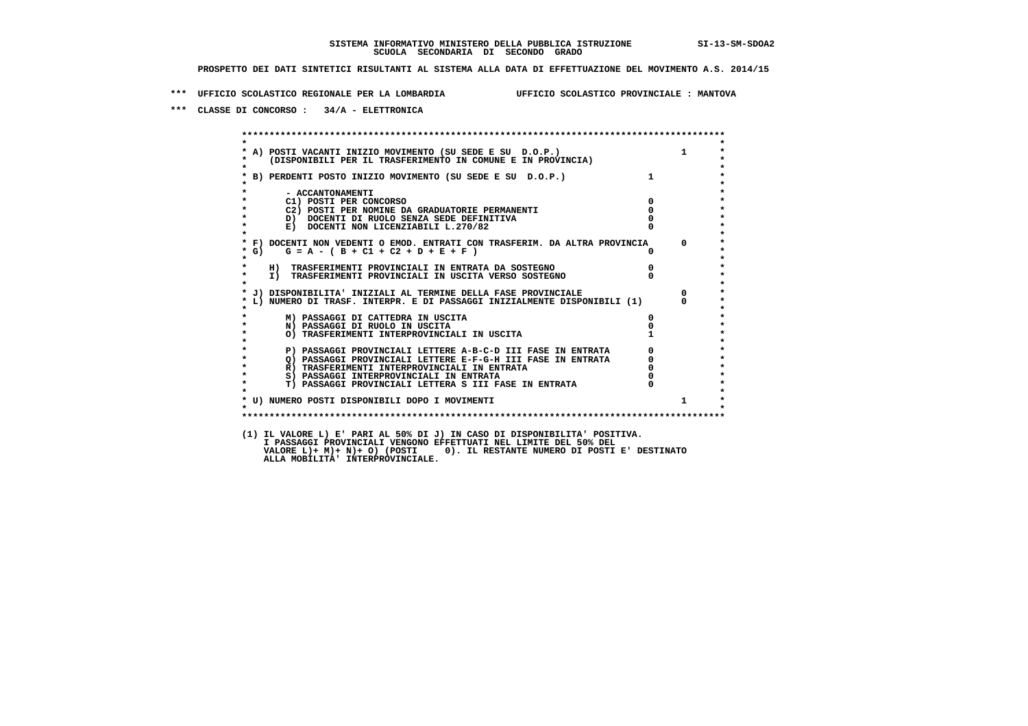SISTEMA INFORMATIVO MINISTERO DELLA PUBBLICA ISTRUZIONE SI-13-SM-SDOA2
SCUOLA SECONDARIA DI SECONDO GRADO

PROSPETTO DEI DATI SINTETICI RISULTANTI AL SISTEMA ALLA DATA DI EFFETTUAZIONE DEL MOVIMENTO A.S. 2014/15

*** UFFICIO SCOLASTICO REGIONALE PER LA LOMBARDIA UFFICIO SCOLASTICO PROVINCIALE : MANTOVA

*** CLASSE DI CONCORSO : 34/A - ELETTRONICA

| | | |
|---|---|---|
| A) POSTI VACANTI INIZIO MOVIMENTO (SU SEDE E SU D.O.P.) (DISPONIBILI PER IL TRASFERIMENTO IN COMUNE E IN PROVINCIA) | | 1 |
| B) PERDENTI POSTO INIZIO MOVIMENTO (SU SEDE E SU D.O.P.) | 1 | |
| - ACCANTONAMENTI | | |
| C1) POSTI PER CONCORSO | 0 | |
| C2) POSTI PER NOMINE DA GRADUATORIE PERMANENTI | 0 | |
| D) DOCENTI DI RUOLO SENZA SEDE DEFINITIVA | 0 | |
| E) DOCENTI NON LICENZIABILI L.270/82 | 0 | |
| F) DOCENTI NON VEDENTI O EMOD. ENTRATI CON TRASFERIM. DA ALTRA PROVINCIA | | 0 |
| G) G = A - ( B + C1 + C2 + D + E + F ) | 0 | |
| H) TRASFERIMENTI PROVINCIALI IN ENTRATA DA SOSTEGNO | 0 | |
| I) TRASFERIMENTI PROVINCIALI IN USCITA VERSO SOSTEGNO | 0 | |
| J) DISPONIBILITA' INIZIALI AL TERMINE DELLA FASE PROVINCIALE | | 0 |
| L) NUMERO DI TRASF. INTERPR. E DI PASSAGGI INIZIALMENTE DISPONIBILI (1) | | 0 |
| M) PASSAGGI DI CATTEDRA IN USCITA | 0 | |
| N) PASSAGGI DI RUOLO IN USCITA | 0 | |
| O) TRASFERIMENTI INTERPROVINCIALI IN USCITA | 1 | |
| P) PASSAGGI PROVINCIALI LETTERE A-B-C-D III FASE IN ENTRATA | 0 | |
| Q) PASSAGGI PROVINCIALI LETTERE E-F-G-H III FASE IN ENTRATA | 0 | |
| R) TRASFERIMENTI INTERPROVINCIALI IN ENTRATA | 0 | |
| S) PASSAGGI INTERPROVINCIALI IN ENTRATA | 0 | |
| T) PASSAGGI PROVINCIALI LETTERA S III FASE IN ENTRATA | 0 | |
| U) NUMERO POSTI DISPONIBILI DOPO I MOVIMENTI | | 1 |

(1) IL VALORE L) E' PARI AL 50% DI J) IN CASO DI DISPONIBILITA' POSITIVA.
I PASSAGGI PROVINCIALI VENGONO EFFETTUATI NEL LIMITE DEL 50% DEL
VALORE L)+ M)+ N)+ O) (POSTI 0). IL RESTANTE NUMERO DI POSTI E' DESTINATO
ALLA MOBILITA' INTERPROVINCIALE.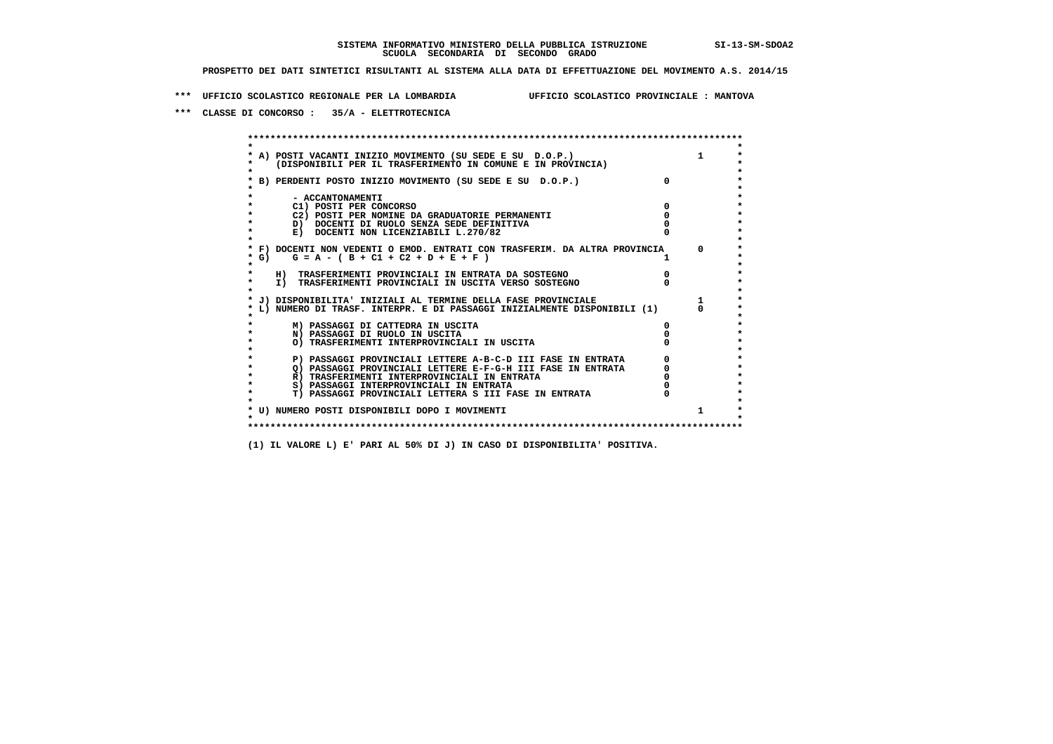SISTEMA INFORMATIVO MINISTERO DELLA PUBBLICA ISTRUZIONE SI-13-SM-SDOA2
SCUOLA SECONDARIA DI SECONDO GRADO

PROSPETTO DEI DATI SINTETICI RISULTANTI AL SISTEMA ALLA DATA DI EFFETTUAZIONE DEL MOVIMENTO A.S. 2014/15

*** UFFICIO SCOLASTICO REGIONALE PER LA LOMBARDIA UFFICIO SCOLASTICO PROVINCIALE : MANTOVA

*** CLASSE DI CONCORSO : 35/A - ELETTROTECNICA

| Voce | | |
|---|---|---|
| A) POSTI VACANTI INIZIO MOVIMENTO (SU SEDE E SU D.O.P.) (DISPONIBILI PER IL TRASFERIMENTO IN COMUNE E IN PROVINCIA) | | 1 |
| B) PERDENTI POSTO INIZIO MOVIMENTO (SU SEDE E SU D.O.P.) | 0 | |
| - ACCANTONAMENTI | | |
| C1) POSTI PER CONCORSO | 0 | |
| C2) POSTI PER NOMINE DA GRADUATORIE PERMANENTI | 0 | |
| D) DOCENTI DI RUOLO SENZA SEDE DEFINITIVA | 0 | |
| E) DOCENTI NON LICENZIABILI L.270/82 | 0 | |
| F) DOCENTI NON VEDENTI O EMOD. ENTRATI CON TRASFERIM. DA ALTRA PROVINCIA | | 0 |
| G) G = A - ( B + C1 + C2 + D + E + F ) | 1 | |
| H) TRASFERIMENTI PROVINCIALI IN ENTRATA DA SOSTEGNO | 0 | |
| I) TRASFERIMENTI PROVINCIALI IN USCITA VERSO SOSTEGNO | 0 | |
| J) DISPONIBILITA' INIZIALI AL TERMINE DELLA FASE PROVINCIALE | | 1 |
| L) NUMERO DI TRASF. INTERPR. E DI PASSAGGI INIZIALMENTE DISPONIBILI (1) | | 0 |
| M) PASSAGGI DI CATTEDRA IN USCITA | 0 | |
| N) PASSAGGI DI RUOLO IN USCITA | 0 | |
| O) TRASFERIMENTI INTERPROVINCIALI IN USCITA | 0 | |
| P) PASSAGGI PROVINCIALI LETTERE A-B-C-D III FASE IN ENTRATA | 0 | |
| Q) PASSAGGI PROVINCIALI LETTERE E-F-G-H III FASE IN ENTRATA | 0 | |
| R) TRASFERIMENTI INTERPROVINCIALI IN ENTRATA | 0 | |
| S) PASSAGGI INTERPROVINCIALI IN ENTRATA | 0 | |
| T) PASSAGGI PROVINCIALI LETTERA S III FASE IN ENTRATA | 0 | |
| U) NUMERO POSTI DISPONIBILI DOPO I MOVIMENTI | | 1 |

(1) IL VALORE L) E' PARI AL 50% DI J) IN CASO DI DISPONIBILITA' POSITIVA.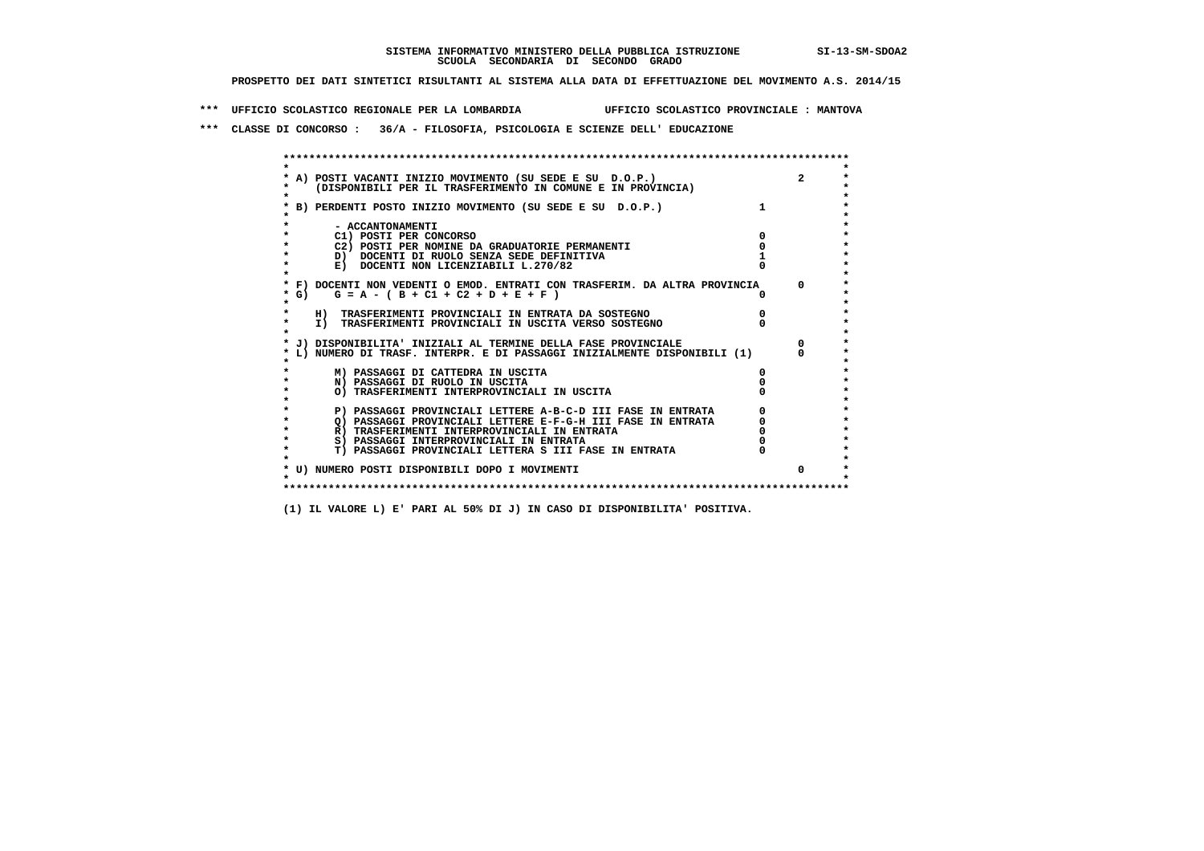**SISTEMA INFORMATIVO MINISTERO DELLA PUBBLICA ISTRUZIONE SI-13-SM-SDOA2**
**SCUOLA SECONDARIA DI SECONDO GRADO**

**PROSPETTO DEI DATI SINTETICI RISULTANTI AL SISTEMA ALLA DATA DI EFFETTUAZIONE DEL MOVIMENTO A.S. 2014/15**

**\*\*\* UFFICIO SCOLASTICO REGIONALE PER LA LOMBARDIA UFFICIO SCOLASTICO PROVINCIALE : MANTOVA**

**\*\*\* CLASSE DI CONCORSO : 36/A - FILOSOFIA, PSICOLOGIA E SCIENZE DELL' EDUCAZIONE**

| Voce | Valore | Totale |
|---|---|---|
| A) POSTI VACANTI INIZIO MOVIMENTO (SU SEDE E SU D.O.P.) (DISPONIBILI PER IL TRASFERIMENTO IN COMUNE E IN PROVINCIA) | | 2 |
| B) PERDENTI POSTO INIZIO MOVIMENTO (SU SEDE E SU D.O.P.) | 1 | |
| - ACCANTONAMENTI | | |
| C1) POSTI PER CONCORSO | 0 | |
| C2) POSTI PER NOMINE DA GRADUATORIE PERMANENTI | 0 | |
| D) DOCENTI DI RUOLO SENZA SEDE DEFINITIVA | 1 | |
| E) DOCENTI NON LICENZIABILI L.270/82 | 0 | |
| F) DOCENTI NON VEDENTI O EMOD. ENTRATI CON TRASFERIM. DA ALTRA PROVINCIA | | 0 |
| G) G = A - ( B + C1 + C2 + D + E + F ) | 0 | |
| H) TRASFERIMENTI PROVINCIALI IN ENTRATA DA SOSTEGNO | 0 | |
| I) TRASFERIMENTI PROVINCIALI IN USCITA VERSO SOSTEGNO | 0 | |
| J) DISPONIBILITA' INIZIALI AL TERMINE DELLA FASE PROVINCIALE | | 0 |
| L) NUMERO DI TRASF. INTERPR. E DI PASSAGGI INIZIALMENTE DISPONIBILI (1) | | 0 |
| M) PASSAGGI DI CATTEDRA IN USCITA | 0 | |
| N) PASSAGGI DI RUOLO IN USCITA | 0 | |
| O) TRASFERIMENTI INTERPROVINCIALI IN USCITA | 0 | |
| P) PASSAGGI PROVINCIALI LETTERE A-B-C-D III FASE IN ENTRATA | 0 | |
| Q) PASSAGGI PROVINCIALI LETTERE E-F-G-H III FASE IN ENTRATA | 0 | |
| R) TRASFERIMENTI INTERPROVINCIALI IN ENTRATA | 0 | |
| S) PASSAGGI INTERPROVINCIALI IN ENTRATA | 0 | |
| T) PASSAGGI PROVINCIALI LETTERA S III FASE IN ENTRATA | 0 | |
| U) NUMERO POSTI DISPONIBILI DOPO I MOVIMENTI | | 0 |

**(1) IL VALORE L) E' PARI AL 50% DI J) IN CASO DI DISPONIBILITA' POSITIVA.**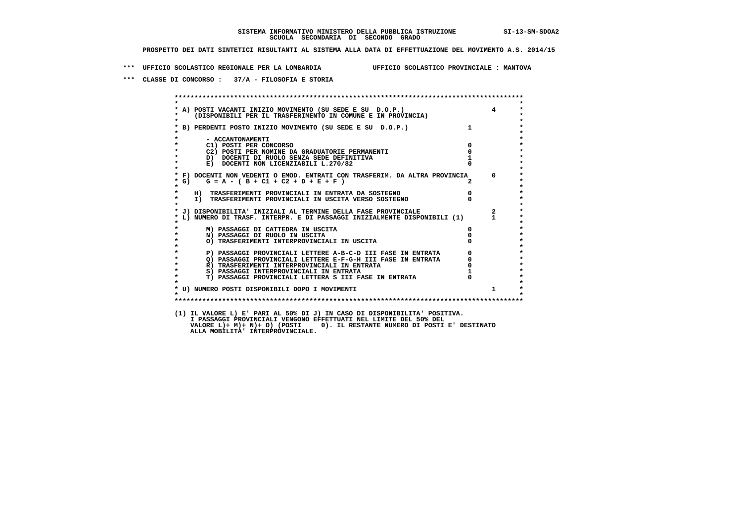SISTEMA INFORMATIVO MINISTERO DELLA PUBBLICA ISTRUZIONE SI-13-SM-SDOA2
SCUOLA SECONDARIA DI SECONDO GRADO

PROSPETTO DEI DATI SINTETICI RISULTANTI AL SISTEMA ALLA DATA DI EFFETTUAZIONE DEL MOVIMENTO A.S. 2014/15

*** UFFICIO SCOLASTICO REGIONALE PER LA LOMBARDIA UFFICIO SCOLASTICO PROVINCIALE : MANTOVA

*** CLASSE DI CONCORSO : 37/A - FILOSOFIA E STORIA

| | | |
|---|---|---|
| A) POSTI VACANTI INIZIO MOVIMENTO (SU SEDE E SU D.O.P.) (DISPONIBILI PER IL TRASFERIMENTO IN COMUNE E IN PROVINCIA) | | 4 |
| B) PERDENTI POSTO INIZIO MOVIMENTO (SU SEDE E SU D.O.P.) | 1 | |
| - ACCANTONAMENTI | | |
| C1) POSTI PER CONCORSO | 0 | |
| C2) POSTI PER NOMINE DA GRADUATORIE PERMANENTI | 0 | |
| D) DOCENTI DI RUOLO SENZA SEDE DEFINITIVA | 1 | |
| E) DOCENTI NON LICENZIABILI L.270/82 | 0 | |
| F) DOCENTI NON VEDENTI O EMOD. ENTRATI CON TRASFERIM. DA ALTRA PROVINCIA | | 0 |
| G) G = A - ( B + C1 + C2 + D + E + F ) | 2 | |
| H) TRASFERIMENTI PROVINCIALI IN ENTRATA DA SOSTEGNO | 0 | |
| I) TRASFERIMENTI PROVINCIALI IN USCITA VERSO SOSTEGNO | 0 | |
| J) DISPONIBILITA' INIZIALI AL TERMINE DELLA FASE PROVINCIALE | | 2 |
| L) NUMERO DI TRASF. INTERPR. E DI PASSAGGI INIZIALMENTE DISPONIBILI (1) | | 1 |
| M) PASSAGGI DI CATTEDRA IN USCITA | 0 | |
| N) PASSAGGI DI RUOLO IN USCITA | 0 | |
| O) TRASFERIMENTI INTERPROVINCIALI IN USCITA | 0 | |
| P) PASSAGGI PROVINCIALI LETTERE A-B-C-D III FASE IN ENTRATA | 0 | |
| Q) PASSAGGI PROVINCIALI LETTERE E-F-G-H III FASE IN ENTRATA | 0 | |
| R) TRASFERIMENTI INTERPROVINCIALI IN ENTRATA | 0 | |
| S) PASSAGGI INTERPROVINCIALI IN ENTRATA | 1 | |
| T) PASSAGGI PROVINCIALI LETTERA S III FASE IN ENTRATA | 0 | |
| U) NUMERO POSTI DISPONIBILI DOPO I MOVIMENTI | | 1 |

(1) IL VALORE L) E' PARI AL 50% DI J) IN CASO DI DISPONIBILITA' POSITIVA. I PASSAGGI PROVINCIALI VENGONO EFFETTUATI NEL LIMITE DEL 50% DEL VALORE L)+ M)+ N)+ O) (POSTI 0). IL RESTANTE NUMERO DI POSTI E' DESTINATO ALLA MOBILITA' INTERPROVINCIALE.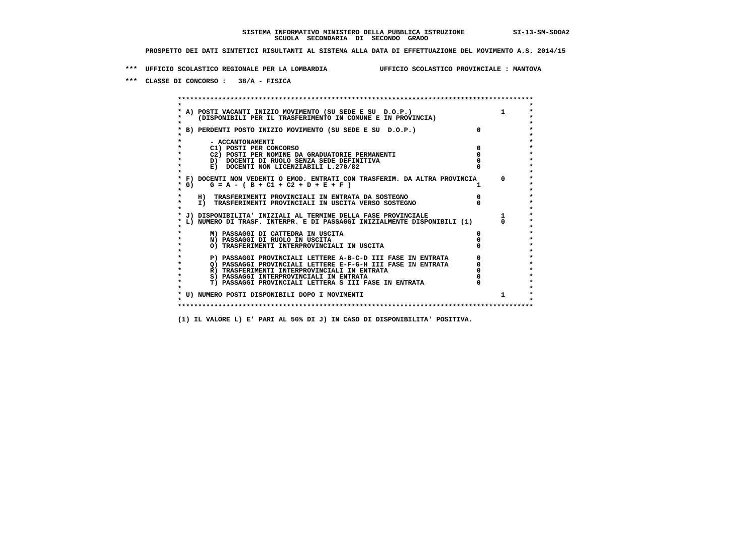SISTEMA INFORMATIVO MINISTERO DELLA PUBBLICA ISTRUZIONE SI-13-SM-SDOA2
SCUOLA SECONDARIA DI SECONDO GRADO

PROSPETTO DEI DATI SINTETICI RISULTANTI AL SISTEMA ALLA DATA DI EFFETTUAZIONE DEL MOVIMENTO A.S. 2014/15

\*\*\* UFFICIO SCOLASTICO REGIONALE PER LA LOMBARDIA UFFICIO SCOLASTICO PROVINCIALE : MANTOVA

\*\*\* CLASSE DI CONCORSO : 38/A - FISICA

| | | |
|---|---|---|
| A) POSTI VACANTI INIZIO MOVIMENTO (SU SEDE E SU D.O.P.) (DISPONIBILI PER IL TRASFERIMENTO IN COMUNE E IN PROVINCIA) | | 1 |
| B) PERDENTI POSTO INIZIO MOVIMENTO (SU SEDE E SU D.O.P.) | 0 | |
| - ACCANTONAMENTI | | |
| C1) POSTI PER CONCORSO | 0 | |
| C2) POSTI PER NOMINE DA GRADUATORIE PERMANENTI | 0 | |
| D) DOCENTI DI RUOLO SENZA SEDE DEFINITIVA | 0 | |
| E) DOCENTI NON LICENZIABILI L.270/82 | 0 | |
| F) DOCENTI NON VEDENTI O EMOD. ENTRATI CON TRASFERIM. DA ALTRA PROVINCIA | | 0 |
| G) G = A - ( B + C1 + C2 + D + E + F ) | 1 | |
| H) TRASFERIMENTI PROVINCIALI IN ENTRATA DA SOSTEGNO | 0 | |
| I) TRASFERIMENTI PROVINCIALI IN USCITA VERSO SOSTEGNO | 0 | |
| J) DISPONIBILITA' INIZIALI AL TERMINE DELLA FASE PROVINCIALE | | 1 |
| L) NUMERO DI TRASF. INTERPR. E DI PASSAGGI INIZIALMENTE DISPONIBILI (1) | | 0 |
| M) PASSAGGI DI CATTEDRA IN USCITA | 0 | |
| N) PASSAGGI DI RUOLO IN USCITA | 0 | |
| O) TRASFERIMENTI INTERPROVINCIALI IN USCITA | 0 | |
| P) PASSAGGI PROVINCIALI LETTERE A-B-C-D III FASE IN ENTRATA | 0 | |
| Q) PASSAGGI PROVINCIALI LETTERE E-F-G-H III FASE IN ENTRATA | 0 | |
| R) TRASFERIMENTI INTERPROVINCIALI IN ENTRATA | 0 | |
| S) PASSAGGI INTERPROVINCIALI IN ENTRATA | 0 | |
| T) PASSAGGI PROVINCIALI LETTERA S III FASE IN ENTRATA | 0 | |
| U) NUMERO POSTI DISPONIBILI DOPO I MOVIMENTI | | 1 |

(1) IL VALORE L) E' PARI AL 50% DI J) IN CASO DI DISPONIBILITA' POSITIVA.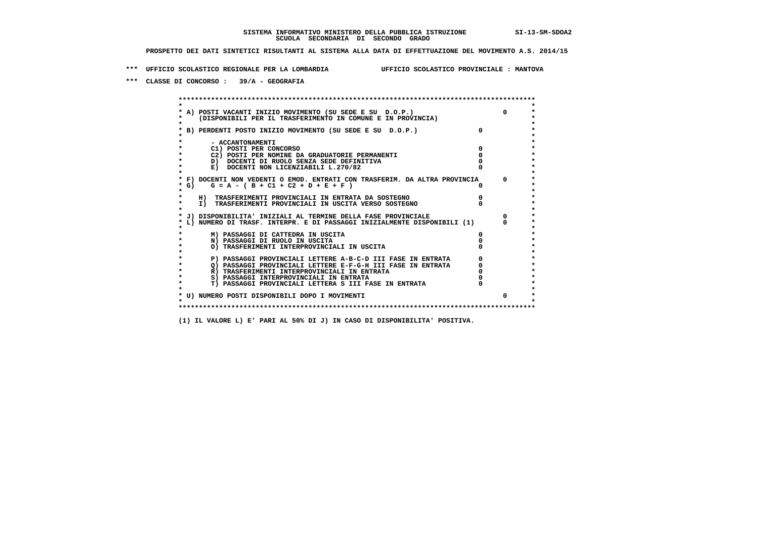SISTEMA INFORMATIVO MINISTERO DELLA PUBBLICA ISTRUZIONE SI-13-SM-SDOA2
SCUOLA SECONDARIA DI SECONDO GRADO

PROSPETTO DEI DATI SINTETICI RISULTANTI AL SISTEMA ALLA DATA DI EFFETTUAZIONE DEL MOVIMENTO A.S. 2014/15

*** UFFICIO SCOLASTICO REGIONALE PER LA LOMBARDIA UFFICIO SCOLASTICO PROVINCIALE : MANTOVA

*** CLASSE DI CONCORSO : 39/A - GEOGRAFIA

| Voce | | |
|---|---|---|
| A) POSTI VACANTI INIZIO MOVIMENTO (SU SEDE E SU D.O.P.) (DISPONIBILI PER IL TRASFERIMENTO IN COMUNE E IN PROVINCIA) | | 0 |
| B) PERDENTI POSTO INIZIO MOVIMENTO (SU SEDE E SU D.O.P.) | 0 | |
| - ACCANTONAMENTI | | |
| C1) POSTI PER CONCORSO | 0 | |
| C2) POSTI PER NOMINE DA GRADUATORIE PERMANENTI | 0 | |
| D) DOCENTI DI RUOLO SENZA SEDE DEFINITIVA | 0 | |
| E) DOCENTI NON LICENZIABILI L.270/82 | 0 | |
| F) DOCENTI NON VEDENTI O EMOD. ENTRATI CON TRASFERIM. DA ALTRA PROVINCIA | | 0 |
| G) G = A - ( B + C1 + C2 + D + E + F ) | 0 | |
| H) TRASFERIMENTI PROVINCIALI IN ENTRATA DA SOSTEGNO | 0 | |
| I) TRASFERIMENTI PROVINCIALI IN USCITA VERSO SOSTEGNO | 0 | |
| J) DISPONIBILITA' INIZIALI AL TERMINE DELLA FASE PROVINCIALE | | 0 |
| L) NUMERO DI TRASF. INTERPR. E DI PASSAGGI INIZIALMENTE DISPONIBILI (1) | | 0 |
| M) PASSAGGI DI CATTEDRA IN USCITA | 0 | |
| N) PASSAGGI DI RUOLO IN USCITA | 0 | |
| O) TRASFERIMENTI INTERPROVINCIALI IN USCITA | 0 | |
| P) PASSAGGI PROVINCIALI LETTERE A-B-C-D III FASE IN ENTRATA | 0 | |
| Q) PASSAGGI PROVINCIALI LETTERE E-F-G-H III FASE IN ENTRATA | 0 | |
| R) TRASFERIMENTI INTERPROVINCIALI IN ENTRATA | 0 | |
| S) PASSAGGI INTERPROVINCIALI IN ENTRATA | 0 | |
| T) PASSAGGI PROVINCIALI LETTERA S III FASE IN ENTRATA | 0 | |
| U) NUMERO POSTI DISPONIBILI DOPO I MOVIMENTI | | 0 |

(1) IL VALORE L) E' PARI AL 50% DI J) IN CASO DI DISPONIBILITA' POSITIVA.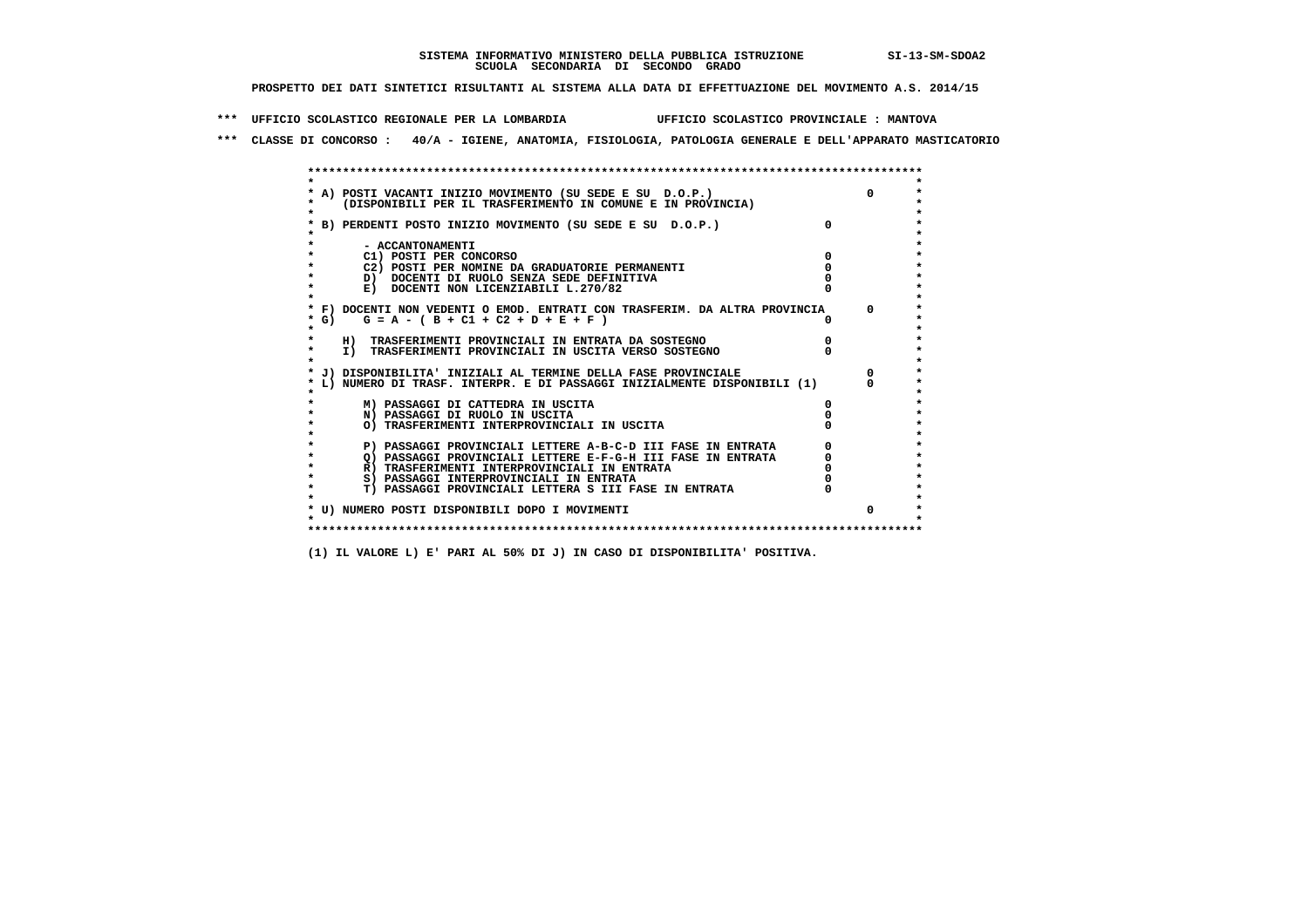SISTEMA INFORMATIVO MINISTERO DELLA PUBBLICA ISTRUZIONE SI-13-SM-SDOA2
SCUOLA SECONDARIA DI SECONDO GRADO

PROSPETTO DEI DATI SINTETICI RISULTANTI AL SISTEMA ALLA DATA DI EFFETTUAZIONE DEL MOVIMENTO A.S. 2014/15

*** UFFICIO SCOLASTICO REGIONALE PER LA LOMBARDIA UFFICIO SCOLASTICO PROVINCIALE : MANTOVA

*** CLASSE DI CONCORSO : 40/A - IGIENE, ANATOMIA, FISIOLOGIA, PATOLOGIA GENERALE E DELL'APPARATO MASTICATORIO

```
******************************************************************************************
*                                                                                        *
* A) POSTI VACANTI INIZIO MOVIMENTO (SU SEDE E SU  D.O.P.)                      0        *
*    (DISPONIBILI PER IL TRASFERIMENTO IN COMUNE E IN PROVINCIA)                         *
*                                                                                        *
* B) PERDENTI POSTO INIZIO MOVIMENTO (SU SEDE E SU  D.O.P.)             0                *
*                                                                                        *
*       - ACCANTONAMENTI                                                                 *
*       C1) POSTI PER CONCORSO                                          0                *
*       C2) POSTI PER NOMINE DA GRADUATORIE PERMANENTI                  0                *
*       D)  DOCENTI DI RUOLO SENZA SEDE DEFINITIVA                      0                *
*       E)  DOCENTI NON LICENZIABILI L.270/82                           0                *
*                                                                                        *
* F) DOCENTI NON VEDENTI O EMOD. ENTRATI CON TRASFERIM. DA ALTRA PROVINCIA      0        *
* G)    G = A - ( B + C1 + C2 + D + E + F )                             0                *
*                                                                                        *
*    H)  TRASFERIMENTI PROVINCIALI IN ENTRATA DA SOSTEGNO               0                *
*    I)  TRASFERIMENTI PROVINCIALI IN USCITA VERSO SOSTEGNO             0                *
*                                                                                        *
* J) DISPONIBILITA' INIZIALI AL TERMINE DELLA FASE PROVINCIALE                  0        *
* L) NUMERO DI TRASF. INTERPR. E DI PASSAGGI INIZIALMENTE DISPONIBILI (1)       0        *
*                                                                                        *
*       M) PASSAGGI DI CATTEDRA IN USCITA                               0                *
*       N) PASSAGGI DI RUOLO IN USCITA                                  0                *
*       O) TRASFERIMENTI INTERPROVINCIALI IN USCITA                     0                *
*                                                                                        *
*       P) PASSAGGI PROVINCIALI LETTERE A-B-C-D III FASE IN ENTRATA     0                *
*       Q) PASSAGGI PROVINCIALI LETTERE E-F-G-H III FASE IN ENTRATA     0                *
*       R) TRASFERIMENTI INTERPROVINCIALI IN ENTRATA                    0                *
*       S) PASSAGGI INTERPROVINCIALI IN ENTRATA                         0                *
*       T) PASSAGGI PROVINCIALI LETTERA S III FASE IN ENTRATA           0                *
*                                                                                        *
* U) NUMERO POSTI DISPONIBILI DOPO I MOVIMENTI                                  0        *
*                                                                                        *
******************************************************************************************
```

(1) IL VALORE L) E' PARI AL 50% DI J) IN CASO DI DISPONIBILITA' POSITIVA.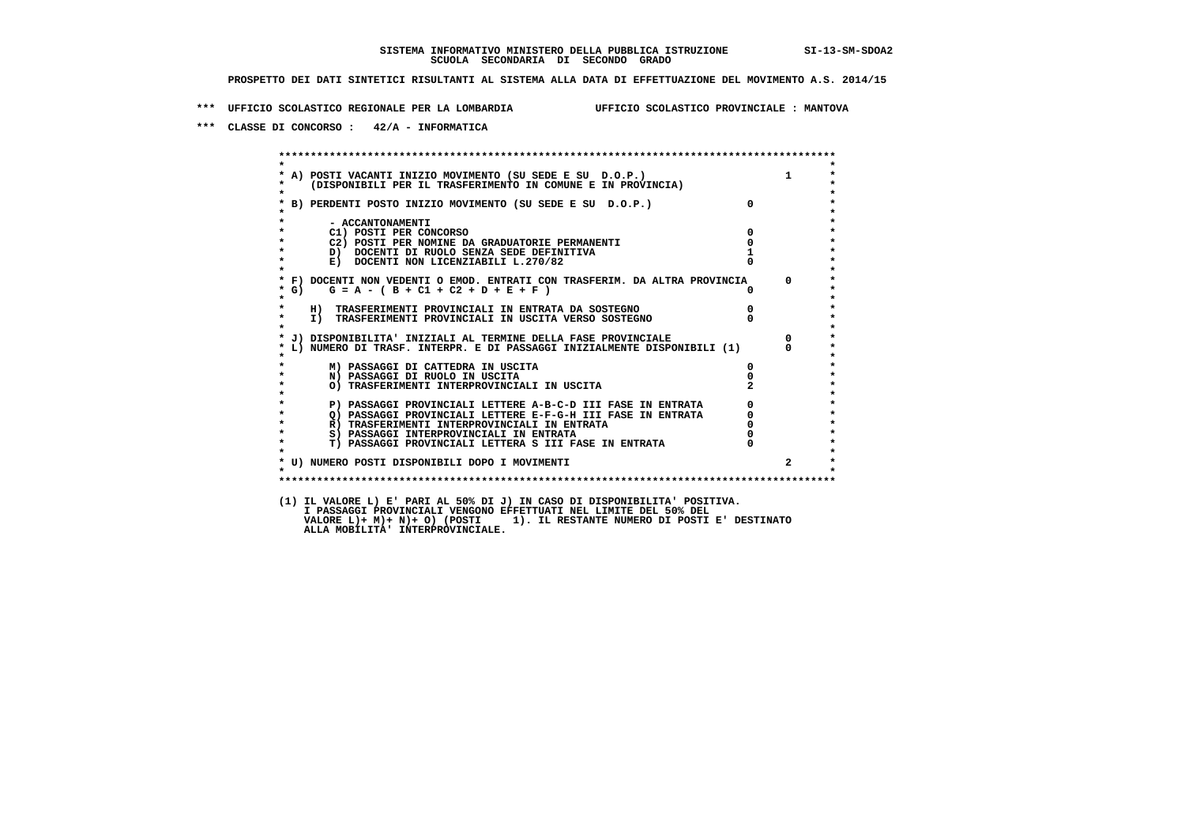**SISTEMA INFORMATIVO MINISTERO DELLA PUBBLICA ISTRUZIONE SI-13-SM-SDOA2**
**SCUOLA SECONDARIA DI SECONDO GRADO**

**PROSPETTO DEI DATI SINTETICI RISULTANTI AL SISTEMA ALLA DATA DI EFFETTUAZIONE DEL MOVIMENTO A.S. 2014/15**

*** UFFICIO SCOLASTICO REGIONALE PER LA LOMBARDIA UFFICIO SCOLASTICO PROVINCIALE : MANTOVA

*** CLASSE DI CONCORSO : 42/A - INFORMATICA

| | | |
|---|---|---|
| A) POSTI VACANTI INIZIO MOVIMENTO (SU SEDE E SU D.O.P.) (DISPONIBILI PER IL TRASFERIMENTO IN COMUNE E IN PROVINCIA) | | 1 |
| B) PERDENTI POSTO INIZIO MOVIMENTO (SU SEDE E SU D.O.P.) | 0 | |
| - ACCANTONAMENTI | | |
| C1) POSTI PER CONCORSO | 0 | |
| C2) POSTI PER NOMINE DA GRADUATORIE PERMANENTI | 0 | |
| D) DOCENTI DI RUOLO SENZA SEDE DEFINITIVA | 1 | |
| E) DOCENTI NON LICENZIABILI L.270/82 | 0 | |
| F) DOCENTI NON VEDENTI O EMOD. ENTRATI CON TRASFERIM. DA ALTRA PROVINCIA | | 0 |
| G) G = A - ( B + C1 + C2 + D + E + F ) | 0 | |
| H) TRASFERIMENTI PROVINCIALI IN ENTRATA DA SOSTEGNO | 0 | |
| I) TRASFERIMENTI PROVINCIALI IN USCITA VERSO SOSTEGNO | 0 | |
| J) DISPONIBILITA' INIZIALI AL TERMINE DELLA FASE PROVINCIALE | | 0 |
| L) NUMERO DI TRASF. INTERPR. E DI PASSAGGI INIZIALMENTE DISPONIBILI (1) | | 0 |
| M) PASSAGGI DI CATTEDRA IN USCITA | 0 | |
| N) PASSAGGI DI RUOLO IN USCITA | 0 | |
| O) TRASFERIMENTI INTERPROVINCIALI IN USCITA | 2 | |
| P) PASSAGGI PROVINCIALI LETTERE A-B-C-D III FASE IN ENTRATA | 0 | |
| Q) PASSAGGI PROVINCIALI LETTERE E-F-G-H III FASE IN ENTRATA | 0 | |
| R) TRASFERIMENTI INTERPROVINCIALI IN ENTRATA | 0 | |
| S) PASSAGGI INTERPROVINCIALI IN ENTRATA | 0 | |
| T) PASSAGGI PROVINCIALI LETTERA S III FASE IN ENTRATA | 0 | |
| U) NUMERO POSTI DISPONIBILI DOPO I MOVIMENTI | | 2 |

(1) IL VALORE L) E' PARI AL 50% DI J) IN CASO DI DISPONIBILITA' POSITIVA.
I PASSAGGI PROVINCIALI VENGONO EFFETTUATI NEL LIMITE DEL 50% DEL
VALORE L)+ M)+ N)+ O) (POSTI 1). IL RESTANTE NUMERO DI POSTI E' DESTINATO
ALLA MOBILITA' INTERPROVINCIALE.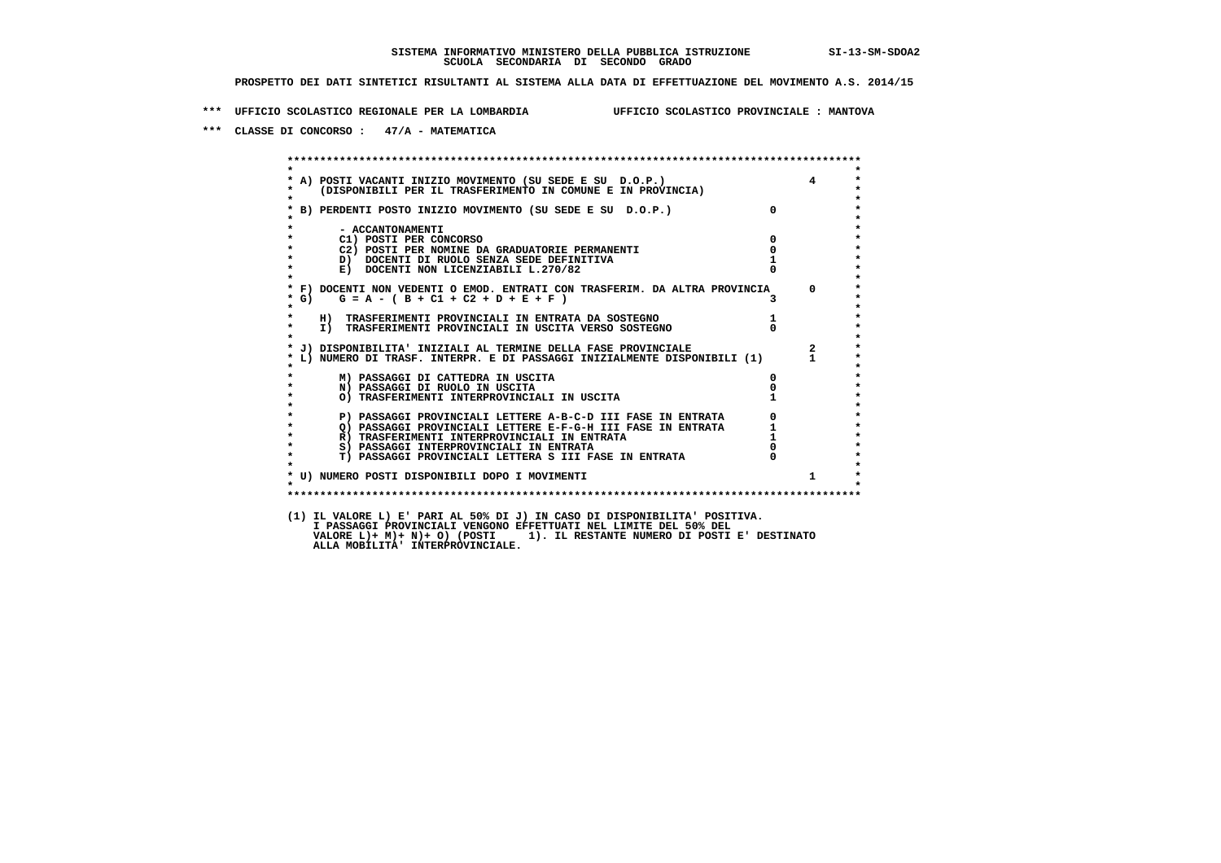SISTEMA INFORMATIVO MINISTERO DELLA PUBBLICA ISTRUZIONE SI-13-SM-SDOA2
SCUOLA SECONDARIA DI SECONDO GRADO

PROSPETTO DEI DATI SINTETICI RISULTANTI AL SISTEMA ALLA DATA DI EFFETTUAZIONE DEL MOVIMENTO A.S. 2014/15

\*\*\* UFFICIO SCOLASTICO REGIONALE PER LA LOMBARDIA UFFICIO SCOLASTICO PROVINCIALE : MANTOVA

\*\*\* CLASSE DI CONCORSO : 47/A - MATEMATICA

| | | |
|---|---|---|
| A) POSTI VACANTI INIZIO MOVIMENTO (SU SEDE E SU D.O.P.) (DISPONIBILI PER IL TRASFERIMENTO IN COMUNE E IN PROVINCIA) | | 4 |
| B) PERDENTI POSTO INIZIO MOVIMENTO (SU SEDE E SU D.O.P.) | 0 | |
| - ACCANTONAMENTI | | |
| C1) POSTI PER CONCORSO | 0 | |
| C2) POSTI PER NOMINE DA GRADUATORIE PERMANENTI | 0 | |
| D) DOCENTI DI RUOLO SENZA SEDE DEFINITIVA | 1 | |
| E) DOCENTI NON LICENZIABILI L.270/82 | 0 | |
| F) DOCENTI NON VEDENTI O EMOD. ENTRATI CON TRASFERIM. DA ALTRA PROVINCIA | | 0 |
| G) G = A - ( B + C1 + C2 + D + E + F ) | 3 | |
| H) TRASFERIMENTI PROVINCIALI IN ENTRATA DA SOSTEGNO | 1 | |
| I) TRASFERIMENTI PROVINCIALI IN USCITA VERSO SOSTEGNO | 0 | |
| J) DISPONIBILITA' INIZIALI AL TERMINE DELLA FASE PROVINCIALE | | 2 |
| L) NUMERO DI TRASF. INTERPR. E DI PASSAGGI INIZIALMENTE DISPONIBILI (1) | | 1 |
| M) PASSAGGI DI CATTEDRA IN USCITA | 0 | |
| N) PASSAGGI DI RUOLO IN USCITA | 0 | |
| O) TRASFERIMENTI INTERPROVINCIALI IN USCITA | 1 | |
| P) PASSAGGI PROVINCIALI LETTERE A-B-C-D III FASE IN ENTRATA | 0 | |
| Q) PASSAGGI PROVINCIALI LETTERE E-F-G-H III FASE IN ENTRATA | 1 | |
| R) TRASFERIMENTI INTERPROVINCIALI IN ENTRATA | 1 | |
| S) PASSAGGI INTERPROVINCIALI IN ENTRATA | 0 | |
| T) PASSAGGI PROVINCIALI LETTERA S III FASE IN ENTRATA | 0 | |
| U) NUMERO POSTI DISPONIBILI DOPO I MOVIMENTI | | 1 |

(1) IL VALORE L) E' PARI AL 50% DI J) IN CASO DI DISPONIBILITA' POSITIVA. I PASSAGGI PROVINCIALI VENGONO EFFETTUATI NEL LIMITE DEL 50% DEL VALORE L)+ M)+ N)+ O) (POSTI 1). IL RESTANTE NUMERO DI POSTI E' DESTINATO ALLA MOBILITA' INTERPROVINCIALE.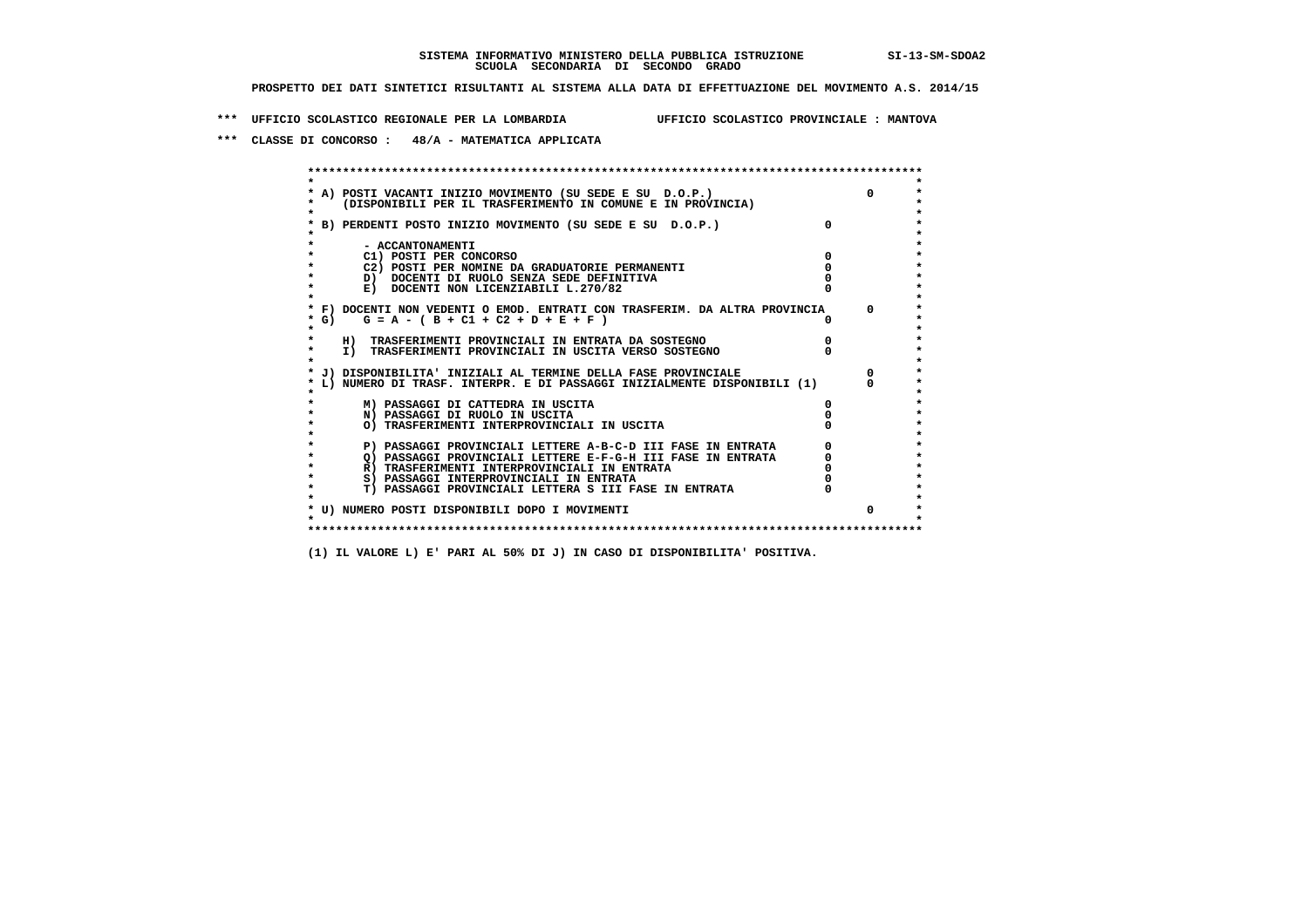**SISTEMA INFORMATIVO MINISTERO DELLA PUBBLICA ISTRUZIONE SI-13-SM-SDOA2**
**SCUOLA SECONDARIA DI SECONDO GRADO**

**PROSPETTO DEI DATI SINTETICI RISULTANTI AL SISTEMA ALLA DATA DI EFFETTUAZIONE DEL MOVIMENTO A.S. 2014/15**

**\*\*\* UFFICIO SCOLASTICO REGIONALE PER LA LOMBARDIA UFFICIO SCOLASTICO PROVINCIALE : MANTOVA**

**\*\*\* CLASSE DI CONCORSO : 48/A - MATEMATICA APPLICATA**

| Voce | | Valore |
|---|---|---|
| A) POSTI VACANTI INIZIO MOVIMENTO (SU SEDE E SU D.O.P.) (DISPONIBILI PER IL TRASFERIMENTO IN COMUNE E IN PROVINCIA) | | 0 |
| B) PERDENTI POSTO INIZIO MOVIMENTO (SU SEDE E SU D.O.P.) | 0 | |
| - ACCANTONAMENTI | | |
| C1) POSTI PER CONCORSO | 0 | |
| C2) POSTI PER NOMINE DA GRADUATORIE PERMANENTI | 0 | |
| D) DOCENTI DI RUOLO SENZA SEDE DEFINITIVA | 0 | |
| E) DOCENTI NON LICENZIABILI L.270/82 | 0 | |
| F) DOCENTI NON VEDENTI O EMOD. ENTRATI CON TRASFERIM. DA ALTRA PROVINCIA | | 0 |
| G) G = A - ( B + C1 + C2 + D + E + F ) | 0 | |
| H) TRASFERIMENTI PROVINCIALI IN ENTRATA DA SOSTEGNO | 0 | |
| I) TRASFERIMENTI PROVINCIALI IN USCITA VERSO SOSTEGNO | 0 | |
| J) DISPONIBILITA' INIZIALI AL TERMINE DELLA FASE PROVINCIALE | | 0 |
| L) NUMERO DI TRASF. INTERPR. E DI PASSAGGI INIZIALMENTE DISPONIBILI (1) | | 0 |
| M) PASSAGGI DI CATTEDRA IN USCITA | 0 | |
| N) PASSAGGI DI RUOLO IN USCITA | 0 | |
| O) TRASFERIMENTI INTERPROVINCIALI IN USCITA | 0 | |
| P) PASSAGGI PROVINCIALI LETTERE A-B-C-D III FASE IN ENTRATA | 0 | |
| Q) PASSAGGI PROVINCIALI LETTERE E-F-G-H III FASE IN ENTRATA | 0 | |
| R) TRASFERIMENTI INTERPROVINCIALI IN ENTRATA | 0 | |
| S) PASSAGGI INTERPROVINCIALI IN ENTRATA | 0 | |
| T) PASSAGGI PROVINCIALI LETTERA S III FASE IN ENTRATA | 0 | |
| U) NUMERO POSTI DISPONIBILI DOPO I MOVIMENTI | | 0 |

**(1) IL VALORE L) E' PARI AL 50% DI J) IN CASO DI DISPONIBILITA' POSITIVA.**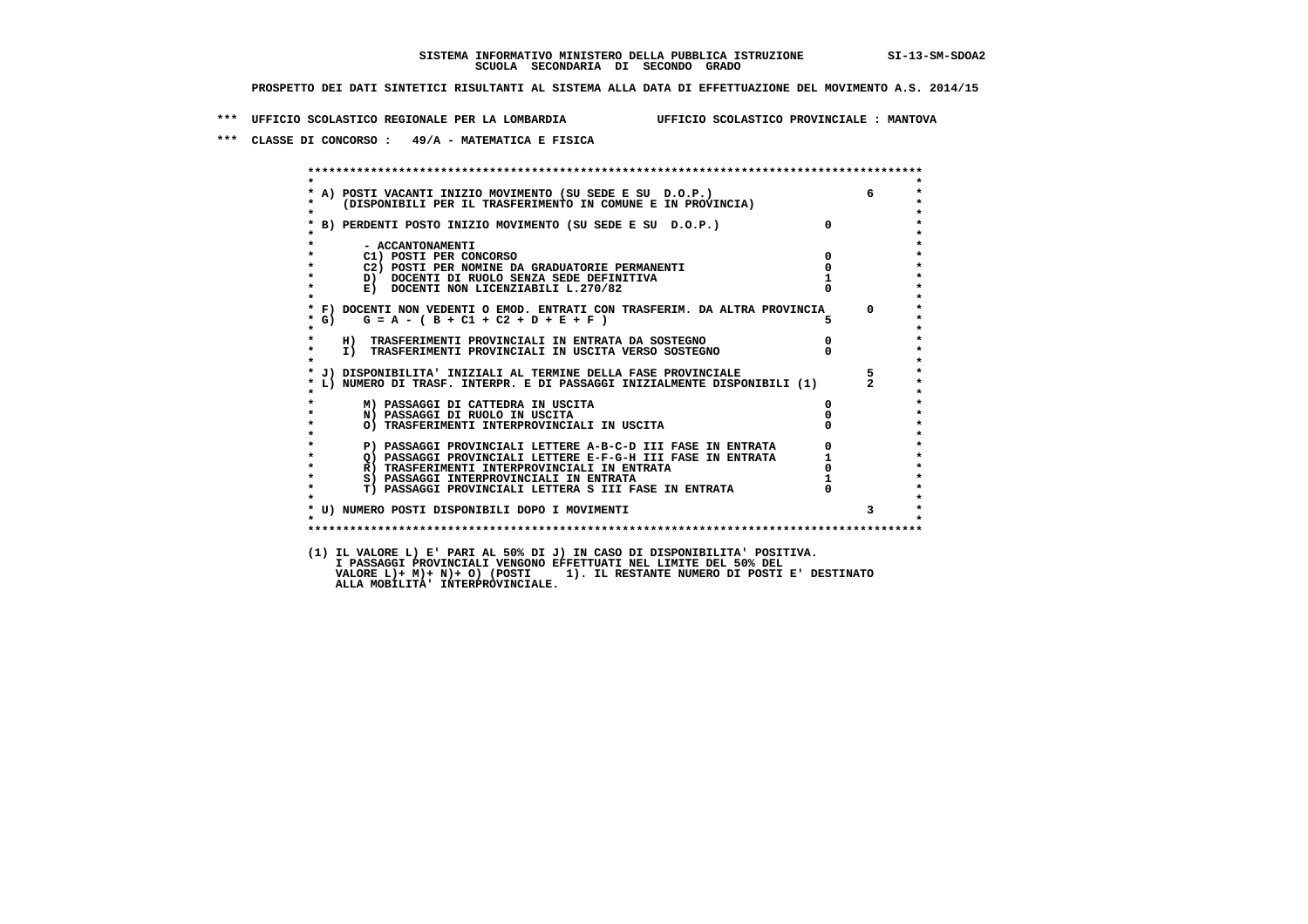SISTEMA INFORMATIVO MINISTERO DELLA PUBBLICA ISTRUZIONE SI-13-SM-SDOA2
SCUOLA SECONDARIA DI SECONDO GRADO

PROSPETTO DEI DATI SINTETICI RISULTANTI AL SISTEMA ALLA DATA DI EFFETTUAZIONE DEL MOVIMENTO A.S. 2014/15

*** UFFICIO SCOLASTICO REGIONALE PER LA LOMBARDIA UFFICIO SCOLASTICO PROVINCIALE : MANTOVA

*** CLASSE DI CONCORSO : 49/A - MATEMATICA E FISICA

| Voce | | |
|---|---|---|
| A) POSTI VACANTI INIZIO MOVIMENTO (SU SEDE E SU D.O.P.) (DISPONIBILI PER IL TRASFERIMENTO IN COMUNE E IN PROVINCIA) | | 6 |
| B) PERDENTI POSTO INIZIO MOVIMENTO (SU SEDE E SU D.O.P.) | 0 | |
| - ACCANTONAMENTI | | |
| C1) POSTI PER CONCORSO | 0 | |
| C2) POSTI PER NOMINE DA GRADUATORIE PERMANENTI | 0 | |
| D) DOCENTI DI RUOLO SENZA SEDE DEFINITIVA | 1 | |
| E) DOCENTI NON LICENZIABILI L.270/82 | 0 | |
| F) DOCENTI NON VEDENTI O EMOD. ENTRATI CON TRASFERIM. DA ALTRA PROVINCIA | | 0 |
| G) G = A - ( B + C1 + C2 + D + E + F ) | 5 | |
| H) TRASFERIMENTI PROVINCIALI IN ENTRATA DA SOSTEGNO | 0 | |
| I) TRASFERIMENTI PROVINCIALI IN USCITA VERSO SOSTEGNO | 0 | |
| J) DISPONIBILITA' INIZIALI AL TERMINE DELLA FASE PROVINCIALE | | 5 |
| L) NUMERO DI TRASF. INTERPR. E DI PASSAGGI INIZIALMENTE DISPONIBILI (1) | | 2 |
| M) PASSAGGI DI CATTEDRA IN USCITA | 0 | |
| N) PASSAGGI DI RUOLO IN USCITA | 0 | |
| O) TRASFERIMENTI INTERPROVINCIALI IN USCITA | 0 | |
| P) PASSAGGI PROVINCIALI LETTERE A-B-C-D III FASE IN ENTRATA | 0 | |
| Q) PASSAGGI PROVINCIALI LETTERE E-F-G-H III FASE IN ENTRATA | 1 | |
| R) TRASFERIMENTI INTERPROVINCIALI IN ENTRATA | 0 | |
| S) PASSAGGI INTERPROVINCIALI IN ENTRATA | 1 | |
| T) PASSAGGI PROVINCIALI LETTERA S III FASE IN ENTRATA | 0 | |
| U) NUMERO POSTI DISPONIBILI DOPO I MOVIMENTI | | 3 |

(1) IL VALORE L) E' PARI AL 50% DI J) IN CASO DI DISPONIBILITA' POSITIVA.
I PASSAGGI PROVINCIALI VENGONO EFFETTUATI NEL LIMITE DEL 50% DEL
VALORE L)+ M)+ N)+ O) (POSTI 1). IL RESTANTE NUMERO DI POSTI E' DESTINATO
ALLA MOBILITA' INTERPROVINCIALE.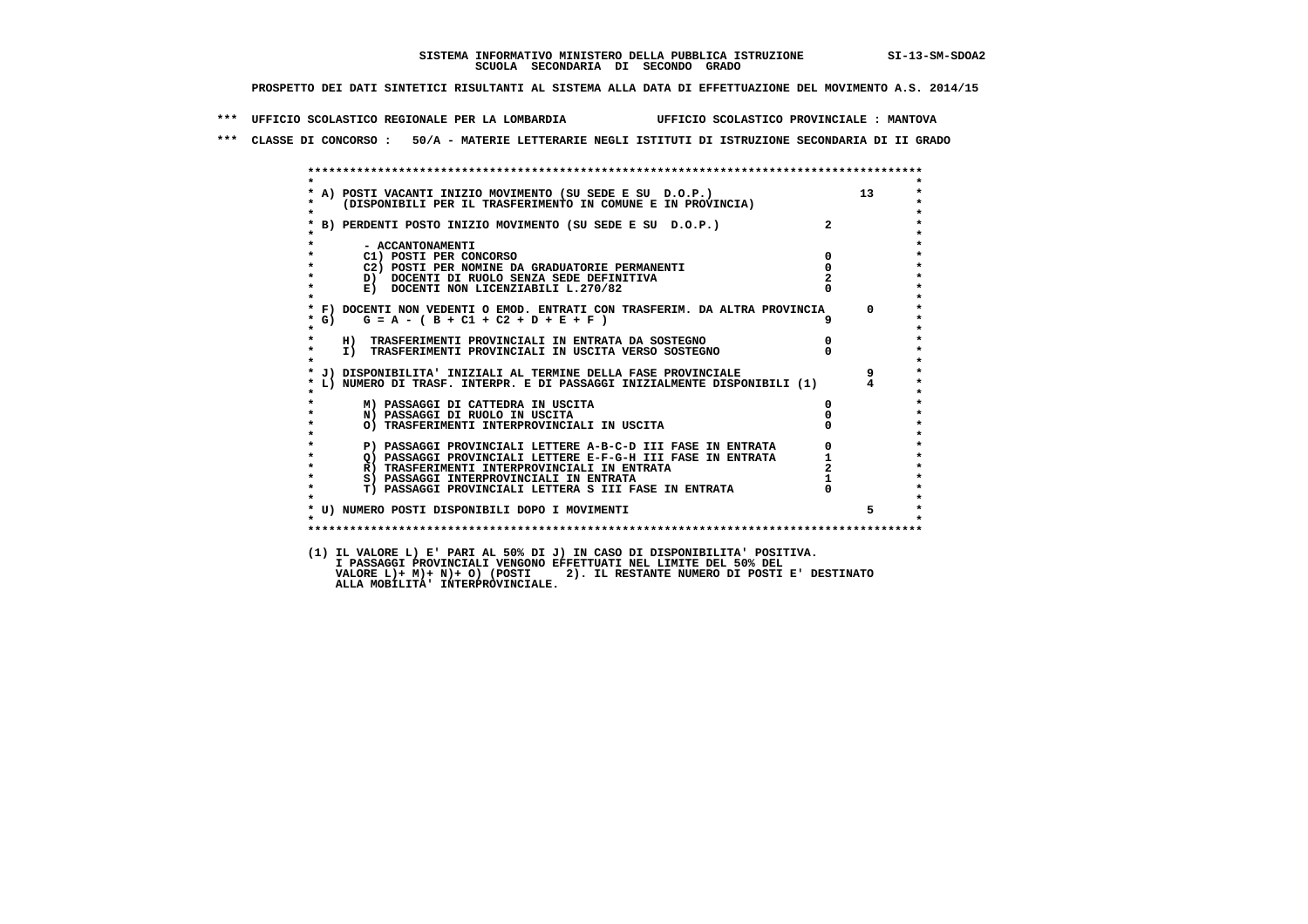SISTEMA INFORMATIVO MINISTERO DELLA PUBBLICA ISTRUZIONE SI-13-SM-SDOA2
SCUOLA SECONDARIA DI SECONDO GRADO

PROSPETTO DEI DATI SINTETICI RISULTANTI AL SISTEMA ALLA DATA DI EFFETTUAZIONE DEL MOVIMENTO A.S. 2014/15

*** UFFICIO SCOLASTICO REGIONALE PER LA LOMBARDIA UFFICIO SCOLASTICO PROVINCIALE : MANTOVA

*** CLASSE DI CONCORSO : 50/A - MATERIE LETTERARIE NEGLI ISTITUTI DI ISTRUZIONE SECONDARIA DI II GRADO

| | | |
|---|---|---|
| A) POSTI VACANTI INIZIO MOVIMENTO (SU SEDE E SU D.O.P.) (DISPONIBILI PER IL TRASFERIMENTO IN COMUNE E IN PROVINCIA) | | 13 |
| B) PERDENTI POSTO INIZIO MOVIMENTO (SU SEDE E SU D.O.P.) | 2 | |
| - ACCANTONAMENTI | | |
| C1) POSTI PER CONCORSO | 0 | |
| C2) POSTI PER NOMINE DA GRADUATORIE PERMANENTI | 0 | |
| D) DOCENTI DI RUOLO SENZA SEDE DEFINITIVA | 2 | |
| E) DOCENTI NON LICENZIABILI L.270/82 | 0 | |
| F) DOCENTI NON VEDENTI O EMOD. ENTRATI CON TRASFERIM. DA ALTRA PROVINCIA | | 0 |
| G) G = A - ( B + C1 + C2 + D + E + F ) | 9 | |
| H) TRASFERIMENTI PROVINCIALI IN ENTRATA DA SOSTEGNO | 0 | |
| I) TRASFERIMENTI PROVINCIALI IN USCITA VERSO SOSTEGNO | 0 | |
| J) DISPONIBILITA' INIZIALI AL TERMINE DELLA FASE PROVINCIALE | | 9 |
| L) NUMERO DI TRASF. INTERPR. E DI PASSAGGI INIZIALMENTE DISPONIBILI (1) | | 4 |
| M) PASSAGGI DI CATTEDRA IN USCITA | 0 | |
| N) PASSAGGI DI RUOLO IN USCITA | 0 | |
| O) TRASFERIMENTI INTERPROVINCIALI IN USCITA | 0 | |
| P) PASSAGGI PROVINCIALI LETTERE A-B-C-D III FASE IN ENTRATA | 0 | |
| Q) PASSAGGI PROVINCIALI LETTERE E-F-G-H III FASE IN ENTRATA | 1 | |
| R) TRASFERIMENTI INTERPROVINCIALI IN ENTRATA | 2 | |
| S) PASSAGGI INTERPROVINCIALI IN ENTRATA | 1 | |
| T) PASSAGGI PROVINCIALI LETTERA S III FASE IN ENTRATA | 0 | |
| U) NUMERO POSTI DISPONIBILI DOPO I MOVIMENTI | | 5 |

(1) IL VALORE L) E' PARI AL 50% DI J) IN CASO DI DISPONIBILITA' POSITIVA.
I PASSAGGI PROVINCIALI VENGONO EFFETTUATI NEL LIMITE DEL 50% DEL
VALORE L)+ M)+ N)+ O) (POSTI 2). IL RESTANTE NUMERO DI POSTI E' DESTINATO
ALLA MOBILITA' INTERPROVINCIALE.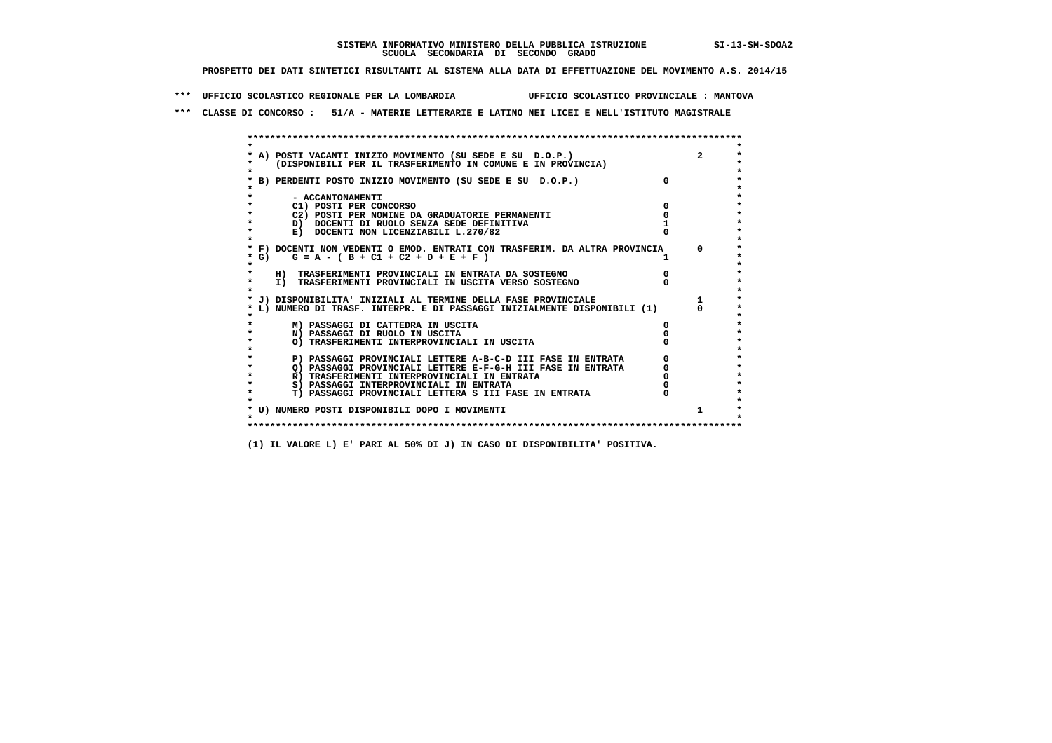SISTEMA INFORMATIVO MINISTERO DELLA PUBBLICA ISTRUZIONE SI-13-SM-SDOA2

SCUOLA SECONDARIA DI SECONDO GRADO

PROSPETTO DEI DATI SINTETICI RISULTANTI AL SISTEMA ALLA DATA DI EFFETTUAZIONE DEL MOVIMENTO A.S. 2014/15

*** UFFICIO SCOLASTICO REGIONALE PER LA LOMBARDIA UFFICIO SCOLASTICO PROVINCIALE : MANTOVA

*** CLASSE DI CONCORSO : 51/A - MATERIE LETTERARIE E LATINO NEI LICEI E NELL'ISTITUTO MAGISTRALE

| | | |
|---|---|---|
| A) POSTI VACANTI INIZIO MOVIMENTO (SU SEDE E SU D.O.P.) (DISPONIBILI PER IL TRASFERIMENTO IN COMUNE E IN PROVINCIA) | | 2 |
| B) PERDENTI POSTO INIZIO MOVIMENTO (SU SEDE E SU D.O.P.) | 0 | |
| - ACCANTONAMENTI | | |
| C1) POSTI PER CONCORSO | 0 | |
| C2) POSTI PER NOMINE DA GRADUATORIE PERMANENTI | 0 | |
| D) DOCENTI DI RUOLO SENZA SEDE DEFINITIVA | 1 | |
| E) DOCENTI NON LICENZIABILI L.270/82 | 0 | |
| F) DOCENTI NON VEDENTI O EMOD. ENTRATI CON TRASFERIM. DA ALTRA PROVINCIA | | 0 |
| G) G = A - ( B + C1 + C2 + D + E + F ) | 1 | |
| H) TRASFERIMENTI PROVINCIALI IN ENTRATA DA SOSTEGNO | 0 | |
| I) TRASFERIMENTI PROVINCIALI IN USCITA VERSO SOSTEGNO | 0 | |
| J) DISPONIBILITA' INIZIALI AL TERMINE DELLA FASE PROVINCIALE | | 1 |
| L) NUMERO DI TRASF. INTERPR. E DI PASSAGGI INIZIALMENTE DISPONIBILI (1) | | 0 |
| M) PASSAGGI DI CATTEDRA IN USCITA | 0 | |
| N) PASSAGGI DI RUOLO IN USCITA | 0 | |
| O) TRASFERIMENTI INTERPROVINCIALI IN USCITA | 0 | |
| P) PASSAGGI PROVINCIALI LETTERE A-B-C-D III FASE IN ENTRATA | 0 | |
| Q) PASSAGGI PROVINCIALI LETTERE E-F-G-H III FASE IN ENTRATA | 0 | |
| R) TRASFERIMENTI INTERPROVINCIALI IN ENTRATA | 0 | |
| S) PASSAGGI INTERPROVINCIALI IN ENTRATA | 0 | |
| T) PASSAGGI PROVINCIALI LETTERA S III FASE IN ENTRATA | 0 | |
| U) NUMERO POSTI DISPONIBILI DOPO I MOVIMENTI | | 1 |

(1) IL VALORE L) E' PARI AL 50% DI J) IN CASO DI DISPONIBILITA' POSITIVA.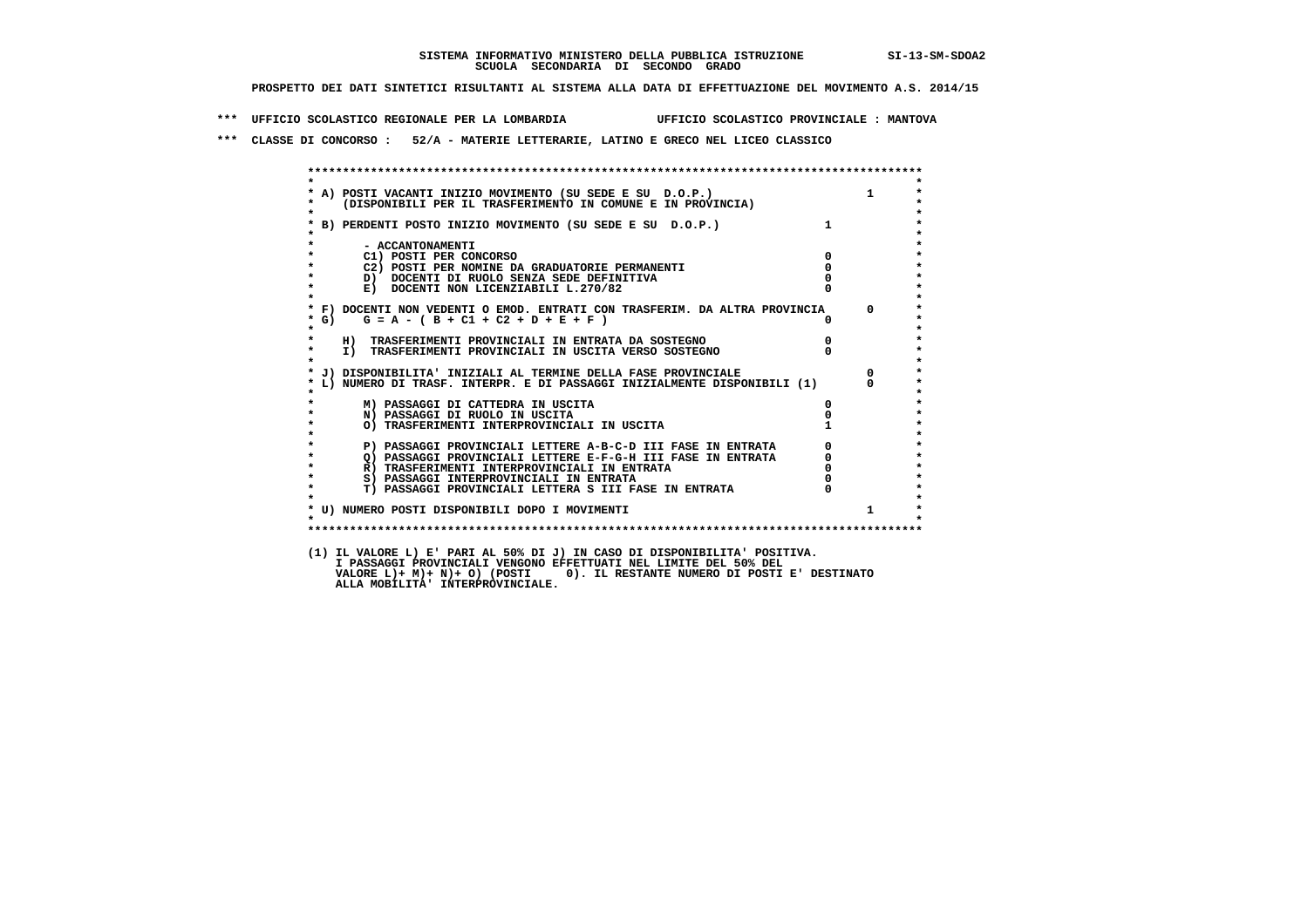SISTEMA INFORMATIVO MINISTERO DELLA PUBBLICA ISTRUZIONE SI-13-SM-SDOA2
SCUOLA SECONDARIA DI SECONDO GRADO

PROSPETTO DEI DATI SINTETICI RISULTANTI AL SISTEMA ALLA DATA DI EFFETTUAZIONE DEL MOVIMENTO A.S. 2014/15

*** UFFICIO SCOLASTICO REGIONALE PER LA LOMBARDIA UFFICIO SCOLASTICO PROVINCIALE : MANTOVA

*** CLASSE DI CONCORSO : 52/A - MATERIE LETTERARIE, LATINO E GRECO NEL LICEO CLASSICO

| | | |
|---|---|---|
| A) POSTI VACANTI INIZIO MOVIMENTO (SU SEDE E SU D.O.P.) (DISPONIBILI PER IL TRASFERIMENTO IN COMUNE E IN PROVINCIA) | | 1 |
| B) PERDENTI POSTO INIZIO MOVIMENTO (SU SEDE E SU D.O.P.) | 1 | |
| - ACCANTONAMENTI | | |
| C1) POSTI PER CONCORSO | 0 | |
| C2) POSTI PER NOMINE DA GRADUATORIE PERMANENTI | 0 | |
| D) DOCENTI DI RUOLO SENZA SEDE DEFINITIVA | 0 | |
| E) DOCENTI NON LICENZIABILI L.270/82 | 0 | |
| F) DOCENTI NON VEDENTI O EMOD. ENTRATI CON TRASFERIM. DA ALTRA PROVINCIA | | 0 |
| G) G = A - ( B + C1 + C2 + D + E + F ) | 0 | |
| H) TRASFERIMENTI PROVINCIALI IN ENTRATA DA SOSTEGNO | 0 | |
| I) TRASFERIMENTI PROVINCIALI IN USCITA VERSO SOSTEGNO | 0 | |
| J) DISPONIBILITA' INIZIALI AL TERMINE DELLA FASE PROVINCIALE | | 0 |
| L) NUMERO DI TRASF. INTERPR. E DI PASSAGGI INIZIALMENTE DISPONIBILI (1) | | 0 |
| M) PASSAGGI DI CATTEDRA IN USCITA | 0 | |
| N) PASSAGGI DI RUOLO IN USCITA | 0 | |
| O) TRASFERIMENTI INTERPROVINCIALI IN USCITA | 1 | |
| P) PASSAGGI PROVINCIALI LETTERE A-B-C-D III FASE IN ENTRATA | 0 | |
| Q) PASSAGGI PROVINCIALI LETTERE E-F-G-H III FASE IN ENTRATA | 0 | |
| R) TRASFERIMENTI INTERPROVINCIALI IN ENTRATA | 0 | |
| S) PASSAGGI INTERPROVINCIALI IN ENTRATA | 0 | |
| T) PASSAGGI PROVINCIALI LETTERA S III FASE IN ENTRATA | 0 | |
| U) NUMERO POSTI DISPONIBILI DOPO I MOVIMENTI | | 1 |

(1) IL VALORE L) E' PARI AL 50% DI J) IN CASO DI DISPONIBILITA' POSITIVA.
I PASSAGGI PROVINCIALI VENGONO EFFETTUATI NEL LIMITE DEL 50% DEL
VALORE L)+ M)+ N)+ O) (POSTI 0). IL RESTANTE NUMERO DI POSTI E' DESTINATO
ALLA MOBILITA' INTERPROVINCIALE.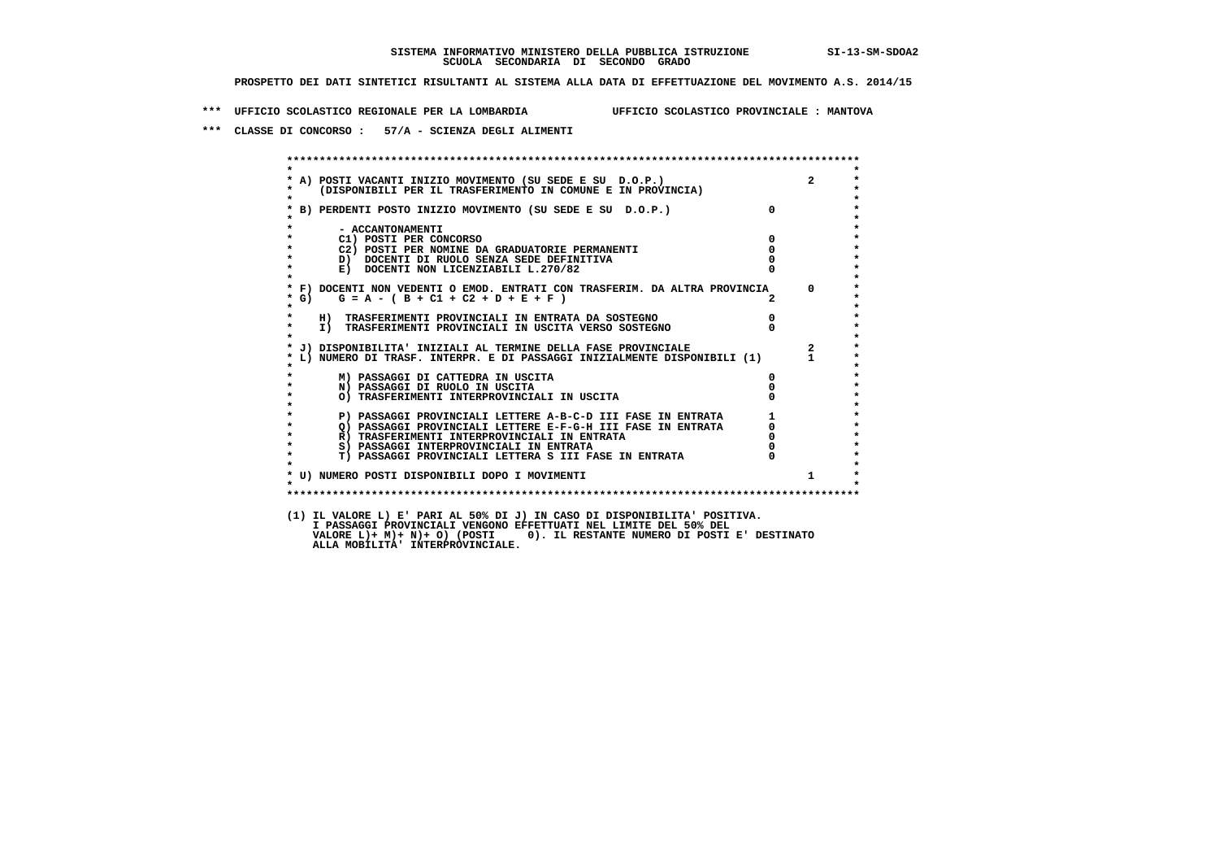SISTEMA INFORMATIVO MINISTERO DELLA PUBBLICA ISTRUZIONE SI-13-SM-SDOA2
SCUOLA SECONDARIA DI SECONDO GRADO

PROSPETTO DEI DATI SINTETICI RISULTANTI AL SISTEMA ALLA DATA DI EFFETTUAZIONE DEL MOVIMENTO A.S. 2014/15

*** UFFICIO SCOLASTICO REGIONALE PER LA LOMBARDIA UFFICIO SCOLASTICO PROVINCIALE : MANTOVA

*** CLASSE DI CONCORSO : 57/A - SCIENZA DEGLI ALIMENTI

| Voce | | |
|---|---|---|
| A) POSTI VACANTI INIZIO MOVIMENTO (SU SEDE E SU D.O.P.) (DISPONIBILI PER IL TRASFERIMENTO IN COMUNE E IN PROVINCIA) | | 2 |
| B) PERDENTI POSTO INIZIO MOVIMENTO (SU SEDE E SU D.O.P.) | 0 | |
| - ACCANTONAMENTI | | |
| C1) POSTI PER CONCORSO | 0 | |
| C2) POSTI PER NOMINE DA GRADUATORIE PERMANENTI | 0 | |
| D) DOCENTI DI RUOLO SENZA SEDE DEFINITIVA | 0 | |
| E) DOCENTI NON LICENZIABILI L.270/82 | 0 | |
| F) DOCENTI NON VEDENTI O EMOD. ENTRATI CON TRASFERIM. DA ALTRA PROVINCIA | | 0 |
| G) G = A - ( B + C1 + C2 + D + E + F ) | 2 | |
| H) TRASFERIMENTI PROVINCIALI IN ENTRATA DA SOSTEGNO | 0 | |
| I) TRASFERIMENTI PROVINCIALI IN USCITA VERSO SOSTEGNO | 0 | |
| J) DISPONIBILITA' INIZIALI AL TERMINE DELLA FASE PROVINCIALE | | 2 |
| L) NUMERO DI TRASF. INTERPR. E DI PASSAGGI INIZIALMENTE DISPONIBILI (1) | | 1 |
| M) PASSAGGI DI CATTEDRA IN USCITA | 0 | |
| N) PASSAGGI DI RUOLO IN USCITA | 0 | |
| O) TRASFERIMENTI INTERPROVINCIALI IN USCITA | 0 | |
| P) PASSAGGI PROVINCIALI LETTERE A-B-C-D III FASE IN ENTRATA | 1 | |
| Q) PASSAGGI PROVINCIALI LETTERE E-F-G-H III FASE IN ENTRATA | 0 | |
| R) TRASFERIMENTI INTERPROVINCIALI IN ENTRATA | 0 | |
| S) PASSAGGI INTERPROVINCIALI IN ENTRATA | 0 | |
| T) PASSAGGI PROVINCIALI LETTERA S III FASE IN ENTRATA | 0 | |
| U) NUMERO POSTI DISPONIBILI DOPO I MOVIMENTI | | 1 |

(1) IL VALORE L) E' PARI AL 50% DI J) IN CASO DI DISPONIBILITA' POSITIVA.
I PASSAGGI PROVINCIALI VENGONO EFFETTUATI NEL LIMITE DEL 50% DEL
VALORE L)+ M)+ N)+ O) (POSTI 0). IL RESTANTE NUMERO DI POSTI E' DESTINATO
ALLA MOBILITA' INTERPROVINCIALE.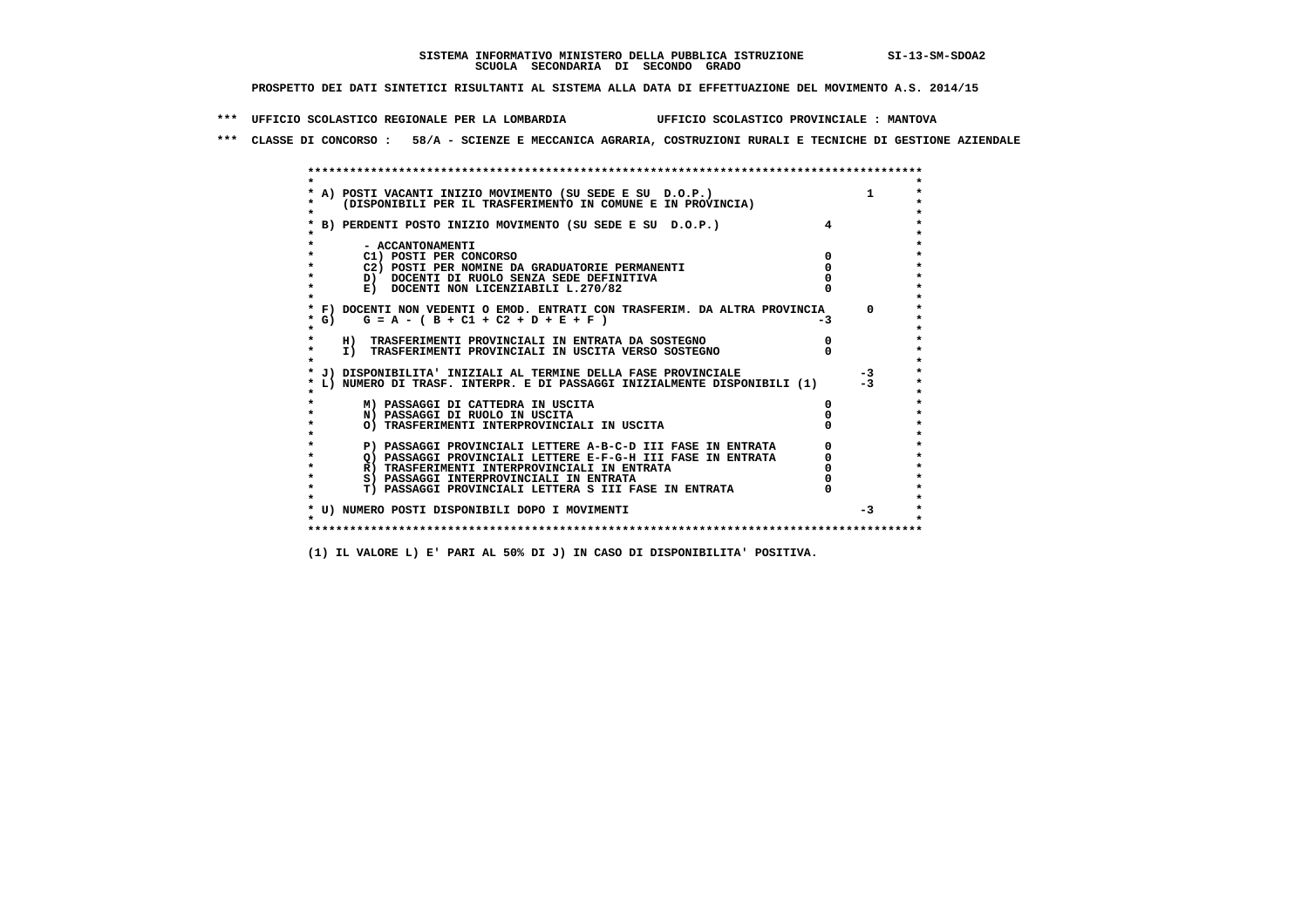**SISTEMA INFORMATIVO MINISTERO DELLA PUBBLICA ISTRUZIONE SI-13-SM-SDOA2**
**SCUOLA SECONDARIA DI SECONDO GRADO**

**PROSPETTO DEI DATI SINTETICI RISULTANTI AL SISTEMA ALLA DATA DI EFFETTUAZIONE DEL MOVIMENTO A.S. 2014/15**

**\*\*\* UFFICIO SCOLASTICO REGIONALE PER LA LOMBARDIA UFFICIO SCOLASTICO PROVINCIALE : MANTOVA**

**\*\*\* CLASSE DI CONCORSO : 58/A - SCIENZE E MECCANICA AGRARIA, COSTRUZIONI RURALI E TECNICHE DI GESTIONE AZIENDALE**

| Voce | | |
|---|---|---|
| A) POSTI VACANTI INIZIO MOVIMENTO (SU SEDE E SU D.O.P.) (DISPONIBILI PER IL TRASFERIMENTO IN COMUNE E IN PROVINCIA) | | 1 |
| B) PERDENTI POSTO INIZIO MOVIMENTO (SU SEDE E SU D.O.P.) | 4 | |
| - ACCANTONAMENTI | | |
| C1) POSTI PER CONCORSO | 0 | |
| C2) POSTI PER NOMINE DA GRADUATORIE PERMANENTI | 0 | |
| D) DOCENTI DI RUOLO SENZA SEDE DEFINITIVA | 0 | |
| E) DOCENTI NON LICENZIABILI L.270/82 | 0 | |
| F) DOCENTI NON VEDENTI O EMOD. ENTRATI CON TRASFERIM. DA ALTRA PROVINCIA | | 0 |
| G) G = A - ( B + C1 + C2 + D + E + F ) | -3 | |
| H) TRASFERIMENTI PROVINCIALI IN ENTRATA DA SOSTEGNO | 0 | |
| I) TRASFERIMENTI PROVINCIALI IN USCITA VERSO SOSTEGNO | 0 | |
| J) DISPONIBILITA' INIZIALI AL TERMINE DELLA FASE PROVINCIALE | | -3 |
| L) NUMERO DI TRASF. INTERPR. E DI PASSAGGI INIZIALMENTE DISPONIBILI (1) | | -3 |
| M) PASSAGGI DI CATTEDRA IN USCITA | 0 | |
| N) PASSAGGI DI RUOLO IN USCITA | 0 | |
| O) TRASFERIMENTI INTERPROVINCIALI IN USCITA | 0 | |
| P) PASSAGGI PROVINCIALI LETTERE A-B-C-D III FASE IN ENTRATA | 0 | |
| Q) PASSAGGI PROVINCIALI LETTERE E-F-G-H III FASE IN ENTRATA | 0 | |
| R) TRASFERIMENTI INTERPROVINCIALI IN ENTRATA | 0 | |
| S) PASSAGGI INTERPROVINCIALI IN ENTRATA | 0 | |
| T) PASSAGGI PROVINCIALI LETTERA S III FASE IN ENTRATA | 0 | |
| U) NUMERO POSTI DISPONIBILI DOPO I MOVIMENTI | | -3 |

**(1) IL VALORE L) E' PARI AL 50% DI J) IN CASO DI DISPONIBILITA' POSITIVA.**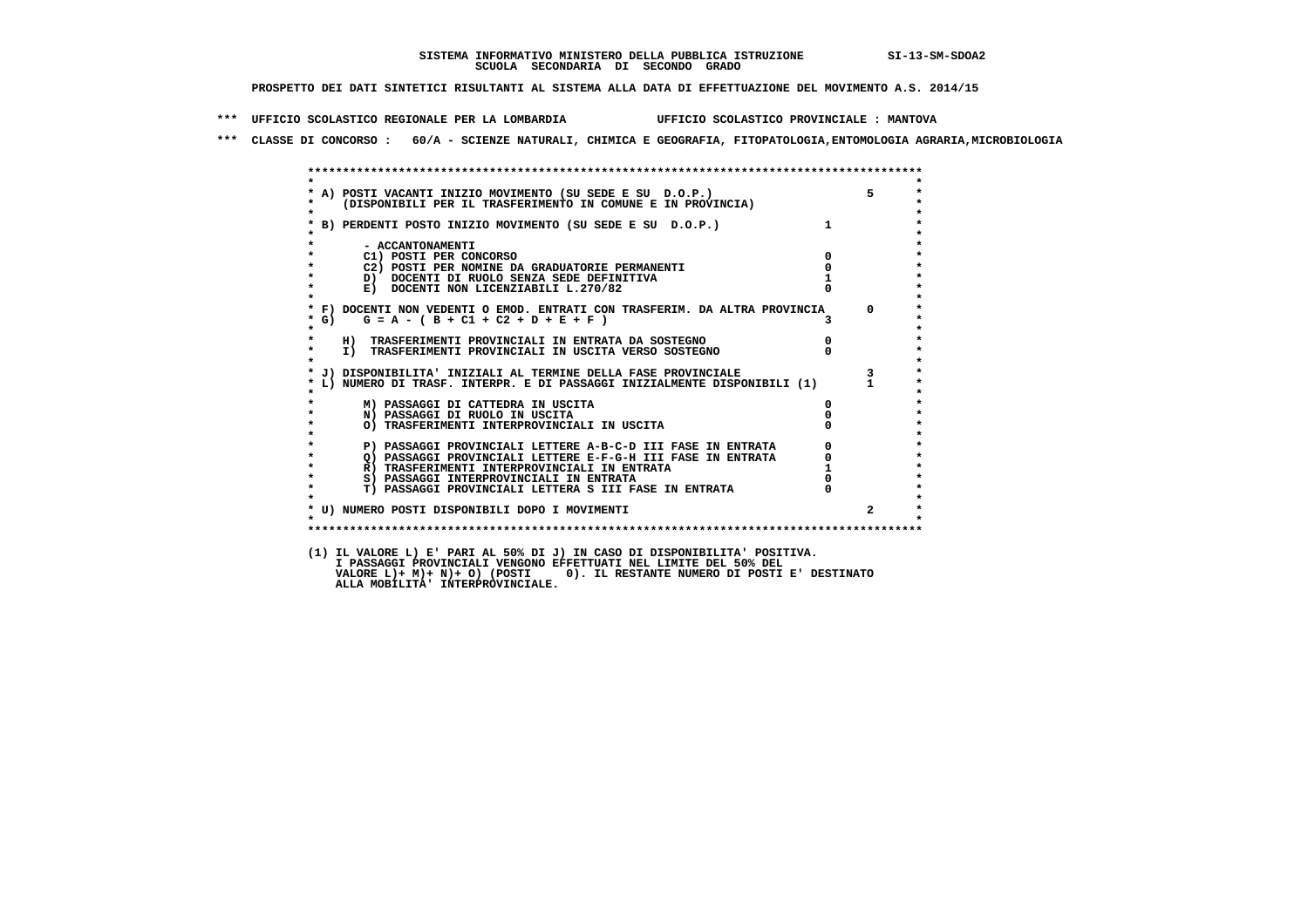SISTEMA INFORMATIVO MINISTERO DELLA PUBBLICA ISTRUZIONE SI-13-SM-SDOA2

SCUOLA SECONDARIA DI SECONDO GRADO

PROSPETTO DEI DATI SINTETICI RISULTANTI AL SISTEMA ALLA DATA DI EFFETTUAZIONE DEL MOVIMENTO A.S. 2014/15

*** UFFICIO SCOLASTICO REGIONALE PER LA LOMBARDIA UFFICIO SCOLASTICO PROVINCIALE : MANTOVA

*** CLASSE DI CONCORSO : 60/A - SCIENZE NATURALI, CHIMICA E GEOGRAFIA, FITOPATOLOGIA,ENTOMOLOGIA AGRARIA,MICROBIOLOGIA

| Voce | | |
|---|---|---|
| A) POSTI VACANTI INIZIO MOVIMENTO (SU SEDE E SU D.O.P.) (DISPONIBILI PER IL TRASFERIMENTO IN COMUNE E IN PROVINCIA) | | 5 |
| B) PERDENTI POSTO INIZIO MOVIMENTO (SU SEDE E SU D.O.P.) | 1 | |
| - ACCANTONAMENTI | | |
| C1) POSTI PER CONCORSO | 0 | |
| C2) POSTI PER NOMINE DA GRADUATORIE PERMANENTI | 0 | |
| D) DOCENTI DI RUOLO SENZA SEDE DEFINITIVA | 1 | |
| E) DOCENTI NON LICENZIABILI L.270/82 | 0 | |
| F) DOCENTI NON VEDENTI O EMOD. ENTRATI CON TRASFERIM. DA ALTRA PROVINCIA | | 0 |
| G) G = A - ( B + C1 + C2 + D + E + F ) | 3 | |
| H) TRASFERIMENTI PROVINCIALI IN ENTRATA DA SOSTEGNO | 0 | |
| I) TRASFERIMENTI PROVINCIALI IN USCITA VERSO SOSTEGNO | 0 | |
| J) DISPONIBILITA' INIZIALI AL TERMINE DELLA FASE PROVINCIALE | | 3 |
| L) NUMERO DI TRASF. INTERPR. E DI PASSAGGI INIZIALMENTE DISPONIBILI (1) | | 1 |
| M) PASSAGGI DI CATTEDRA IN USCITA | 0 | |
| N) PASSAGGI DI RUOLO IN USCITA | 0 | |
| O) TRASFERIMENTI INTERPROVINCIALI IN USCITA | 0 | |
| P) PASSAGGI PROVINCIALI LETTERE A-B-C-D III FASE IN ENTRATA | 0 | |
| Q) PASSAGGI PROVINCIALI LETTERE E-F-G-H III FASE IN ENTRATA | 0 | |
| R) TRASFERIMENTI INTERPROVINCIALI IN ENTRATA | 1 | |
| S) PASSAGGI INTERPROVINCIALI IN ENTRATA | 0 | |
| T) PASSAGGI PROVINCIALI LETTERA S III FASE IN ENTRATA | 0 | |
| U) NUMERO POSTI DISPONIBILI DOPO I MOVIMENTI | | 2 |

(1) IL VALORE L) E' PARI AL 50% DI J) IN CASO DI DISPONIBILITA' POSITIVA.
I PASSAGGI PROVINCIALI VENGONO EFFETTUATI NEL LIMITE DEL 50% DEL
VALORE L)+ M)+ N)+ O) (POSTI 0). IL RESTANTE NUMERO DI POSTI E' DESTINATO
ALLA MOBILITA' INTERPROVINCIALE.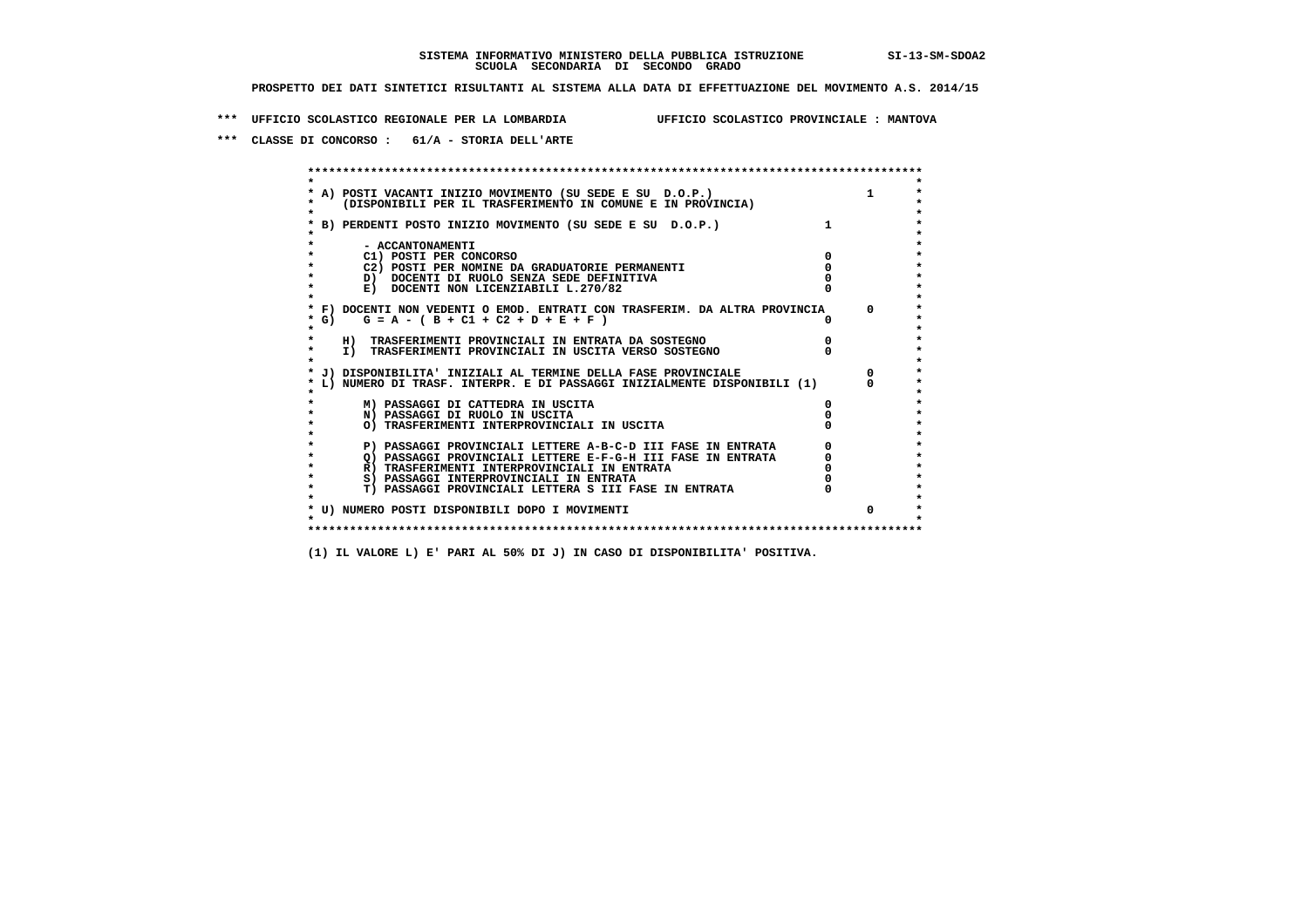SISTEMA INFORMATIVO MINISTERO DELLA PUBBLICA ISTRUZIONE SI-13-SM-SDOA2
SCUOLA SECONDARIA DI SECONDO GRADO

PROSPETTO DEI DATI SINTETICI RISULTANTI AL SISTEMA ALLA DATA DI EFFETTUAZIONE DEL MOVIMENTO A.S. 2014/15

*** UFFICIO SCOLASTICO REGIONALE PER LA LOMBARDIA UFFICIO SCOLASTICO PROVINCIALE : MANTOVA

*** CLASSE DI CONCORSO : 61/A - STORIA DELL'ARTE

| Voce | | | |
|---|---|---|---|
| A) POSTI VACANTI INIZIO MOVIMENTO (SU SEDE E SU D.O.P.) (DISPONIBILI PER IL TRASFERIMENTO IN COMUNE E IN PROVINCIA) | | 1 | |
| B) PERDENTI POSTO INIZIO MOVIMENTO (SU SEDE E SU D.O.P.) | 1 | | |
| - ACCANTONAMENTI | | | |
| C1) POSTI PER CONCORSO | 0 | | |
| C2) POSTI PER NOMINE DA GRADUATORIE PERMANENTI | 0 | | |
| D) DOCENTI DI RUOLO SENZA SEDE DEFINITIVA | 0 | | |
| E) DOCENTI NON LICENZIABILI L.270/82 | 0 | | |
| F) DOCENTI NON VEDENTI O EMOD. ENTRATI CON TRASFERIM. DA ALTRA PROVINCIA | | 0 | |
| G) G = A - ( B + C1 + C2 + D + E + F ) | 0 | | |
| H) TRASFERIMENTI PROVINCIALI IN ENTRATA DA SOSTEGNO | 0 | | |
| I) TRASFERIMENTI PROVINCIALI IN USCITA VERSO SOSTEGNO | 0 | | |
| J) DISPONIBILITA' INIZIALI AL TERMINE DELLA FASE PROVINCIALE | | 0 | |
| L) NUMERO DI TRASF. INTERPR. E DI PASSAGGI INIZIALMENTE DISPONIBILI (1) | | 0 | |
| M) PASSAGGI DI CATTEDRA IN USCITA | 0 | | |
| N) PASSAGGI DI RUOLO IN USCITA | 0 | | |
| O) TRASFERIMENTI INTERPROVINCIALI IN USCITA | 0 | | |
| P) PASSAGGI PROVINCIALI LETTERE A-B-C-D III FASE IN ENTRATA | 0 | | |
| Q) PASSAGGI PROVINCIALI LETTERE E-F-G-H III FASE IN ENTRATA | 0 | | |
| R) TRASFERIMENTI INTERPROVINCIALI IN ENTRATA | 0 | | |
| S) PASSAGGI INTERPROVINCIALI IN ENTRATA | 0 | | |
| T) PASSAGGI PROVINCIALI LETTERA S III FASE IN ENTRATA | 0 | | |
| U) NUMERO POSTI DISPONIBILI DOPO I MOVIMENTI | | 0 | |

(1) IL VALORE L) E' PARI AL 50% DI J) IN CASO DI DISPONIBILITA' POSITIVA.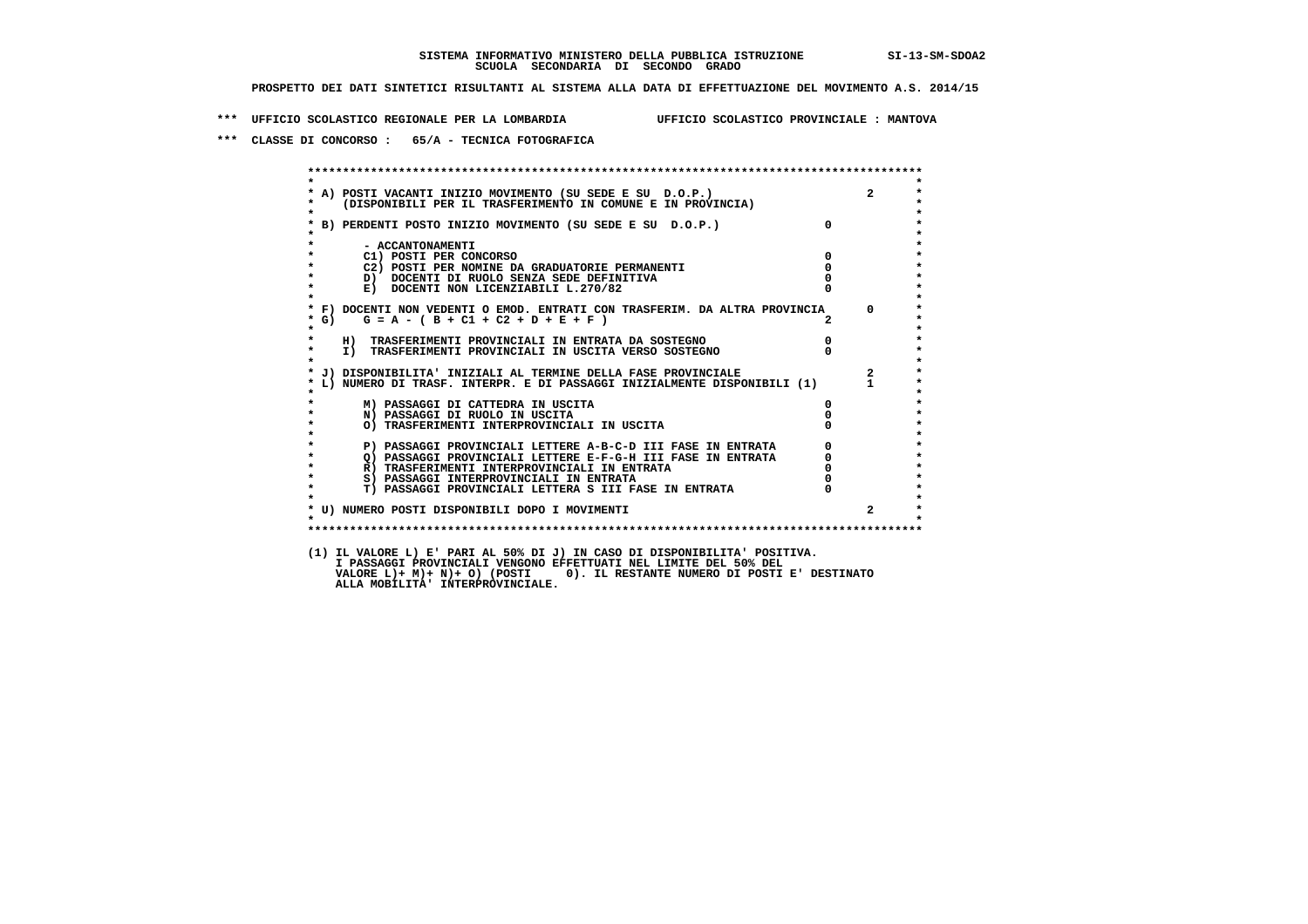**SISTEMA INFORMATIVO MINISTERO DELLA PUBBLICA ISTRUZIONE SI-13-SM-SDOA2**
**SCUOLA SECONDARIA DI SECONDO GRADO**

**PROSPETTO DEI DATI SINTETICI RISULTANTI AL SISTEMA ALLA DATA DI EFFETTUAZIONE DEL MOVIMENTO A.S. 2014/15**

**\*\*\* UFFICIO SCOLASTICO REGIONALE PER LA LOMBARDIA UFFICIO SCOLASTICO PROVINCIALE : MANTOVA**

**\*\*\* CLASSE DI CONCORSO : 65/A - TECNICA FOTOGRAFICA**

| Voce | | |
|---|---|---|
| A) POSTI VACANTI INIZIO MOVIMENTO (SU SEDE E SU D.O.P.) (DISPONIBILI PER IL TRASFERIMENTO IN COMUNE E IN PROVINCIA) | | 2 |
| B) PERDENTI POSTO INIZIO MOVIMENTO (SU SEDE E SU D.O.P.) | 0 | |
| - ACCANTONAMENTI | | |
| C1) POSTI PER CONCORSO | 0 | |
| C2) POSTI PER NOMINE DA GRADUATORIE PERMANENTI | 0 | |
| D) DOCENTI DI RUOLO SENZA SEDE DEFINITIVA | 0 | |
| E) DOCENTI NON LICENZIABILI L.270/82 | 0 | |
| F) DOCENTI NON VEDENTI O EMOD. ENTRATI CON TRASFERIM. DA ALTRA PROVINCIA | | 0 |
| G) G = A - ( B + C1 + C2 + D + E + F ) | 2 | |
| H) TRASFERIMENTI PROVINCIALI IN ENTRATA DA SOSTEGNO | 0 | |
| I) TRASFERIMENTI PROVINCIALI IN USCITA VERSO SOSTEGNO | 0 | |
| J) DISPONIBILITA' INIZIALI AL TERMINE DELLA FASE PROVINCIALE | | 2 |
| L) NUMERO DI TRASF. INTERPR. E DI PASSAGGI INIZIALMENTE DISPONIBILI (1) | | 1 |
| M) PASSAGGI DI CATTEDRA IN USCITA | 0 | |
| N) PASSAGGI DI RUOLO IN USCITA | 0 | |
| O) TRASFERIMENTI INTERPROVINCIALI IN USCITA | 0 | |
| P) PASSAGGI PROVINCIALI LETTERE A-B-C-D III FASE IN ENTRATA | 0 | |
| Q) PASSAGGI PROVINCIALI LETTERE E-F-G-H III FASE IN ENTRATA | 0 | |
| R) TRASFERIMENTI INTERPROVINCIALI IN ENTRATA | 0 | |
| S) PASSAGGI INTERPROVINCIALI IN ENTRATA | 0 | |
| T) PASSAGGI PROVINCIALI LETTERA S III FASE IN ENTRATA | 0 | |
| U) NUMERO POSTI DISPONIBILI DOPO I MOVIMENTI | | 2 |

(1) IL VALORE L) E' PARI AL 50% DI J) IN CASO DI DISPONIBILITA' POSITIVA.
I PASSAGGI PROVINCIALI VENGONO EFFETTUATI NEL LIMITE DEL 50% DEL
VALORE L)+ M)+ N)+ O) (POSTI 0). IL RESTANTE NUMERO DI POSTI E' DESTINATO
ALLA MOBILITA' INTERPROVINCIALE.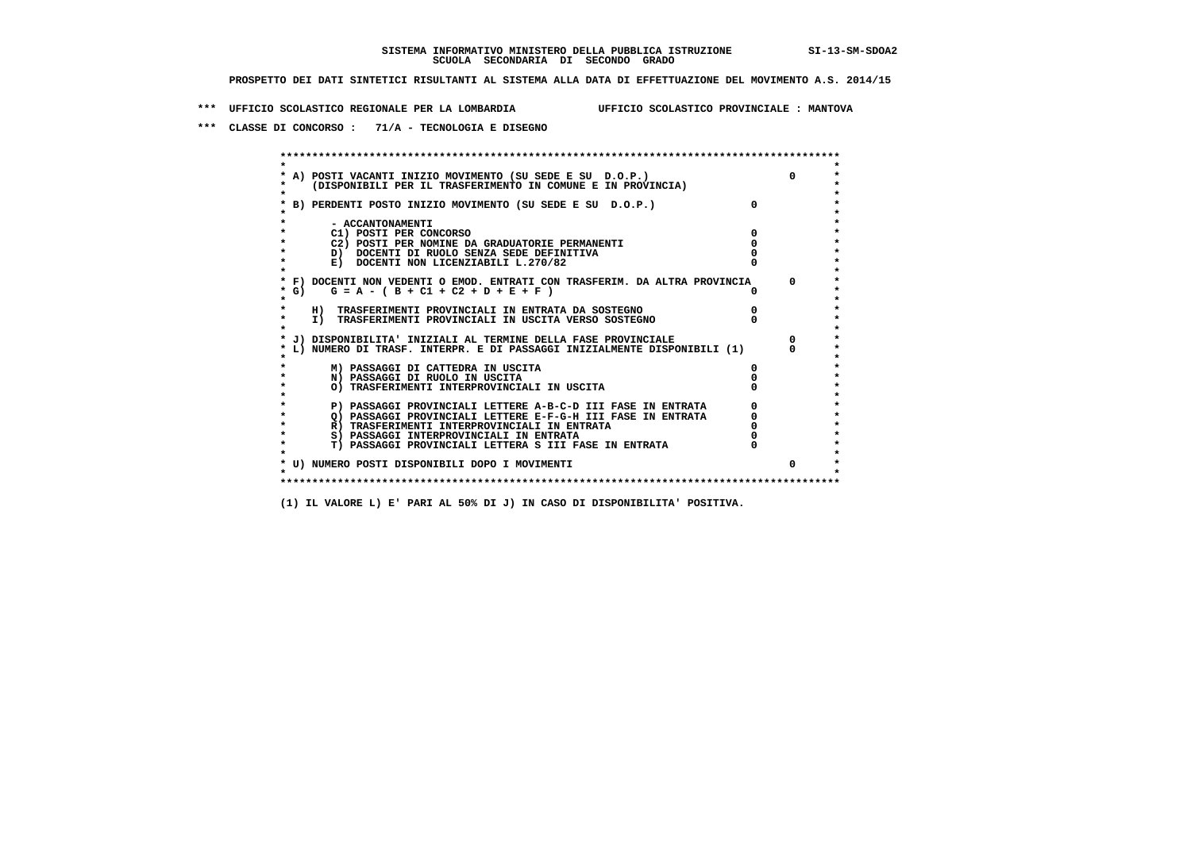SISTEMA INFORMATIVO MINISTERO DELLA PUBBLICA ISTRUZIONE SI-13-SM-SDOA2

SCUOLA SECONDARIA DI SECONDO GRADO

PROSPETTO DEI DATI SINTETICI RISULTANTI AL SISTEMA ALLA DATA DI EFFETTUAZIONE DEL MOVIMENTO A.S. 2014/15

*** UFFICIO SCOLASTICO REGIONALE PER LA LOMBARDIA UFFICIO SCOLASTICO PROVINCIALE : MANTOVA

*** CLASSE DI CONCORSO : 71/A - TECNOLOGIA E DISEGNO

| Voce | | | |
|---|---|---|---|
| A) POSTI VACANTI INIZIO MOVIMENTO (SU SEDE E SU D.O.P.) (DISPONIBILI PER IL TRASFERIMENTO IN COMUNE E IN PROVINCIA) | | | 0 |
| B) PERDENTI POSTO INIZIO MOVIMENTO (SU SEDE E SU D.O.P.) | | 0 | |
| - ACCANTONAMENTI | | | |
| C1) POSTI PER CONCORSO | 0 | | |
| C2) POSTI PER NOMINE DA GRADUATORIE PERMANENTI | 0 | | |
| D) DOCENTI DI RUOLO SENZA SEDE DEFINITIVA | 0 | | |
| E) DOCENTI NON LICENZIABILI L.270/82 | 0 | | |
| F) DOCENTI NON VEDENTI O EMOD. ENTRATI CON TRASFERIM. DA ALTRA PROVINCIA | | | 0 |
| G) G = A - ( B + C1 + C2 + D + E + F ) | | 0 | |
| H) TRASFERIMENTI PROVINCIALI IN ENTRATA DA SOSTEGNO | | 0 | |
| I) TRASFERIMENTI PROVINCIALI IN USCITA VERSO SOSTEGNO | | 0 | |
| J) DISPONIBILITA' INIZIALI AL TERMINE DELLA FASE PROVINCIALE | | | 0 |
| L) NUMERO DI TRASF. INTERPR. E DI PASSAGGI INIZIALMENTE DISPONIBILI (1) | | | 0 |
| M) PASSAGGI DI CATTEDRA IN USCITA | 0 | | |
| N) PASSAGGI DI RUOLO IN USCITA | 0 | | |
| O) TRASFERIMENTI INTERPROVINCIALI IN USCITA | 0 | | |
| P) PASSAGGI PROVINCIALI LETTERE A-B-C-D III FASE IN ENTRATA | 0 | | |
| Q) PASSAGGI PROVINCIALI LETTERE E-F-G-H III FASE IN ENTRATA | 0 | | |
| R) TRASFERIMENTI INTERPROVINCIALI IN ENTRATA | 0 | | |
| S) PASSAGGI INTERPROVINCIALI IN ENTRATA | 0 | | |
| T) PASSAGGI PROVINCIALI LETTERA S III FASE IN ENTRATA | 0 | | |
| U) NUMERO POSTI DISPONIBILI DOPO I MOVIMENTI | | | 0 |

(1) IL VALORE L) E' PARI AL 50% DI J) IN CASO DI DISPONIBILITA' POSITIVA.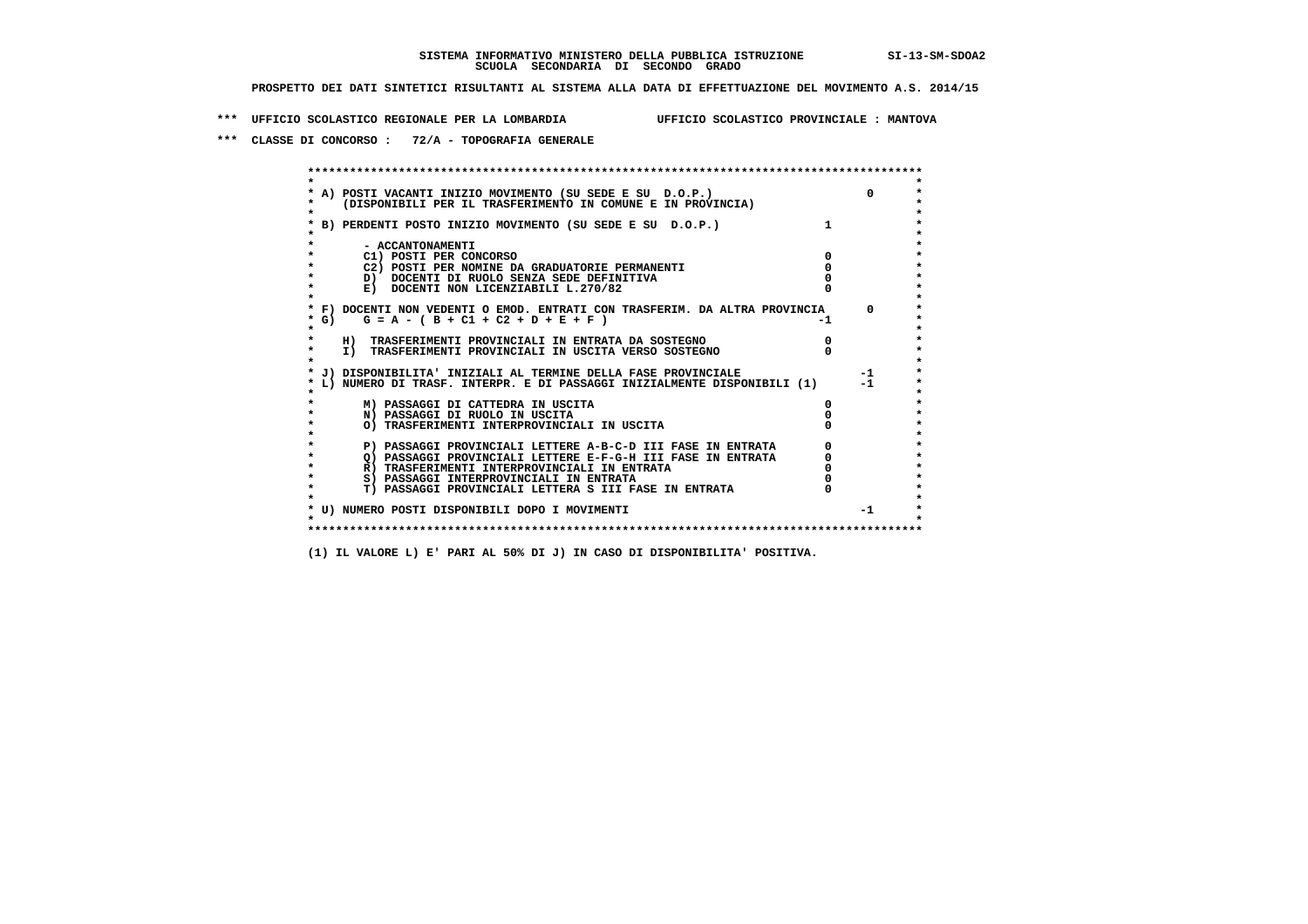**SISTEMA INFORMATIVO MINISTERO DELLA PUBBLICA ISTRUZIONE SI-13-SM-SDOA2**
**SCUOLA SECONDARIA DI SECONDO GRADO**

**PROSPETTO DEI DATI SINTETICI RISULTANTI AL SISTEMA ALLA DATA DI EFFETTUAZIONE DEL MOVIMENTO A.S. 2014/15**

**\*\*\* UFFICIO SCOLASTICO REGIONALE PER LA LOMBARDIA UFFICIO SCOLASTICO PROVINCIALE : MANTOVA**

**\*\*\* CLASSE DI CONCORSO : 72/A - TOPOGRAFIA GENERALE**

| Voce | | | |
|---|---|---|---|
| A) POSTI VACANTI INIZIO MOVIMENTO (SU SEDE E SU D.O.P.) (DISPONIBILI PER IL TRASFERIMENTO IN COMUNE E IN PROVINCIA) | | | 0 |
| B) PERDENTI POSTO INIZIO MOVIMENTO (SU SEDE E SU D.O.P.) | | 1 | |
| - ACCANTONAMENTI | | | |
| C1) POSTI PER CONCORSO | 0 | | |
| C2) POSTI PER NOMINE DA GRADUATORIE PERMANENTI | 0 | | |
| D) DOCENTI DI RUOLO SENZA SEDE DEFINITIVA | 0 | | |
| E) DOCENTI NON LICENZIABILI L.270/82 | 0 | | |
| F) DOCENTI NON VEDENTI O EMOD. ENTRATI CON TRASFERIM. DA ALTRA PROVINCIA | | | 0 |
| G) G = A - ( B + C1 + C2 + D + E + F ) | | -1 | |
| H) TRASFERIMENTI PROVINCIALI IN ENTRATA DA SOSTEGNO | 0 | | |
| I) TRASFERIMENTI PROVINCIALI IN USCITA VERSO SOSTEGNO | 0 | | |
| J) DISPONIBILITA' INIZIALI AL TERMINE DELLA FASE PROVINCIALE | | | -1 |
| L) NUMERO DI TRASF. INTERPR. E DI PASSAGGI INIZIALMENTE DISPONIBILI (1) | | | -1 |
| M) PASSAGGI DI CATTEDRA IN USCITA | 0 | | |
| N) PASSAGGI DI RUOLO IN USCITA | 0 | | |
| O) TRASFERIMENTI INTERPROVINCIALI IN USCITA | 0 | | |
| P) PASSAGGI PROVINCIALI LETTERE A-B-C-D III FASE IN ENTRATA | 0 | | |
| Q) PASSAGGI PROVINCIALI LETTERE E-F-G-H III FASE IN ENTRATA | 0 | | |
| R) TRASFERIMENTI INTERPROVINCIALI IN ENTRATA | 0 | | |
| S) PASSAGGI INTERPROVINCIALI IN ENTRATA | 0 | | |
| T) PASSAGGI PROVINCIALI LETTERA S III FASE IN ENTRATA | 0 | | |
| U) NUMERO POSTI DISPONIBILI DOPO I MOVIMENTI | | | -1 |

**(1) IL VALORE L) E' PARI AL 50% DI J) IN CASO DI DISPONIBILITA' POSITIVA.**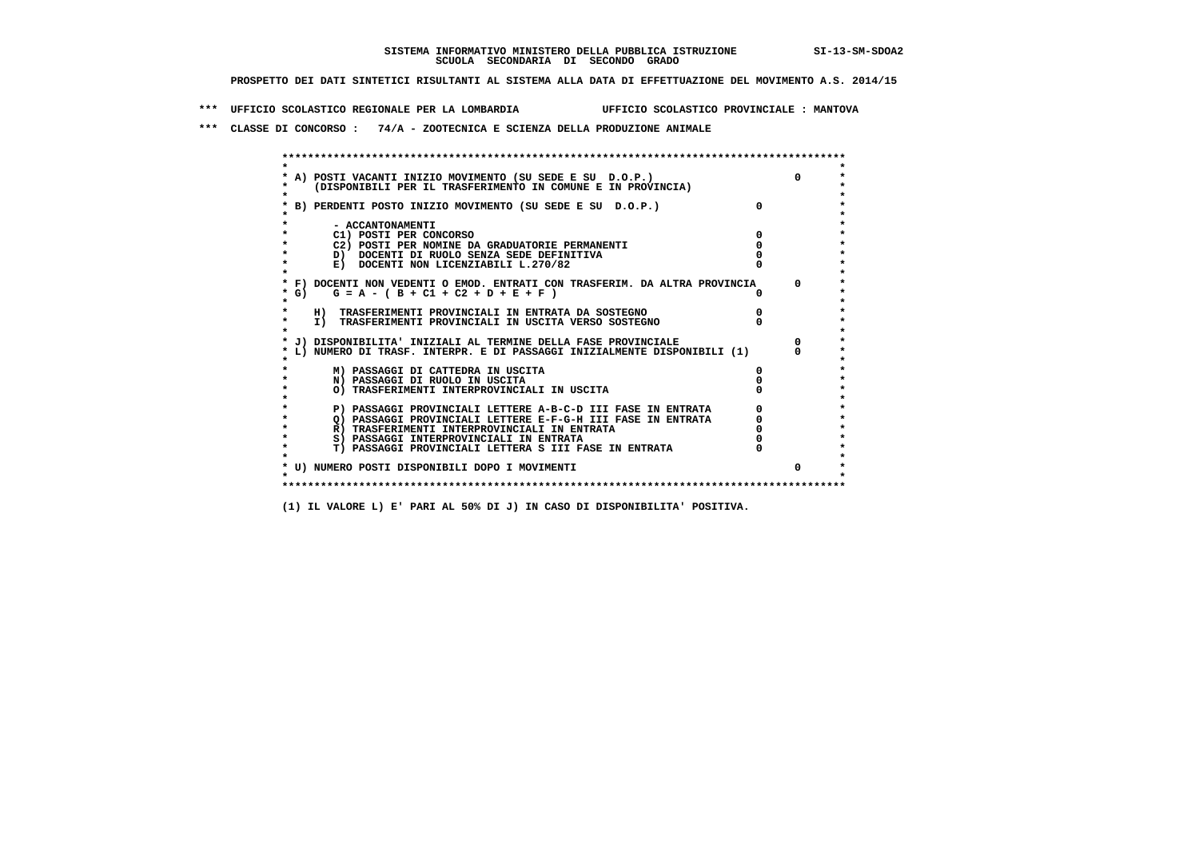SISTEMA INFORMATIVO MINISTERO DELLA PUBBLICA ISTRUZIONE SI-13-SM-SDOA2
SCUOLA SECONDARIA DI SECONDO GRADO

PROSPETTO DEI DATI SINTETICI RISULTANTI AL SISTEMA ALLA DATA DI EFFETTUAZIONE DEL MOVIMENTO A.S. 2014/15

*** UFFICIO SCOLASTICO REGIONALE PER LA LOMBARDIA UFFICIO SCOLASTICO PROVINCIALE : MANTOVA

*** CLASSE DI CONCORSO : 74/A - ZOOTECNICA E SCIENZA DELLA PRODUZIONE ANIMALE

| Voce | | |
|---|---|---|
| A) POSTI VACANTI INIZIO MOVIMENTO (SU SEDE E SU D.O.P.) (DISPONIBILI PER IL TRASFERIMENTO IN COMUNE E IN PROVINCIA) | | 0 |
| B) PERDENTI POSTO INIZIO MOVIMENTO (SU SEDE E SU D.O.P.) | 0 | |
| - ACCANTONAMENTI | | |
| C1) POSTI PER CONCORSO | 0 | |
| C2) POSTI PER NOMINE DA GRADUATORIE PERMANENTI | 0 | |
| D) DOCENTI DI RUOLO SENZA SEDE DEFINITIVA | 0 | |
| E) DOCENTI NON LICENZIABILI L.270/82 | 0 | |
| F) DOCENTI NON VEDENTI O EMOD. ENTRATI CON TRASFERIM. DA ALTRA PROVINCIA | | 0 |
| G) G = A - ( B + C1 + C2 + D + E + F ) | 0 | |
| H) TRASFERIMENTI PROVINCIALI IN ENTRATA DA SOSTEGNO | 0 | |
| I) TRASFERIMENTI PROVINCIALI IN USCITA VERSO SOSTEGNO | 0 | |
| J) DISPONIBILITA' INIZIALI AL TERMINE DELLA FASE PROVINCIALE | | 0 |
| L) NUMERO DI TRASF. INTERPR. E DI PASSAGGI INIZIALMENTE DISPONIBILI (1) | | 0 |
| M) PASSAGGI DI CATTEDRA IN USCITA | 0 | |
| N) PASSAGGI DI RUOLO IN USCITA | 0 | |
| O) TRASFERIMENTI INTERPROVINCIALI IN USCITA | 0 | |
| P) PASSAGGI PROVINCIALI LETTERE A-B-C-D III FASE IN ENTRATA | 0 | |
| Q) PASSAGGI PROVINCIALI LETTERE E-F-G-H III FASE IN ENTRATA | 0 | |
| R) TRASFERIMENTI INTERPROVINCIALI IN ENTRATA | 0 | |
| S) PASSAGGI INTERPROVINCIALI IN ENTRATA | 0 | |
| T) PASSAGGI PROVINCIALI LETTERA S III FASE IN ENTRATA | 0 | |
| U) NUMERO POSTI DISPONIBILI DOPO I MOVIMENTI | | 0 |

(1) IL VALORE L) E' PARI AL 50% DI J) IN CASO DI DISPONIBILITA' POSITIVA.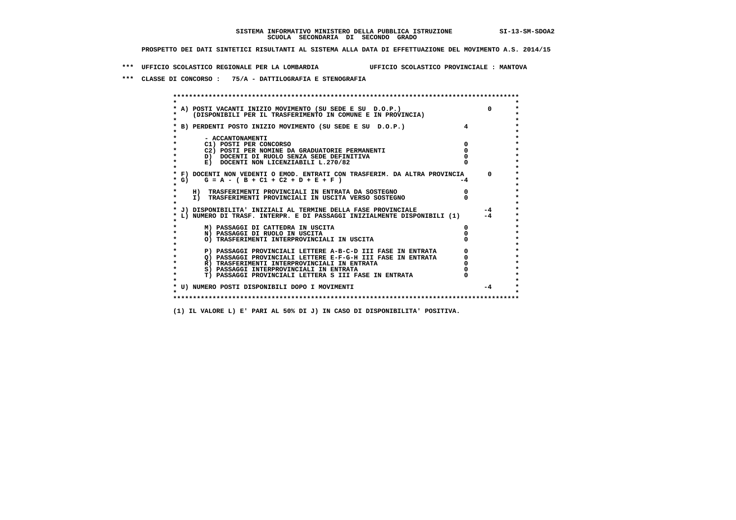SISTEMA INFORMATIVO MINISTERO DELLA PUBBLICA ISTRUZIONE SI-13-SM-SDOA2

SCUOLA SECONDARIA DI SECONDO GRADO

PROSPETTO DEI DATI SINTETICI RISULTANTI AL SISTEMA ALLA DATA DI EFFETTUAZIONE DEL MOVIMENTO A.S. 2014/15

*** UFFICIO SCOLASTICO REGIONALE PER LA LOMBARDIA UFFICIO SCOLASTICO PROVINCIALE : MANTOVA

*** CLASSE DI CONCORSO : 75/A - DATTILOGRAFIA E STENOGRAFIA

| Voce | | |
|---|---|---|
| A) POSTI VACANTI INIZIO MOVIMENTO (SU SEDE E SU D.O.P.) (DISPONIBILI PER IL TRASFERIMENTO IN COMUNE E IN PROVINCIA) | | 0 |
| B) PERDENTI POSTO INIZIO MOVIMENTO (SU SEDE E SU D.O.P.) | 4 | |
| - ACCANTONAMENTI | | |
| C1) POSTI PER CONCORSO | 0 | |
| C2) POSTI PER NOMINE DA GRADUATORIE PERMANENTI | 0 | |
| D) DOCENTI DI RUOLO SENZA SEDE DEFINITIVA | 0 | |
| E) DOCENTI NON LICENZIABILI L.270/82 | 0 | |
| F) DOCENTI NON VEDENTI O EMOD. ENTRATI CON TRASFERIM. DA ALTRA PROVINCIA | | 0 |
| G) G = A - ( B + C1 + C2 + D + E + F ) | -4 | |
| H) TRASFERIMENTI PROVINCIALI IN ENTRATA DA SOSTEGNO | 0 | |
| I) TRASFERIMENTI PROVINCIALI IN USCITA VERSO SOSTEGNO | 0 | |
| J) DISPONIBILITA' INIZIALI AL TERMINE DELLA FASE PROVINCIALE | | -4 |
| L) NUMERO DI TRASF. INTERPR. E DI PASSAGGI INIZIALMENTE DISPONIBILI (1) | | -4 |
| M) PASSAGGI DI CATTEDRA IN USCITA | 0 | |
| N) PASSAGGI DI RUOLO IN USCITA | 0 | |
| O) TRASFERIMENTI INTERPROVINCIALI IN USCITA | 0 | |
| P) PASSAGGI PROVINCIALI LETTERE A-B-C-D III FASE IN ENTRATA | 0 | |
| Q) PASSAGGI PROVINCIALI LETTERE E-F-G-H III FASE IN ENTRATA | 0 | |
| R) TRASFERIMENTI INTERPROVINCIALI IN ENTRATA | 0 | |
| S) PASSAGGI INTERPROVINCIALI IN ENTRATA | 0 | |
| T) PASSAGGI PROVINCIALI LETTERA S III FASE IN ENTRATA | 0 | |
| U) NUMERO POSTI DISPONIBILI DOPO I MOVIMENTI | | -4 |

(1) IL VALORE L) E' PARI AL 50% DI J) IN CASO DI DISPONIBILITA' POSITIVA.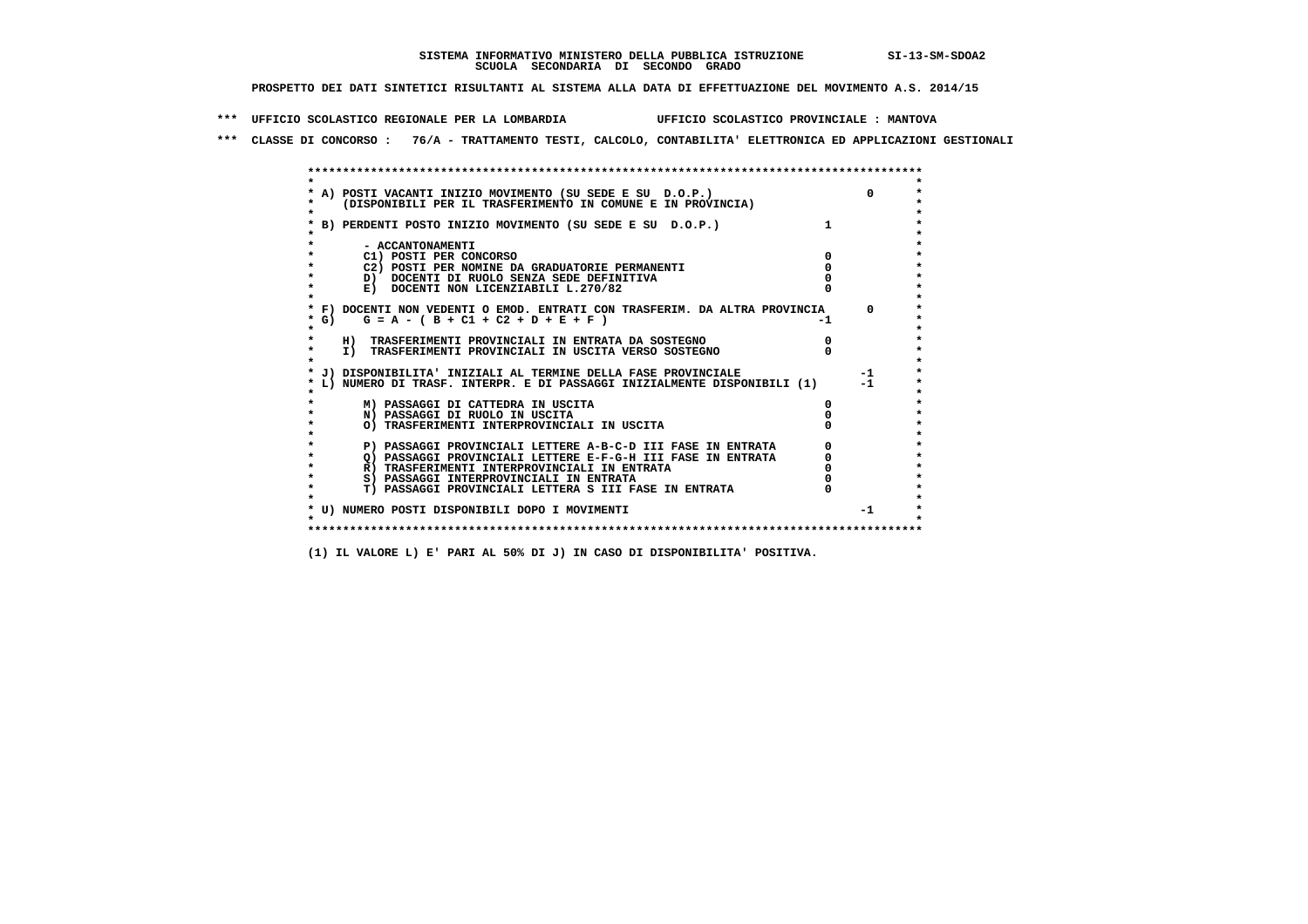SISTEMA INFORMATIVO MINISTERO DELLA PUBBLICA ISTRUZIONE SI-13-SM-SDOA2
SCUOLA SECONDARIA DI SECONDO GRADO

PROSPETTO DEI DATI SINTETICI RISULTANTI AL SISTEMA ALLA DATA DI EFFETTUAZIONE DEL MOVIMENTO A.S. 2014/15

*** UFFICIO SCOLASTICO REGIONALE PER LA LOMBARDIA UFFICIO SCOLASTICO PROVINCIALE : MANTOVA

*** CLASSE DI CONCORSO : 76/A - TRATTAMENTO TESTI, CALCOLO, CONTABILITA' ELETTRONICA ED APPLICAZIONI GESTIONALI

| | | |
|---|---|---|
| A) POSTI VACANTI INIZIO MOVIMENTO (SU SEDE E SU D.O.P.) (DISPONIBILI PER IL TRASFERIMENTO IN COMUNE E IN PROVINCIA) | | 0 |
| B) PERDENTI POSTO INIZIO MOVIMENTO (SU SEDE E SU D.O.P.) | 1 | |
| - ACCANTONAMENTI | | |
| C1) POSTI PER CONCORSO | 0 | |
| C2) POSTI PER NOMINE DA GRADUATORIE PERMANENTI | 0 | |
| D) DOCENTI DI RUOLO SENZA SEDE DEFINITIVA | 0 | |
| E) DOCENTI NON LICENZIABILI L.270/82 | 0 | |
| F) DOCENTI NON VEDENTI O EMOD. ENTRATI CON TRASFERIM. DA ALTRA PROVINCIA | | 0 |
| G) G = A - ( B + C1 + C2 + D + E + F ) | -1 | |
| H) TRASFERIMENTI PROVINCIALI IN ENTRATA DA SOSTEGNO | 0 | |
| I) TRASFERIMENTI PROVINCIALI IN USCITA VERSO SOSTEGNO | 0 | |
| J) DISPONIBILITA' INIZIALI AL TERMINE DELLA FASE PROVINCIALE | | -1 |
| L) NUMERO DI TRASF. INTERPR. E DI PASSAGGI INIZIALMENTE DISPONIBILI (1) | | -1 |
| M) PASSAGGI DI CATTEDRA IN USCITA | 0 | |
| N) PASSAGGI DI RUOLO IN USCITA | 0 | |
| O) TRASFERIMENTI INTERPROVINCIALI IN USCITA | 0 | |
| P) PASSAGGI PROVINCIALI LETTERE A-B-C-D III FASE IN ENTRATA | 0 | |
| Q) PASSAGGI PROVINCIALI LETTERE E-F-G-H III FASE IN ENTRATA | 0 | |
| R) TRASFERIMENTI INTERPROVINCIALI IN ENTRATA | 0 | |
| S) PASSAGGI INTERPROVINCIALI IN ENTRATA | 0 | |
| T) PASSAGGI PROVINCIALI LETTERA S III FASE IN ENTRATA | 0 | |
| U) NUMERO POSTI DISPONIBILI DOPO I MOVIMENTI | | -1 |

(1) IL VALORE L) E' PARI AL 50% DI J) IN CASO DI DISPONIBILITA' POSITIVA.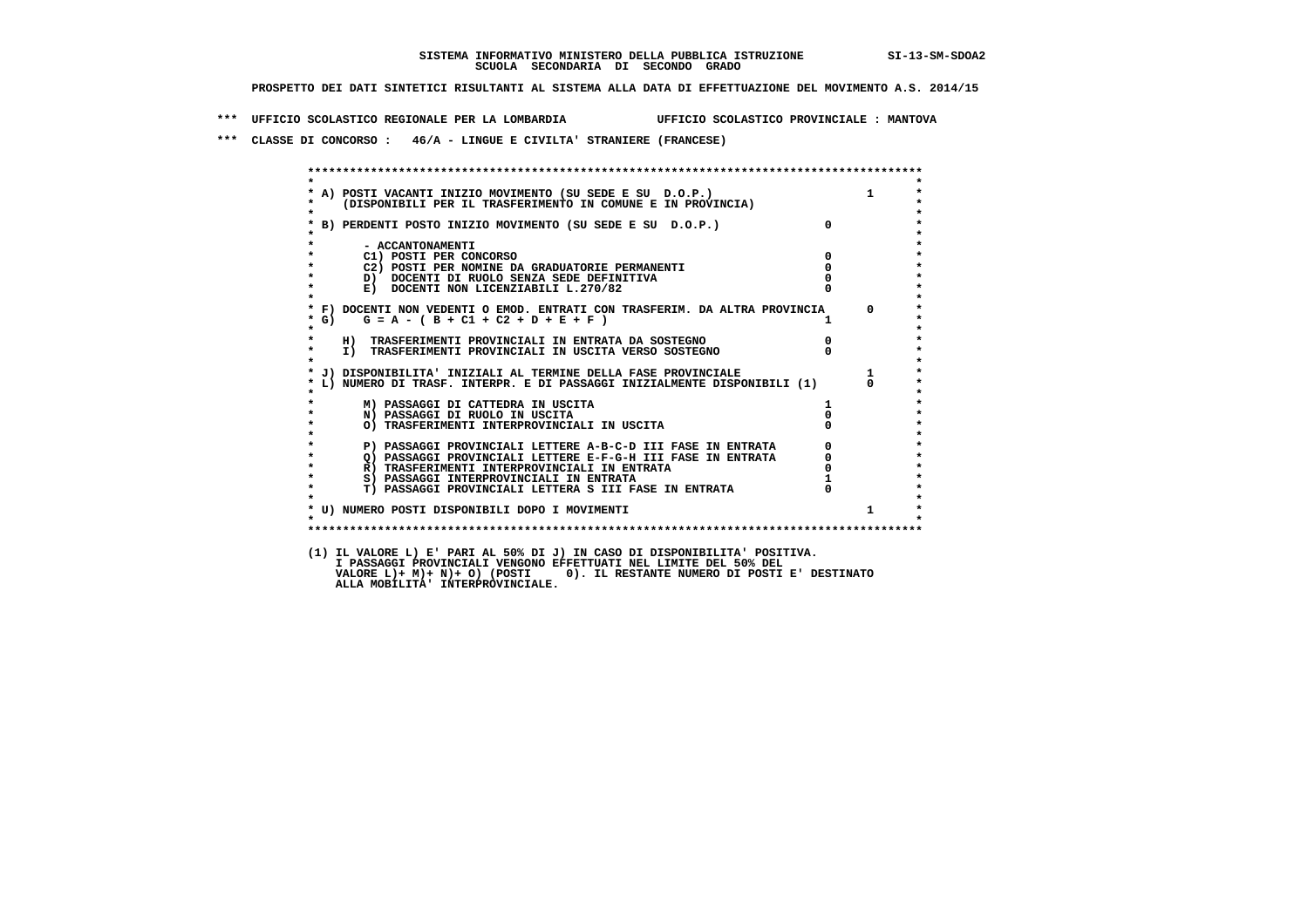SISTEMA INFORMATIVO MINISTERO DELLA PUBBLICA ISTRUZIONE SI-13-SM-SDOA2
SCUOLA SECONDARIA DI SECONDO GRADO

PROSPETTO DEI DATI SINTETICI RISULTANTI AL SISTEMA ALLA DATA DI EFFETTUAZIONE DEL MOVIMENTO A.S. 2014/15

*** UFFICIO SCOLASTICO REGIONALE PER LA LOMBARDIA UFFICIO SCOLASTICO PROVINCIALE : MANTOVA

*** CLASSE DI CONCORSO : 46/A - LINGUE E CIVILTA' STRANIERE (FRANCESE)

```
A) POSTI VACANTI INIZIO MOVIMENTO (SU SEDE E SU  D.O.P.)                          1
   (DISPONIBILI PER IL TRASFERIMENTO IN COMUNE E IN PROVINCIA)

B) PERDENTI POSTO INIZIO MOVIMENTO (SU SEDE E SU  D.O.P.)              0

     - ACCANTONAMENTI
     C1) POSTI PER CONCORSO                                            0
     C2) POSTI PER NOMINE DA GRADUATORIE PERMANENTI                    0
     D)  DOCENTI DI RUOLO SENZA SEDE DEFINITIVA                        0
     E)  DOCENTI NON LICENZIABILI L.270/82                             0

F) DOCENTI NON VEDENTI O EMOD. ENTRATI CON TRASFERIM. DA ALTRA PROVINCIA      0
G)   G = A - ( B + C1 + C2 + D + E + F )                               1

   H)  TRASFERIMENTI PROVINCIALI IN ENTRATA DA SOSTEGNO                0
   I)  TRASFERIMENTI PROVINCIALI IN USCITA VERSO SOSTEGNO              0

J) DISPONIBILITA' INIZIALI AL TERMINE DELLA FASE PROVINCIALE                  1
L) NUMERO DI TRASF. INTERPR. E DI PASSAGGI INIZIALMENTE DISPONIBILI (1)       0

     M) PASSAGGI DI CATTEDRA IN USCITA                                 1
     N) PASSAGGI DI RUOLO IN USCITA                                    0
     O) TRASFERIMENTI INTERPROVINCIALI IN USCITA                       0

     P) PASSAGGI PROVINCIALI LETTERE A-B-C-D III FASE IN ENTRATA       0
     Q) PASSAGGI PROVINCIALI LETTERE E-F-G-H III FASE IN ENTRATA       0
     R) TRASFERIMENTI INTERPROVINCIALI IN ENTRATA                      0
     S) PASSAGGI INTERPROVINCIALI IN ENTRATA                           1
     T) PASSAGGI PROVINCIALI LETTERA S III FASE IN ENTRATA             0

U) NUMERO POSTI DISPONIBILI DOPO I MOVIMENTI                                  1
```

(1) IL VALORE L) E' PARI AL 50% DI J) IN CASO DI DISPONIBILITA' POSITIVA.
I PASSAGGI PROVINCIALI VENGONO EFFETTUATI NEL LIMITE DEL 50% DEL
VALORE L)+ M)+ N)+ O) (POSTI 0). IL RESTANTE NUMERO DI POSTI E' DESTINATO
ALLA MOBILITA' INTERPROVINCIALE.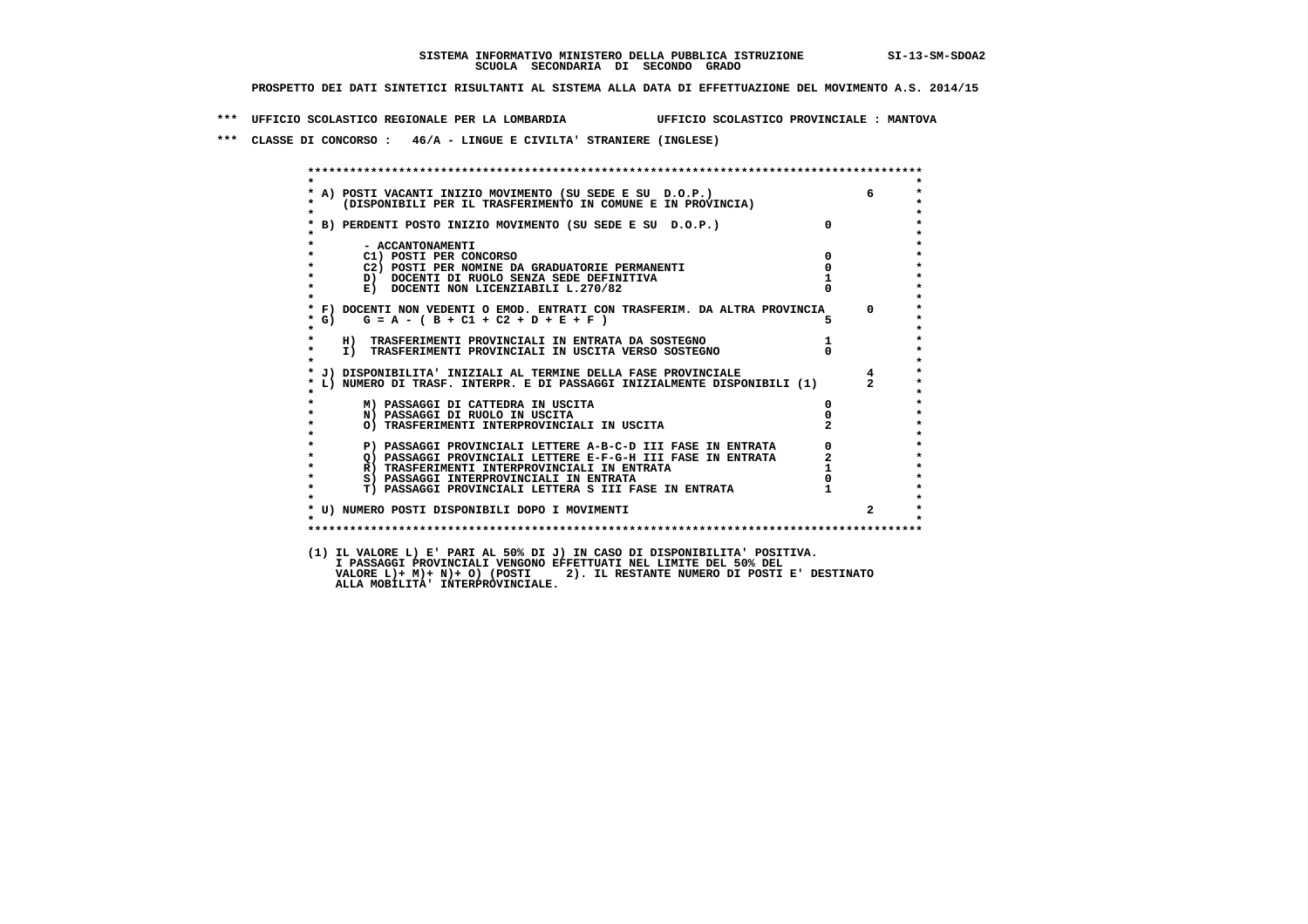SISTEMA INFORMATIVO MINISTERO DELLA PUBBLICA ISTRUZIONE SI-13-SM-SDOA2

SCUOLA SECONDARIA DI SECONDO GRADO

PROSPETTO DEI DATI SINTETICI RISULTANTI AL SISTEMA ALLA DATA DI EFFETTUAZIONE DEL MOVIMENTO A.S. 2014/15

*** UFFICIO SCOLASTICO REGIONALE PER LA LOMBARDIA UFFICIO SCOLASTICO PROVINCIALE : MANTOVA

*** CLASSE DI CONCORSO : 46/A - LINGUE E CIVILTA' STRANIERE (INGLESE)

| | | |
|---|---|---|
| A) POSTI VACANTI INIZIO MOVIMENTO (SU SEDE E SU D.O.P.) (DISPONIBILI PER IL TRASFERIMENTO IN COMUNE E IN PROVINCIA) | | 6 |
| B) PERDENTI POSTO INIZIO MOVIMENTO (SU SEDE E SU D.O.P.) | 0 | |
| - ACCANTONAMENTI | | |
| C1) POSTI PER CONCORSO | 0 | |
| C2) POSTI PER NOMINE DA GRADUATORIE PERMANENTI | 0 | |
| D) DOCENTI DI RUOLO SENZA SEDE DEFINITIVA | 1 | |
| E) DOCENTI NON LICENZIABILI L.270/82 | 0 | |
| F) DOCENTI NON VEDENTI O EMOD. ENTRATI CON TRASFERIM. DA ALTRA PROVINCIA | | 0 |
| G) G = A - ( B + C1 + C2 + D + E + F ) | 5 | |
| H) TRASFERIMENTI PROVINCIALI IN ENTRATA DA SOSTEGNO | 1 | |
| I) TRASFERIMENTI PROVINCIALI IN USCITA VERSO SOSTEGNO | 0 | |
| J) DISPONIBILITA' INIZIALI AL TERMINE DELLA FASE PROVINCIALE | | 4 |
| L) NUMERO DI TRASF. INTERPR. E DI PASSAGGI INIZIALMENTE DISPONIBILI (1) | | 2 |
| M) PASSAGGI DI CATTEDRA IN USCITA | 0 | |
| N) PASSAGGI DI RUOLO IN USCITA | 0 | |
| O) TRASFERIMENTI INTERPROVINCIALI IN USCITA | 2 | |
| P) PASSAGGI PROVINCIALI LETTERE A-B-C-D III FASE IN ENTRATA | 0 | |
| Q) PASSAGGI PROVINCIALI LETTERE E-F-G-H III FASE IN ENTRATA | 2 | |
| R) TRASFERIMENTI INTERPROVINCIALI IN ENTRATA | 1 | |
| S) PASSAGGI INTERPROVINCIALI IN ENTRATA | 0 | |
| T) PASSAGGI PROVINCIALI LETTERA S III FASE IN ENTRATA | 1 | |
| U) NUMERO POSTI DISPONIBILI DOPO I MOVIMENTI | | 2 |

(1) IL VALORE L) E' PARI AL 50% DI J) IN CASO DI DISPONIBILITA' POSITIVA.
I PASSAGGI PROVINCIALI VENGONO EFFETTUATI NEL LIMITE DEL 50% DEL
VALORE L)+ M)+ N)+ O) (POSTI 2). IL RESTANTE NUMERO DI POSTI E' DESTINATO
ALLA MOBILITA' INTERPROVINCIALE.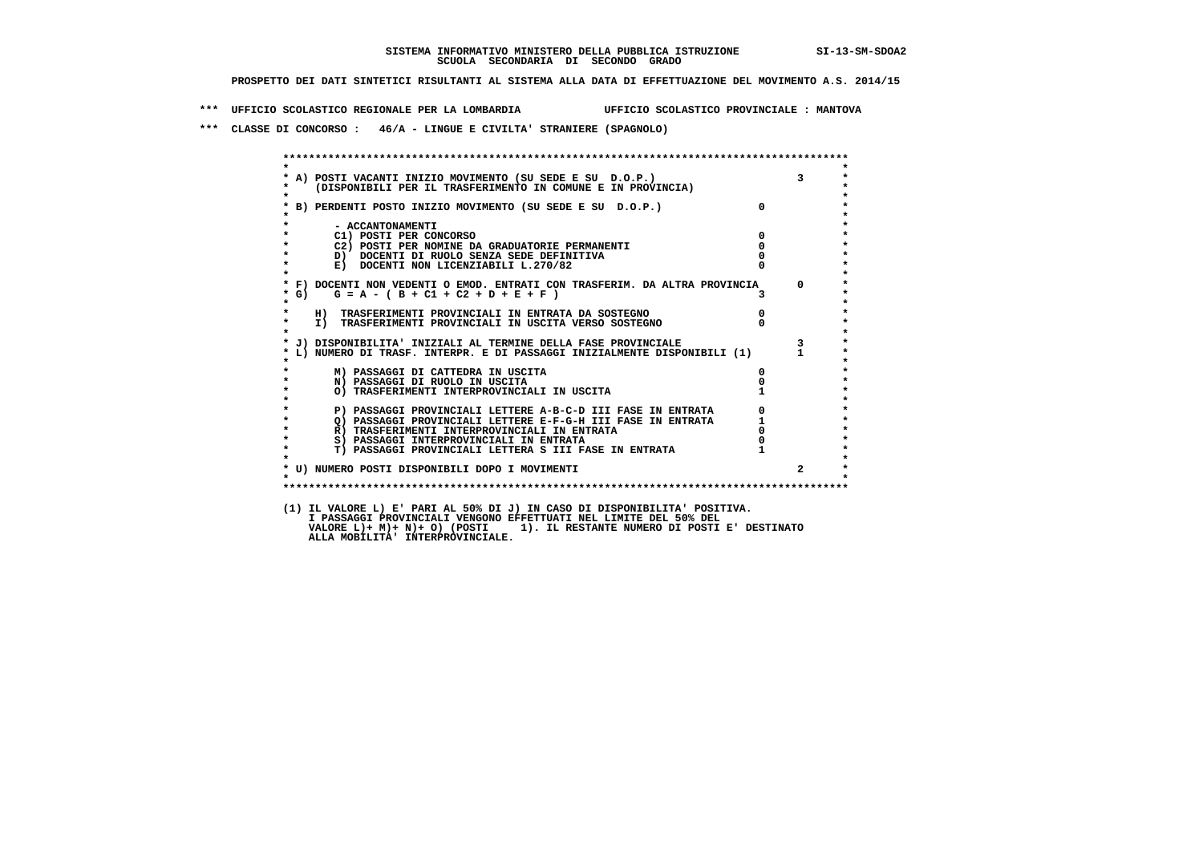**SISTEMA INFORMATIVO MINISTERO DELLA PUBBLICA ISTRUZIONE SI-13-SM-SDOA2**
**SCUOLA SECONDARIA DI SECONDO GRADO**

**PROSPETTO DEI DATI SINTETICI RISULTANTI AL SISTEMA ALLA DATA DI EFFETTUAZIONE DEL MOVIMENTO A.S. 2014/15**

*** UFFICIO SCOLASTICO REGIONALE PER LA LOMBARDIA UFFICIO SCOLASTICO PROVINCIALE : MANTOVA

*** CLASSE DI CONCORSO : 46/A - LINGUE E CIVILTA' STRANIERE (SPAGNOLO)

| Voce | | |
|---|---|---|
| A) POSTI VACANTI INIZIO MOVIMENTO (SU SEDE E SU D.O.P.) (DISPONIBILI PER IL TRASFERIMENTO IN COMUNE E IN PROVINCIA) | | 3 |
| B) PERDENTI POSTO INIZIO MOVIMENTO (SU SEDE E SU D.O.P.) | 0 | |
| - ACCANTONAMENTI | | |
| C1) POSTI PER CONCORSO | 0 | |
| C2) POSTI PER NOMINE DA GRADUATORIE PERMANENTI | 0 | |
| D) DOCENTI DI RUOLO SENZA SEDE DEFINITIVA | 0 | |
| E) DOCENTI NON LICENZIABILI L.270/82 | 0 | |
| F) DOCENTI NON VEDENTI O EMOD. ENTRATI CON TRASFERIM. DA ALTRA PROVINCIA | | 0 |
| G) G = A - ( B + C1 + C2 + D + E + F ) | 3 | |
| H) TRASFERIMENTI PROVINCIALI IN ENTRATA DA SOSTEGNO | 0 | |
| I) TRASFERIMENTI PROVINCIALI IN USCITA VERSO SOSTEGNO | 0 | |
| J) DISPONIBILITA' INIZIALI AL TERMINE DELLA FASE PROVINCIALE | | 3 |
| L) NUMERO DI TRASF. INTERPR. E DI PASSAGGI INIZIALMENTE DISPONIBILI (1) | | 1 |
| M) PASSAGGI DI CATTEDRA IN USCITA | 0 | |
| N) PASSAGGI DI RUOLO IN USCITA | 0 | |
| O) TRASFERIMENTI INTERPROVINCIALI IN USCITA | 1 | |
| P) PASSAGGI PROVINCIALI LETTERE A-B-C-D III FASE IN ENTRATA | 0 | |
| Q) PASSAGGI PROVINCIALI LETTERE E-F-G-H III FASE IN ENTRATA | 1 | |
| R) TRASFERIMENTI INTERPROVINCIALI IN ENTRATA | 0 | |
| S) PASSAGGI INTERPROVINCIALI IN ENTRATA | 0 | |
| T) PASSAGGI PROVINCIALI LETTERA S III FASE IN ENTRATA | 1 | |
| U) NUMERO POSTI DISPONIBILI DOPO I MOVIMENTI | | 2 |

(1) IL VALORE L) E' PARI AL 50% DI J) IN CASO DI DISPONIBILITA' POSITIVA.
I PASSAGGI PROVINCIALI VENGONO EFFETTUATI NEL LIMITE DEL 50% DEL
VALORE L)+ M)+ N)+ O) (POSTI 1). IL RESTANTE NUMERO DI POSTI E' DESTINATO
ALLA MOBILITA' INTERPROVINCIALE.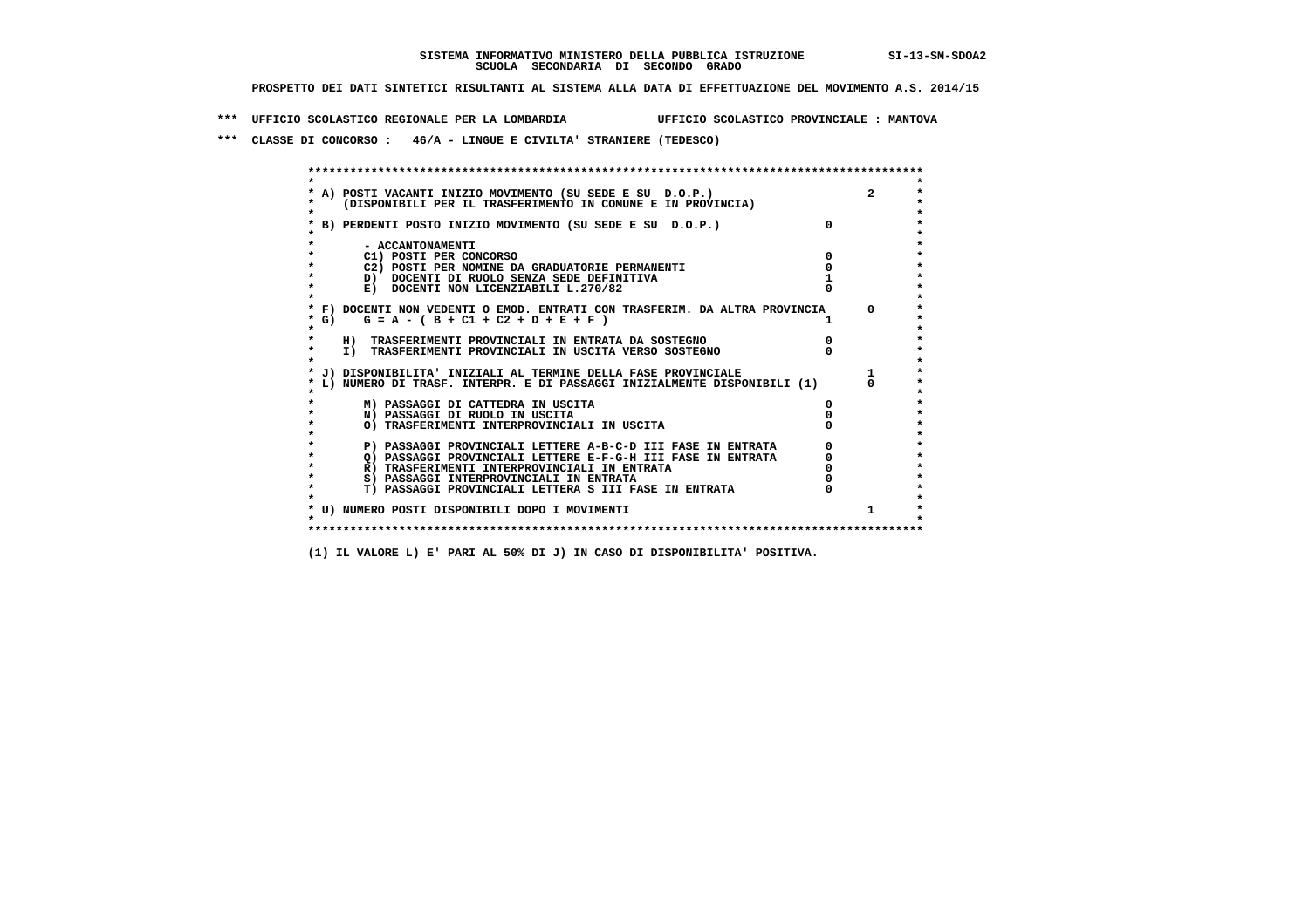**SISTEMA INFORMATIVO MINISTERO DELLA PUBBLICA ISTRUZIONE SI-13-SM-SDOA2**
**SCUOLA SECONDARIA DI SECONDO GRADO**

**PROSPETTO DEI DATI SINTETICI RISULTANTI AL SISTEMA ALLA DATA DI EFFETTUAZIONE DEL MOVIMENTO A.S. 2014/15**

**\*\*\* UFFICIO SCOLASTICO REGIONALE PER LA LOMBARDIA UFFICIO SCOLASTICO PROVINCIALE : MANTOVA**

**\*\*\* CLASSE DI CONCORSO : 46/A - LINGUE E CIVILTA' STRANIERE (TEDESCO)**

| Voce | | |
|---|---|---|
| A) POSTI VACANTI INIZIO MOVIMENTO (SU SEDE E SU D.O.P.) (DISPONIBILI PER IL TRASFERIMENTO IN COMUNE E IN PROVINCIA) | | 2 |
| B) PERDENTI POSTO INIZIO MOVIMENTO (SU SEDE E SU D.O.P.) | 0 | |
| - ACCANTONAMENTI | | |
| C1) POSTI PER CONCORSO | 0 | |
| C2) POSTI PER NOMINE DA GRADUATORIE PERMANENTI | 0 | |
| D) DOCENTI DI RUOLO SENZA SEDE DEFINITIVA | 1 | |
| E) DOCENTI NON LICENZIABILI L.270/82 | 0 | |
| F) DOCENTI NON VEDENTI O EMOD. ENTRATI CON TRASFERIM. DA ALTRA PROVINCIA | | 0 |
| G) G = A - ( B + C1 + C2 + D + E + F ) | 1 | |
| H) TRASFERIMENTI PROVINCIALI IN ENTRATA DA SOSTEGNO | 0 | |
| I) TRASFERIMENTI PROVINCIALI IN USCITA VERSO SOSTEGNO | 0 | |
| J) DISPONIBILITA' INIZIALI AL TERMINE DELLA FASE PROVINCIALE | | 1 |
| L) NUMERO DI TRASF. INTERPR. E DI PASSAGGI INIZIALMENTE DISPONIBILI (1) | | 0 |
| M) PASSAGGI DI CATTEDRA IN USCITA | 0 | |
| N) PASSAGGI DI RUOLO IN USCITA | 0 | |
| O) TRASFERIMENTI INTERPROVINCIALI IN USCITA | 0 | |
| P) PASSAGGI PROVINCIALI LETTERE A-B-C-D III FASE IN ENTRATA | 0 | |
| Q) PASSAGGI PROVINCIALI LETTERE E-F-G-H III FASE IN ENTRATA | 0 | |
| R) TRASFERIMENTI INTERPROVINCIALI IN ENTRATA | 0 | |
| S) PASSAGGI INTERPROVINCIALI IN ENTRATA | 0 | |
| T) PASSAGGI PROVINCIALI LETTERA S III FASE IN ENTRATA | 0 | |
| U) NUMERO POSTI DISPONIBILI DOPO I MOVIMENTI | | 1 |

**(1) IL VALORE L) E' PARI AL 50% DI J) IN CASO DI DISPONIBILITA' POSITIVA.**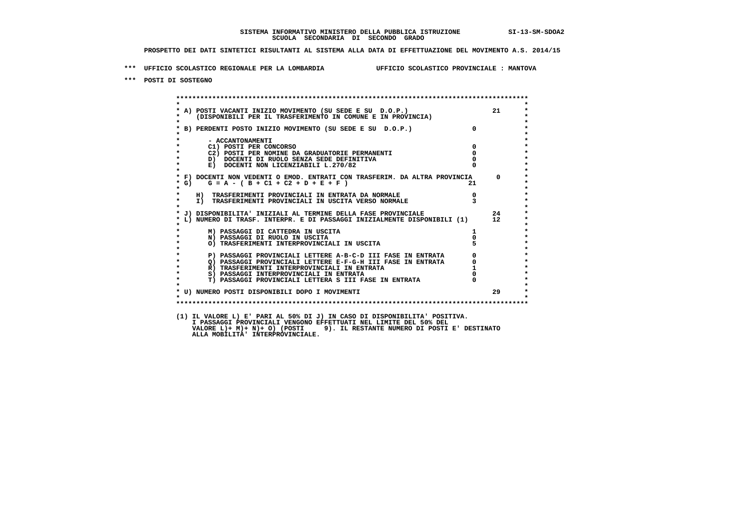SISTEMA INFORMATIVO MINISTERO DELLA PUBBLICA ISTRUZIONE SI-13-SM-SDOA2
SCUOLA SECONDARIA DI SECONDO GRADO

PROSPETTO DEI DATI SINTETICI RISULTANTI AL SISTEMA ALLA DATA DI EFFETTUAZIONE DEL MOVIMENTO A.S. 2014/15

*** UFFICIO SCOLASTICO REGIONALE PER LA LOMBARDIA UFFICIO SCOLASTICO PROVINCIALE : MANTOVA

*** POSTI DI SOSTEGNO

| | | |
|---|---|---|
| A) POSTI VACANTI INIZIO MOVIMENTO (SU SEDE E SU D.O.P.) (DISPONIBILI PER IL TRASFERIMENTO IN COMUNE E IN PROVINCIA) | | 21 |
| B) PERDENTI POSTO INIZIO MOVIMENTO (SU SEDE E SU D.O.P.) | 0 | |
| - ACCANTONAMENTI | | |
| C1) POSTI PER CONCORSO | 0 | |
| C2) POSTI PER NOMINE DA GRADUATORIE PERMANENTI | 0 | |
| D) DOCENTI DI RUOLO SENZA SEDE DEFINITIVA | 0 | |
| E) DOCENTI NON LICENZIABILI L.270/82 | 0 | |
| F) DOCENTI NON VEDENTI O EMOD. ENTRATI CON TRASFERIM. DA ALTRA PROVINCIA | | 0 |
| G) G = A - ( B + C1 + C2 + D + E + F ) | 21 | |
| H) TRASFERIMENTI PROVINCIALI IN ENTRATA DA NORMALE | 0 | |
| I) TRASFERIMENTI PROVINCIALI IN USCITA VERSO NORMALE | 3 | |
| J) DISPONIBILITA' INIZIALI AL TERMINE DELLA FASE PROVINCIALE | | 24 |
| L) NUMERO DI TRASF. INTERPR. E DI PASSAGGI INIZIALMENTE DISPONIBILI (1) | | 12 |
| M) PASSAGGI DI CATTEDRA IN USCITA | 1 | |
| N) PASSAGGI DI RUOLO IN USCITA | 0 | |
| O) TRASFERIMENTI INTERPROVINCIALI IN USCITA | 5 | |
| P) PASSAGGI PROVINCIALI LETTERE A-B-C-D III FASE IN ENTRATA | 0 | |
| Q) PASSAGGI PROVINCIALI LETTERE E-F-G-H III FASE IN ENTRATA | 0 | |
| R) TRASFERIMENTI INTERPROVINCIALI IN ENTRATA | 1 | |
| S) PASSAGGI INTERPROVINCIALI IN ENTRATA | 0 | |
| T) PASSAGGI PROVINCIALI LETTERA S III FASE IN ENTRATA | 0 | |
| U) NUMERO POSTI DISPONIBILI DOPO I MOVIMENTI | | 29 |

(1) IL VALORE L) E' PARI AL 50% DI J) IN CASO DI DISPONIBILITA' POSITIVA.
I PASSAGGI PROVINCIALI VENGONO EFFETTUATI NEL LIMITE DEL 50% DEL
VALORE L)+ M)+ N)+ O) (POSTI 9). IL RESTANTE NUMERO DI POSTI E' DESTINATO
ALLA MOBILITA' INTERPROVINCIALE.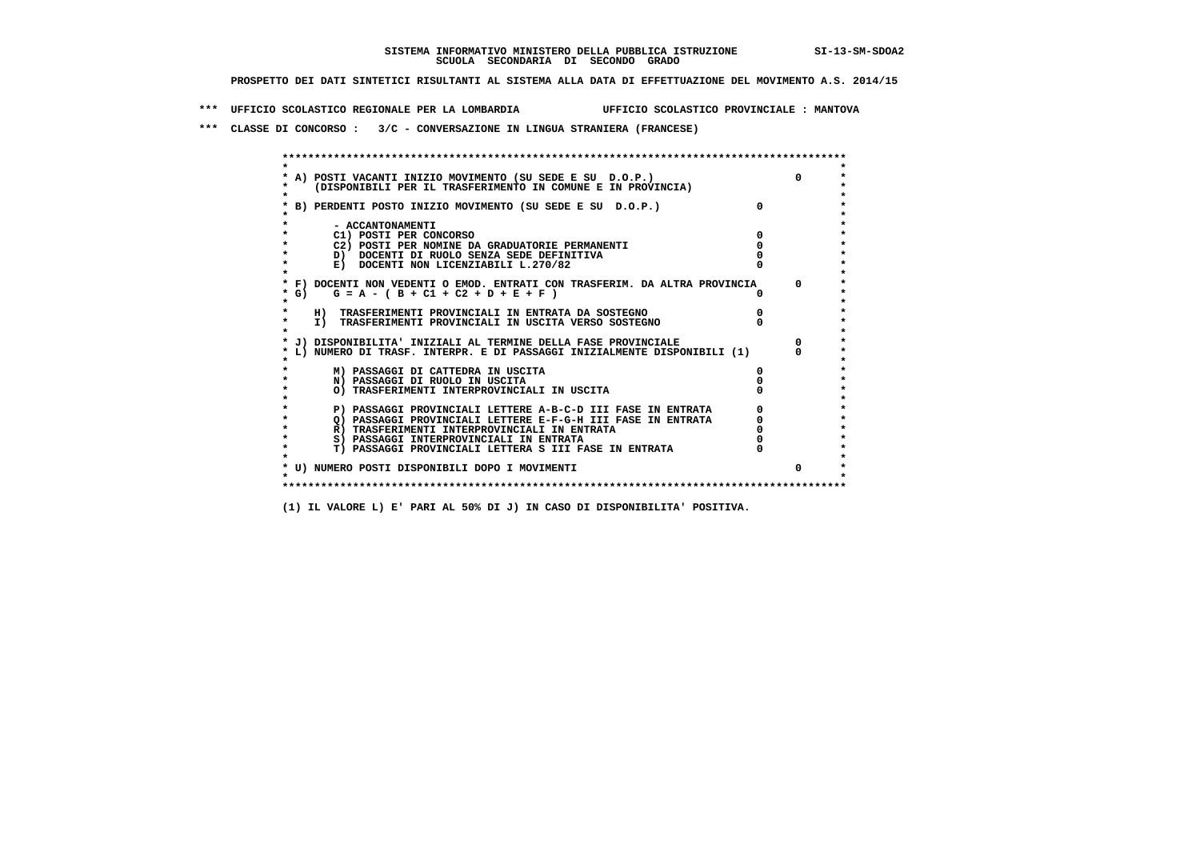**SISTEMA INFORMATIVO MINISTERO DELLA PUBBLICA ISTRUZIONE SI-13-SM-SDOA2**
**SCUOLA SECONDARIA DI SECONDO GRADO**

**PROSPETTO DEI DATI SINTETICI RISULTANTI AL SISTEMA ALLA DATA DI EFFETTUAZIONE DEL MOVIMENTO A.S. 2014/15**

**\*\*\* UFFICIO SCOLASTICO REGIONALE PER LA LOMBARDIA UFFICIO SCOLASTICO PROVINCIALE : MANTOVA**

**\*\*\* CLASSE DI CONCORSO : 3/C - CONVERSAZIONE IN LINGUA STRANIERA (FRANCESE)**

| Voce | | |
|---|---|---|
| A) POSTI VACANTI INIZIO MOVIMENTO (SU SEDE E SU D.O.P.) (DISPONIBILI PER IL TRASFERIMENTO IN COMUNE E IN PROVINCIA) | | 0 |
| B) PERDENTI POSTO INIZIO MOVIMENTO (SU SEDE E SU D.O.P.) | 0 | |
| - ACCANTONAMENTI | | |
| C1) POSTI PER CONCORSO | 0 | |
| C2) POSTI PER NOMINE DA GRADUATORIE PERMANENTI | 0 | |
| D) DOCENTI DI RUOLO SENZA SEDE DEFINITIVA | 0 | |
| E) DOCENTI NON LICENZIABILI L.270/82 | 0 | |
| F) DOCENTI NON VEDENTI O EMOD. ENTRATI CON TRASFERIM. DA ALTRA PROVINCIA | | 0 |
| G) G = A - ( B + C1 + C2 + D + E + F ) | 0 | |
| H) TRASFERIMENTI PROVINCIALI IN ENTRATA DA SOSTEGNO | 0 | |
| I) TRASFERIMENTI PROVINCIALI IN USCITA VERSO SOSTEGNO | 0 | |
| J) DISPONIBILITA' INIZIALI AL TERMINE DELLA FASE PROVINCIALE | | 0 |
| L) NUMERO DI TRASF. INTERPR. E DI PASSAGGI INIZIALMENTE DISPONIBILI (1) | | 0 |
| M) PASSAGGI DI CATTEDRA IN USCITA | 0 | |
| N) PASSAGGI DI RUOLO IN USCITA | 0 | |
| O) TRASFERIMENTI INTERPROVINCIALI IN USCITA | 0 | |
| P) PASSAGGI PROVINCIALI LETTERE A-B-C-D III FASE IN ENTRATA | 0 | |
| Q) PASSAGGI PROVINCIALI LETTERE E-F-G-H III FASE IN ENTRATA | 0 | |
| R) TRASFERIMENTI INTERPROVINCIALI IN ENTRATA | 0 | |
| S) PASSAGGI INTERPROVINCIALI IN ENTRATA | 0 | |
| T) PASSAGGI PROVINCIALI LETTERA S III FASE IN ENTRATA | 0 | |
| U) NUMERO POSTI DISPONIBILI DOPO I MOVIMENTI | | 0 |

**(1) IL VALORE L) E' PARI AL 50% DI J) IN CASO DI DISPONIBILITA' POSITIVA.**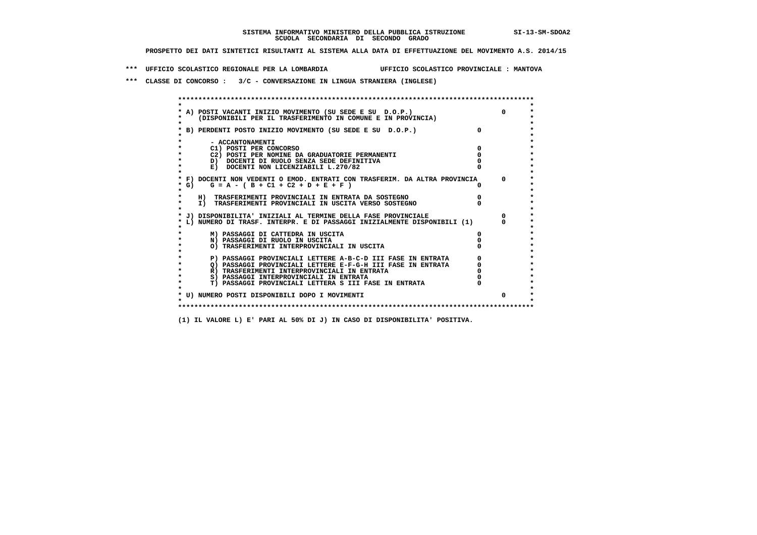SISTEMA INFORMATIVO MINISTERO DELLA PUBBLICA ISTRUZIONE SI-13-SM-SDOA2
SCUOLA SECONDARIA DI SECONDO GRADO

PROSPETTO DEI DATI SINTETICI RISULTANTI AL SISTEMA ALLA DATA DI EFFETTUAZIONE DEL MOVIMENTO A.S. 2014/15

*** UFFICIO SCOLASTICO REGIONALE PER LA LOMBARDIA UFFICIO SCOLASTICO PROVINCIALE : MANTOVA

*** CLASSE DI CONCORSO : 3/C - CONVERSAZIONE IN LINGUA STRANIERA (INGLESE)

```
******************************************************************************************
*                                                                                        *
* A) POSTI VACANTI INIZIO MOVIMENTO (SU SEDE E SU  D.O.P.)                       0       *
*     (DISPONIBILI PER IL TRASFERIMENTO IN COMUNE E IN PROVINCIA)                        *
*                                                                                        *
* B) PERDENTI POSTO INIZIO MOVIMENTO (SU SEDE E SU  D.O.P.)              0                *
*                                                                                        *
*       - ACCANTONAMENTI                                                                 *
*       C1) POSTI PER CONCORSO                                         0                 *
*       C2) POSTI PER NOMINE DA GRADUATORIE PERMANENTI                 0                 *
*       D)  DOCENTI DI RUOLO SENZA SEDE DEFINITIVA                     0                 *
*       E)  DOCENTI NON LICENZIABILI L.270/82                          0                 *
*                                                                                        *
* F) DOCENTI NON VEDENTI O EMOD. ENTRATI CON TRASFERIM. DA ALTRA PROVINCIA      0        *
* G)    G = A - ( B + C1 + C2 + D + E + F )                            0                 *
*                                                                                        *
*    H)  TRASFERIMENTI PROVINCIALI IN ENTRATA DA SOSTEGNO              0                 *
*    I)  TRASFERIMENTI PROVINCIALI IN USCITA VERSO SOSTEGNO            0                 *
*                                                                                        *
* J) DISPONIBILITA' INIZIALI AL TERMINE DELLA FASE PROVINCIALE                  0        *
* L) NUMERO DI TRASF. INTERPR. E DI PASSAGGI INIZIALMENTE DISPONIBILI (1)       0        *
*                                                                                        *
*       M) PASSAGGI DI CATTEDRA IN USCITA                              0                 *
*       N) PASSAGGI DI RUOLO IN USCITA                                 0                 *
*       O) TRASFERIMENTI INTERPROVINCIALI IN USCITA                    0                 *
*                                                                                        *
*       P) PASSAGGI PROVINCIALI LETTERE A-B-C-D III FASE IN ENTRATA    0                 *
*       Q) PASSAGGI PROVINCIALI LETTERE E-F-G-H III FASE IN ENTRATA    0                 *
*       R) TRASFERIMENTI INTERPROVINCIALI IN ENTRATA                   0                 *
*       S) PASSAGGI INTERPROVINCIALI IN ENTRATA                        0                 *
*       T) PASSAGGI PROVINCIALI LETTERA S III FASE IN ENTRATA          0                 *
*                                                                                        *
* U) NUMERO POSTI DISPONIBILI DOPO I MOVIMENTI                                  0        *
*                                                                                        *
******************************************************************************************
```

(1) IL VALORE L) E' PARI AL 50% DI J) IN CASO DI DISPONIBILITA' POSITIVA.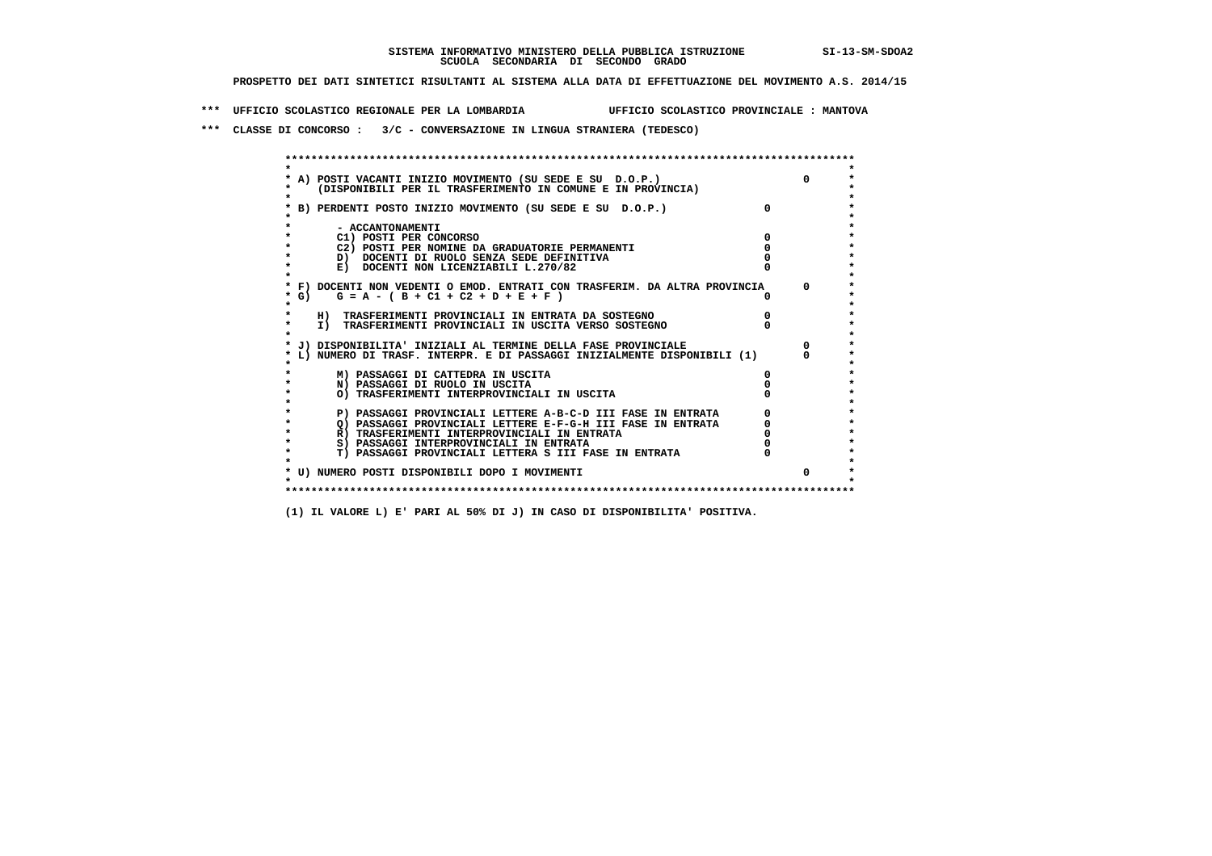SISTEMA INFORMATIVO MINISTERO DELLA PUBBLICA ISTRUZIONE SI-13-SM-SDOA2
SCUOLA SECONDARIA DI SECONDO GRADO

PROSPETTO DEI DATI SINTETICI RISULTANTI AL SISTEMA ALLA DATA DI EFFETTUAZIONE DEL MOVIMENTO A.S. 2014/15

*** UFFICIO SCOLASTICO REGIONALE PER LA LOMBARDIA UFFICIO SCOLASTICO PROVINCIALE : MANTOVA

*** CLASSE DI CONCORSO : 3/C - CONVERSAZIONE IN LINGUA STRANIERA (TEDESCO)

| Voce | | |
|---|---|---|
| A) POSTI VACANTI INIZIO MOVIMENTO (SU SEDE E SU D.O.P.) (DISPONIBILI PER IL TRASFERIMENTO IN COMUNE E IN PROVINCIA) | | 0 |
| B) PERDENTI POSTO INIZIO MOVIMENTO (SU SEDE E SU D.O.P.) | 0 | |
| - ACCANTONAMENTI | | |
| C1) POSTI PER CONCORSO | 0 | |
| C2) POSTI PER NOMINE DA GRADUATORIE PERMANENTI | 0 | |
| D) DOCENTI DI RUOLO SENZA SEDE DEFINITIVA | 0 | |
| E) DOCENTI NON LICENZIABILI L.270/82 | 0 | |
| F) DOCENTI NON VEDENTI O EMOD. ENTRATI CON TRASFERIM. DA ALTRA PROVINCIA | | 0 |
| G) G = A - ( B + C1 + C2 + D + E + F ) | 0 | |
| H) TRASFERIMENTI PROVINCIALI IN ENTRATA DA SOSTEGNO | 0 | |
| I) TRASFERIMENTI PROVINCIALI IN USCITA VERSO SOSTEGNO | 0 | |
| J) DISPONIBILITA' INIZIALI AL TERMINE DELLA FASE PROVINCIALE | | 0 |
| L) NUMERO DI TRASF. INTERPR. E DI PASSAGGI INIZIALMENTE DISPONIBILI (1) | | 0 |
| M) PASSAGGI DI CATTEDRA IN USCITA | 0 | |
| N) PASSAGGI DI RUOLO IN USCITA | 0 | |
| O) TRASFERIMENTI INTERPROVINCIALI IN USCITA | 0 | |
| P) PASSAGGI PROVINCIALI LETTERE A-B-C-D III FASE IN ENTRATA | 0 | |
| Q) PASSAGGI PROVINCIALI LETTERE E-F-G-H III FASE IN ENTRATA | 0 | |
| R) TRASFERIMENTI INTERPROVINCIALI IN ENTRATA | 0 | |
| S) PASSAGGI INTERPROVINCIALI IN ENTRATA | 0 | |
| T) PASSAGGI PROVINCIALI LETTERA S III FASE IN ENTRATA | 0 | |
| U) NUMERO POSTI DISPONIBILI DOPO I MOVIMENTI | | 0 |

(1) IL VALORE L) E' PARI AL 50% DI J) IN CASO DI DISPONIBILITA' POSITIVA.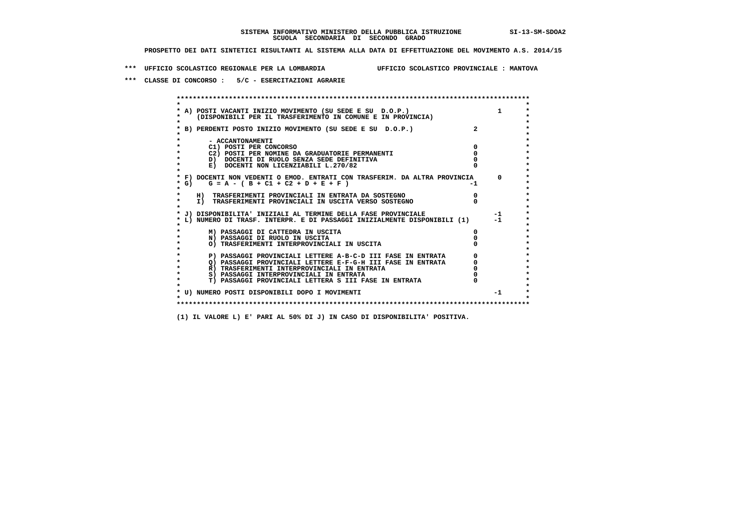SISTEMA INFORMATIVO MINISTERO DELLA PUBBLICA ISTRUZIONE SI-13-SM-SDOA2
SCUOLA SECONDARIA DI SECONDO GRADO

PROSPETTO DEI DATI SINTETICI RISULTANTI AL SISTEMA ALLA DATA DI EFFETTUAZIONE DEL MOVIMENTO A.S. 2014/15

*** UFFICIO SCOLASTICO REGIONALE PER LA LOMBARDIA UFFICIO SCOLASTICO PROVINCIALE : MANTOVA

*** CLASSE DI CONCORSO : 5/C - ESERCITAZIONI AGRARIE

```
******************************************************************************************
*                                                                                        *
* A) POSTI VACANTI INIZIO MOVIMENTO (SU SEDE E SU  D.O.P.)                        1      *
*     (DISPONIBILI PER IL TRASFERIMENTO IN COMUNE E IN PROVINCIA)                        *
*                                                                                        *
* B) PERDENTI POSTO INIZIO MOVIMENTO (SU SEDE E SU  D.O.P.)              2               *
*                                                                                        *
*       - ACCANTONAMENTI                                                                 *
*       C1) POSTI PER CONCORSO                                           0               *
*       C2) POSTI PER NOMINE DA GRADUATORIE PERMANENTI                   0               *
*       D)  DOCENTI DI RUOLO SENZA SEDE DEFINITIVA                       0               *
*       E)  DOCENTI NON LICENZIABILI L.270/82                            0               *
*                                                                                        *
* F) DOCENTI NON VEDENTI O EMOD. ENTRATI CON TRASFERIM. DA ALTRA PROVINCIA        0      *
* G)    G = A - ( B + C1 + C2 + D + E + F )                             -1               *
*                                                                                        *
*    H)  TRASFERIMENTI PROVINCIALI IN ENTRATA DA SOSTEGNO                0               *
*    I)  TRASFERIMENTI PROVINCIALI IN USCITA VERSO SOSTEGNO              0               *
*                                                                                        *
* J) DISPONIBILITA' INIZIALI AL TERMINE DELLA FASE PROVINCIALE                   -1      *
* L) NUMERO DI TRASF. INTERPR. E DI PASSAGGI INIZIALMENTE DISPONIBILI (1)        -1      *
*                                                                                        *
*       M) PASSAGGI DI CATTEDRA IN USCITA                                0               *
*       N) PASSAGGI DI RUOLO IN USCITA                                   0               *
*       O) TRASFERIMENTI INTERPROVINCIALI IN USCITA                      0               *
*                                                                                        *
*       P) PASSAGGI PROVINCIALI LETTERE A-B-C-D III FASE IN ENTRATA      0               *
*       Q) PASSAGGI PROVINCIALI LETTERE E-F-G-H III FASE IN ENTRATA      0               *
*       R) TRASFERIMENTI INTERPROVINCIALI IN ENTRATA                     0               *
*       S) PASSAGGI INTERPROVINCIALI IN ENTRATA                          0               *
*       T) PASSAGGI PROVINCIALI LETTERA S III FASE IN ENTRATA            0               *
*                                                                                        *
* U) NUMERO POSTI DISPONIBILI DOPO I MOVIMENTI                                   -1      *
*                                                                                        *
******************************************************************************************
```

(1) IL VALORE L) E' PARI AL 50% DI J) IN CASO DI DISPONIBILITA' POSITIVA.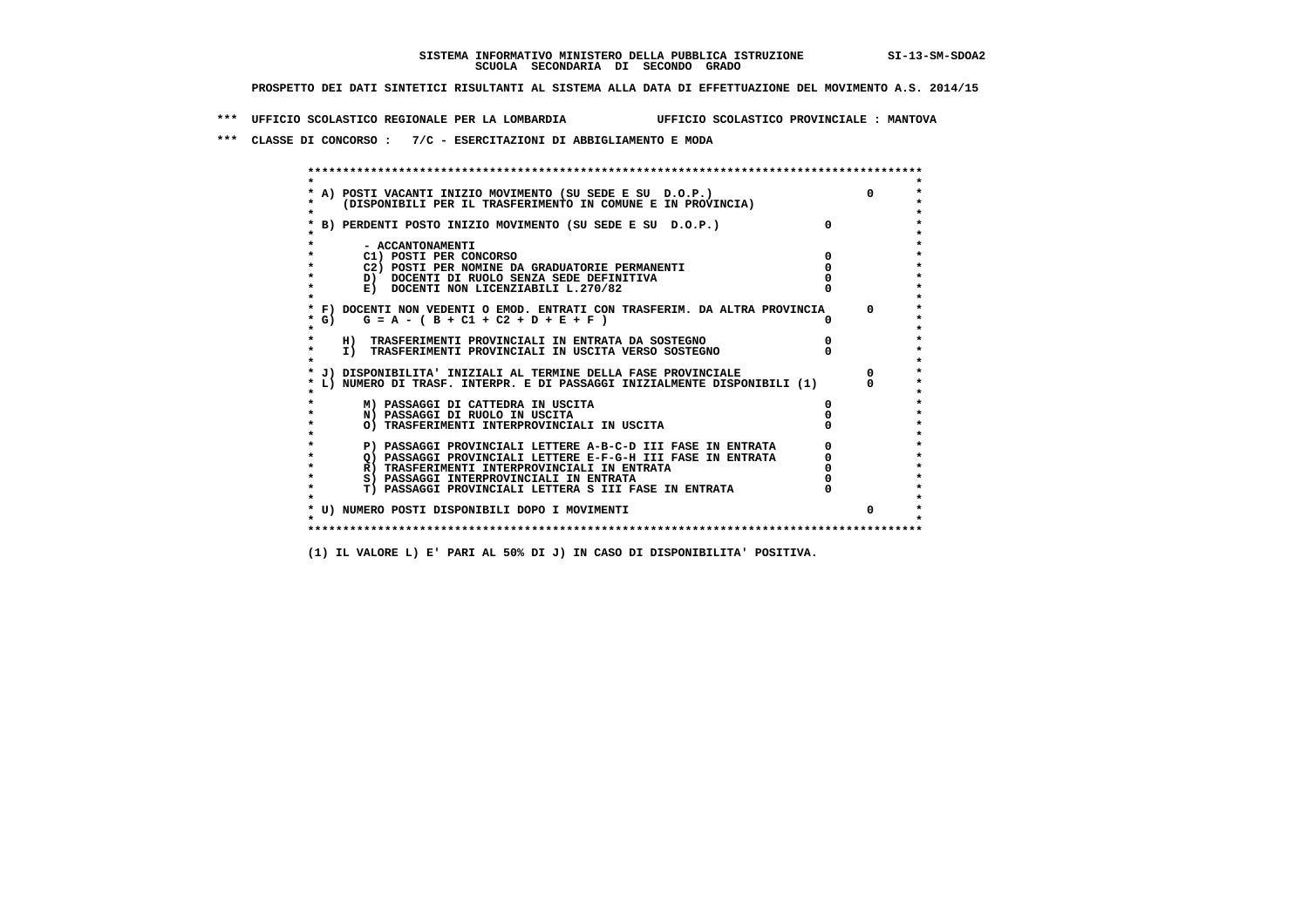**SISTEMA INFORMATIVO MINISTERO DELLA PUBBLICA ISTRUZIONE SI-13-SM-SDOA2**
**SCUOLA SECONDARIA DI SECONDO GRADO**

**PROSPETTO DEI DATI SINTETICI RISULTANTI AL SISTEMA ALLA DATA DI EFFETTUAZIONE DEL MOVIMENTO A.S. 2014/15**

**\*\*\* UFFICIO SCOLASTICO REGIONALE PER LA LOMBARDIA UFFICIO SCOLASTICO PROVINCIALE : MANTOVA**

**\*\*\* CLASSE DI CONCORSO : 7/C - ESERCITAZIONI DI ABBIGLIAMENTO E MODA**

| | | |
|---|---|---|
| A) POSTI VACANTI INIZIO MOVIMENTO (SU SEDE E SU D.O.P.) (DISPONIBILI PER IL TRASFERIMENTO IN COMUNE E IN PROVINCIA) | | 0 |
| B) PERDENTI POSTO INIZIO MOVIMENTO (SU SEDE E SU D.O.P.) | 0 | |
| - ACCANTONAMENTI | | |
| C1) POSTI PER CONCORSO | 0 | |
| C2) POSTI PER NOMINE DA GRADUATORIE PERMANENTI | 0 | |
| D) DOCENTI DI RUOLO SENZA SEDE DEFINITIVA | 0 | |
| E) DOCENTI NON LICENZIABILI L.270/82 | 0 | |
| F) DOCENTI NON VEDENTI O EMOD. ENTRATI CON TRASFERIM. DA ALTRA PROVINCIA | | 0 |
| G) G = A - ( B + C1 + C2 + D + E + F ) | 0 | |
| H) TRASFERIMENTI PROVINCIALI IN ENTRATA DA SOSTEGNO | 0 | |
| I) TRASFERIMENTI PROVINCIALI IN USCITA VERSO SOSTEGNO | 0 | |
| J) DISPONIBILITA' INIZIALI AL TERMINE DELLA FASE PROVINCIALE | | 0 |
| L) NUMERO DI TRASF. INTERPR. E DI PASSAGGI INIZIALMENTE DISPONIBILI (1) | | 0 |
| M) PASSAGGI DI CATTEDRA IN USCITA | 0 | |
| N) PASSAGGI DI RUOLO IN USCITA | 0 | |
| O) TRASFERIMENTI INTERPROVINCIALI IN USCITA | 0 | |
| P) PASSAGGI PROVINCIALI LETTERE A-B-C-D III FASE IN ENTRATA | 0 | |
| Q) PASSAGGI PROVINCIALI LETTERE E-F-G-H III FASE IN ENTRATA | 0 | |
| R) TRASFERIMENTI INTERPROVINCIALI IN ENTRATA | 0 | |
| S) PASSAGGI INTERPROVINCIALI IN ENTRATA | 0 | |
| T) PASSAGGI PROVINCIALI LETTERA S III FASE IN ENTRATA | 0 | |
| U) NUMERO POSTI DISPONIBILI DOPO I MOVIMENTI | | 0 |

**(1) IL VALORE L) E' PARI AL 50% DI J) IN CASO DI DISPONIBILITA' POSITIVA.**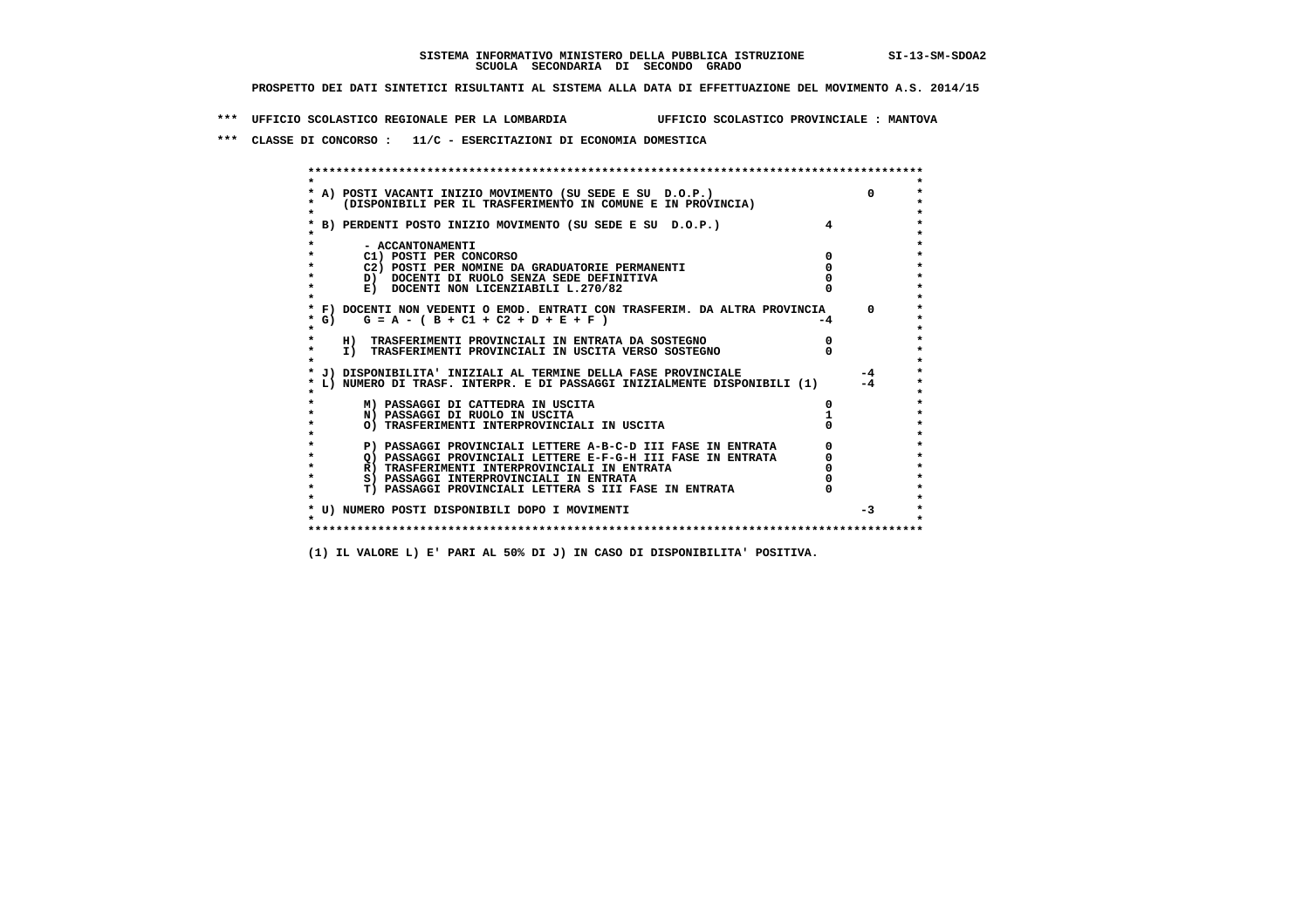SISTEMA INFORMATIVO MINISTERO DELLA PUBBLICA ISTRUZIONE SI-13-SM-SDOA2

SCUOLA SECONDARIA DI SECONDO GRADO

PROSPETTO DEI DATI SINTETICI RISULTANTI AL SISTEMA ALLA DATA DI EFFETTUAZIONE DEL MOVIMENTO A.S. 2014/15

*** UFFICIO SCOLASTICO REGIONALE PER LA LOMBARDIA UFFICIO SCOLASTICO PROVINCIALE : MANTOVA

*** CLASSE DI CONCORSO : 11/C - ESERCITAZIONI DI ECONOMIA DOMESTICA

| Voce | | |
|---|---|---|
| A) POSTI VACANTI INIZIO MOVIMENTO (SU SEDE E SU D.O.P.) (DISPONIBILI PER IL TRASFERIMENTO IN COMUNE E IN PROVINCIA) | | 0 |
| B) PERDENTI POSTO INIZIO MOVIMENTO (SU SEDE E SU D.O.P.) | 4 | |
| - ACCANTONAMENTI | | |
| C1) POSTI PER CONCORSO | 0 | |
| C2) POSTI PER NOMINE DA GRADUATORIE PERMANENTI | 0 | |
| D) DOCENTI DI RUOLO SENZA SEDE DEFINITIVA | 0 | |
| E) DOCENTI NON LICENZIABILI L.270/82 | 0 | |
| F) DOCENTI NON VEDENTI O EMOD. ENTRATI CON TRASFERIM. DA ALTRA PROVINCIA | | 0 |
| G) G = A - ( B + C1 + C2 + D + E + F ) | -4 | |
| H) TRASFERIMENTI PROVINCIALI IN ENTRATA DA SOSTEGNO | 0 | |
| I) TRASFERIMENTI PROVINCIALI IN USCITA VERSO SOSTEGNO | 0 | |
| J) DISPONIBILITA' INIZIALI AL TERMINE DELLA FASE PROVINCIALE | | -4 |
| L) NUMERO DI TRASF. INTERPR. E DI PASSAGGI INIZIALMENTE DISPONIBILI (1) | | -4 |
| M) PASSAGGI DI CATTEDRA IN USCITA | 0 | |
| N) PASSAGGI DI RUOLO IN USCITA | 1 | |
| O) TRASFERIMENTI INTERPROVINCIALI IN USCITA | 0 | |
| P) PASSAGGI PROVINCIALI LETTERE A-B-C-D III FASE IN ENTRATA | 0 | |
| Q) PASSAGGI PROVINCIALI LETTERE E-F-G-H III FASE IN ENTRATA | 0 | |
| R) TRASFERIMENTI INTERPROVINCIALI IN ENTRATA | 0 | |
| S) PASSAGGI INTERPROVINCIALI IN ENTRATA | 0 | |
| T) PASSAGGI PROVINCIALI LETTERA S III FASE IN ENTRATA | 0 | |
| U) NUMERO POSTI DISPONIBILI DOPO I MOVIMENTI | | -3 |

(1) IL VALORE L) E' PARI AL 50% DI J) IN CASO DI DISPONIBILITA' POSITIVA.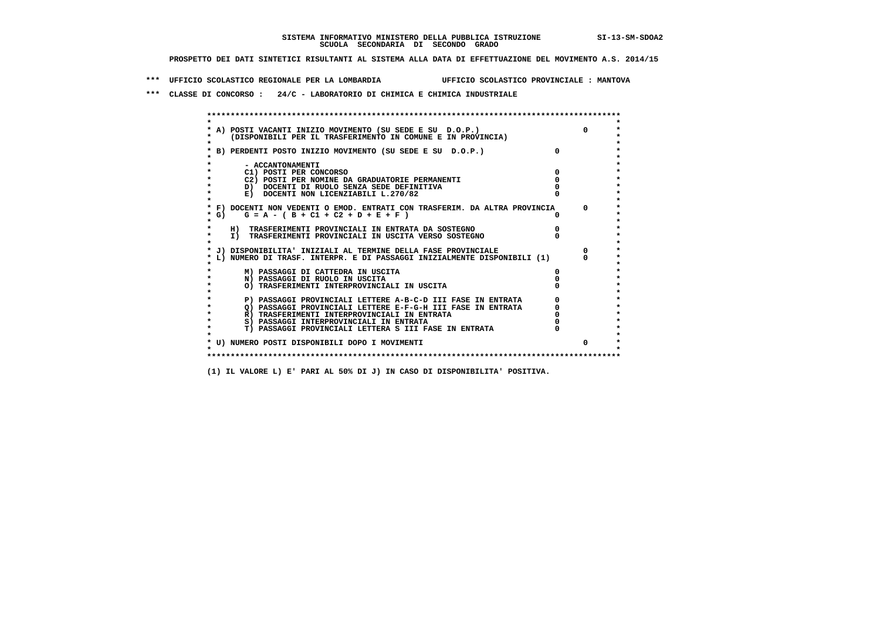**SISTEMA INFORMATIVO MINISTERO DELLA PUBBLICA ISTRUZIONE** SI-13-SM-SDOA2
**SCUOLA SECONDARIA DI SECONDO GRADO**

**PROSPETTO DEI DATI SINTETICI RISULTANTI AL SISTEMA ALLA DATA DI EFFETTUAZIONE DEL MOVIMENTO A.S. 2014/15**

**\*\*\* UFFICIO SCOLASTICO REGIONALE PER LA LOMBARDIA UFFICIO SCOLASTICO PROVINCIALE : MANTOVA**

**\*\*\* CLASSE DI CONCORSO : 24/C - LABORATORIO DI CHIMICA E CHIMICA INDUSTRIALE**

| Voce | | Valore |
|---|---|---|
| A) POSTI VACANTI INIZIO MOVIMENTO (SU SEDE E SU D.O.P.) (DISPONIBILI PER IL TRASFERIMENTO IN COMUNE E IN PROVINCIA) | | 0 |
| B) PERDENTI POSTO INIZIO MOVIMENTO (SU SEDE E SU D.O.P.) | 0 | |
| - ACCANTONAMENTI | | |
| C1) POSTI PER CONCORSO | 0 | |
| C2) POSTI PER NOMINE DA GRADUATORIE PERMANENTI | 0 | |
| D) DOCENTI DI RUOLO SENZA SEDE DEFINITIVA | 0 | |
| E) DOCENTI NON LICENZIABILI L.270/82 | 0 | |
| F) DOCENTI NON VEDENTI O EMOD. ENTRATI CON TRASFERIM. DA ALTRA PROVINCIA | | 0 |
| G) G = A - ( B + C1 + C2 + D + E + F ) | 0 | |
| H) TRASFERIMENTI PROVINCIALI IN ENTRATA DA SOSTEGNO | 0 | |
| I) TRASFERIMENTI PROVINCIALI IN USCITA VERSO SOSTEGNO | 0 | |
| J) DISPONIBILITA' INIZIALI AL TERMINE DELLA FASE PROVINCIALE | | 0 |
| L) NUMERO DI TRASF. INTERPR. E DI PASSAGGI INIZIALMENTE DISPONIBILI (1) | | 0 |
| M) PASSAGGI DI CATTEDRA IN USCITA | 0 | |
| N) PASSAGGI DI RUOLO IN USCITA | 0 | |
| O) TRASFERIMENTI INTERPROVINCIALI IN USCITA | 0 | |
| P) PASSAGGI PROVINCIALI LETTERE A-B-C-D III FASE IN ENTRATA | 0 | |
| Q) PASSAGGI PROVINCIALI LETTERE E-F-G-H III FASE IN ENTRATA | 0 | |
| R) TRASFERIMENTI INTERPROVINCIALI IN ENTRATA | 0 | |
| S) PASSAGGI INTERPROVINCIALI IN ENTRATA | 0 | |
| T) PASSAGGI PROVINCIALI LETTERA S III FASE IN ENTRATA | 0 | |
| U) NUMERO POSTI DISPONIBILI DOPO I MOVIMENTI | | 0 |

**(1) IL VALORE L) E' PARI AL 50% DI J) IN CASO DI DISPONIBILITA' POSITIVA.**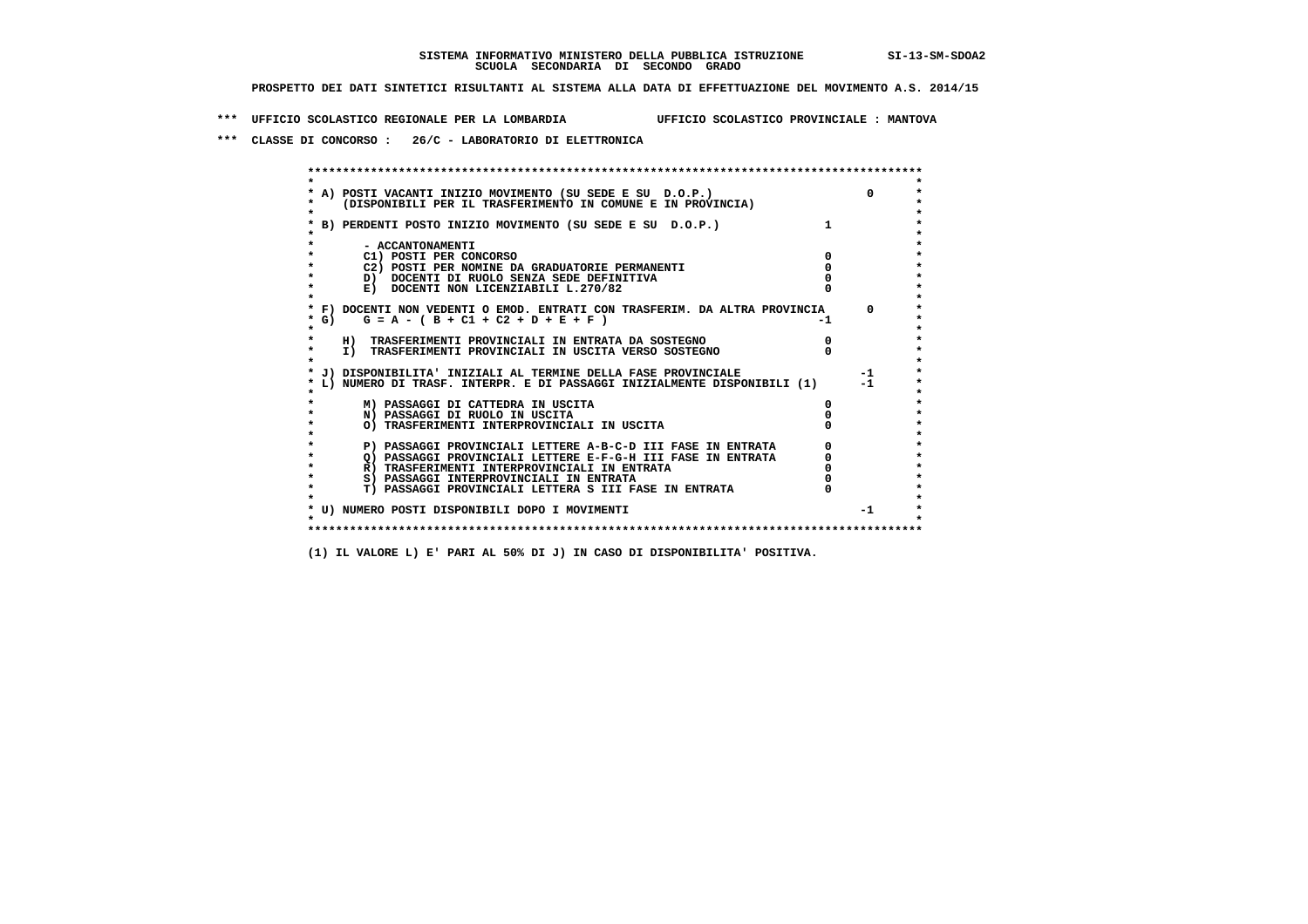SISTEMA INFORMATIVO MINISTERO DELLA PUBBLICA ISTRUZIONE SI-13-SM-SDOA2
SCUOLA SECONDARIA DI SECONDO GRADO

PROSPETTO DEI DATI SINTETICI RISULTANTI AL SISTEMA ALLA DATA DI EFFETTUAZIONE DEL MOVIMENTO A.S. 2014/15

*** UFFICIO SCOLASTICO REGIONALE PER LA LOMBARDIA UFFICIO SCOLASTICO PROVINCIALE : MANTOVA

*** CLASSE DI CONCORSO : 26/C - LABORATORIO DI ELETTRONICA

| Voce | | |
|---|---|---|
| A) POSTI VACANTI INIZIO MOVIMENTO (SU SEDE E SU D.O.P.) (DISPONIBILI PER IL TRASFERIMENTO IN COMUNE E IN PROVINCIA) | | 0 |
| B) PERDENTI POSTO INIZIO MOVIMENTO (SU SEDE E SU D.O.P.) | 1 | |
| - ACCANTONAMENTI | | |
| C1) POSTI PER CONCORSO | 0 | |
| C2) POSTI PER NOMINE DA GRADUATORIE PERMANENTI | 0 | |
| D) DOCENTI DI RUOLO SENZA SEDE DEFINITIVA | 0 | |
| E) DOCENTI NON LICENZIABILI L.270/82 | 0 | |
| F) DOCENTI NON VEDENTI O EMOD. ENTRATI CON TRASFERIM. DA ALTRA PROVINCIA | | 0 |
| G) G = A - ( B + C1 + C2 + D + E + F ) | -1 | |
| H) TRASFERIMENTI PROVINCIALI IN ENTRATA DA SOSTEGNO | 0 | |
| I) TRASFERIMENTI PROVINCIALI IN USCITA VERSO SOSTEGNO | 0 | |
| J) DISPONIBILITA' INIZIALI AL TERMINE DELLA FASE PROVINCIALE | | -1 |
| L) NUMERO DI TRASF. INTERPR. E DI PASSAGGI INIZIALMENTE DISPONIBILI (1) | | -1 |
| M) PASSAGGI DI CATTEDRA IN USCITA | 0 | |
| N) PASSAGGI DI RUOLO IN USCITA | 0 | |
| O) TRASFERIMENTI INTERPROVINCIALI IN USCITA | 0 | |
| P) PASSAGGI PROVINCIALI LETTERE A-B-C-D III FASE IN ENTRATA | 0 | |
| Q) PASSAGGI PROVINCIALI LETTERE E-F-G-H III FASE IN ENTRATA | 0 | |
| R) TRASFERIMENTI INTERPROVINCIALI IN ENTRATA | 0 | |
| S) PASSAGGI INTERPROVINCIALI IN ENTRATA | 0 | |
| T) PASSAGGI PROVINCIALI LETTERA S III FASE IN ENTRATA | 0 | |
| U) NUMERO POSTI DISPONIBILI DOPO I MOVIMENTI | | -1 |

(1) IL VALORE L) E' PARI AL 50% DI J) IN CASO DI DISPONIBILITA' POSITIVA.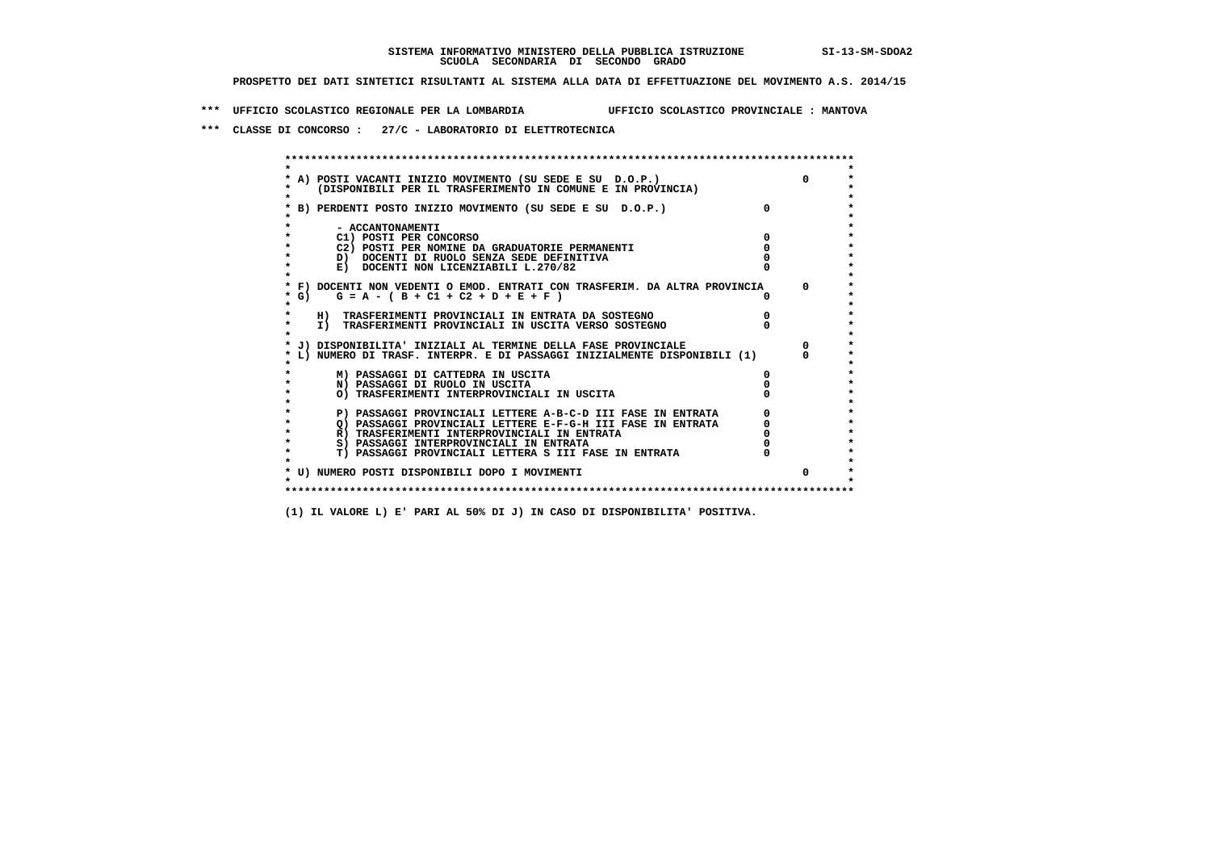SISTEMA INFORMATIVO MINISTERO DELLA PUBBLICA ISTRUZIONE SI-13-SM-SDOA2
SCUOLA SECONDARIA DI SECONDO GRADO

PROSPETTO DEI DATI SINTETICI RISULTANTI AL SISTEMA ALLA DATA DI EFFETTUAZIONE DEL MOVIMENTO A.S. 2014/15

*** UFFICIO SCOLASTICO REGIONALE PER LA LOMBARDIA UFFICIO SCOLASTICO PROVINCIALE : MANTOVA

*** CLASSE DI CONCORSO : 27/C - LABORATORIO DI ELETTROTECNICA

```
* A) POSTI VACANTI INIZIO MOVIMENTO (SU SEDE E SU  D.O.P.)                          0
*    (DISPONIBILI PER IL TRASFERIMENTO IN COMUNE E IN PROVINCIA)
*
* B) PERDENTI POSTO INIZIO MOVIMENTO (SU SEDE E SU  D.O.P.)               0
*
*       - ACCANTONAMENTI
*       C1) POSTI PER CONCORSO                                            0
*       C2) POSTI PER NOMINE DA GRADUATORIE PERMANENTI                    0
*       D)  DOCENTI DI RUOLO SENZA SEDE DEFINITIVA                        0
*       E)  DOCENTI NON LICENZIABILI L.270/82                             0
*
* F) DOCENTI NON VEDENTI O EMOD. ENTRATI CON TRASFERIM. DA ALTRA PROVINCIA      0
* G)    G = A - ( B + C1 + C2 + D + E + F )                               0
*
*    H)  TRASFERIMENTI PROVINCIALI IN ENTRATA DA SOSTEGNO                 0
*    I)  TRASFERIMENTI PROVINCIALI IN USCITA VERSO SOSTEGNO               0
*
* J) DISPONIBILITA' INIZIALI AL TERMINE DELLA FASE PROVINCIALE                  0
* L) NUMERO DI TRASF. INTERPR. E DI PASSAGGI INIZIALMENTE DISPONIBILI (1)       0
*
*       M) PASSAGGI DI CATTEDRA IN USCITA                                 0
*       N) PASSAGGI DI RUOLO IN USCITA                                    0
*       O) TRASFERIMENTI INTERPROVINCIALI IN USCITA                       0
*
*       P) PASSAGGI PROVINCIALI LETTERE A-B-C-D III FASE IN ENTRATA       0
*       Q) PASSAGGI PROVINCIALI LETTERE E-F-G-H III FASE IN ENTRATA       0
*       R) TRASFERIMENTI INTERPROVINCIALI IN ENTRATA                      0
*       S) PASSAGGI INTERPROVINCIALI IN ENTRATA                           0
*       T) PASSAGGI PROVINCIALI LETTERA S III FASE IN ENTRATA             0
*
* U) NUMERO POSTI DISPONIBILI DOPO I MOVIMENTI                                  0
```

(1) IL VALORE L) E' PARI AL 50% DI J) IN CASO DI DISPONIBILITA' POSITIVA.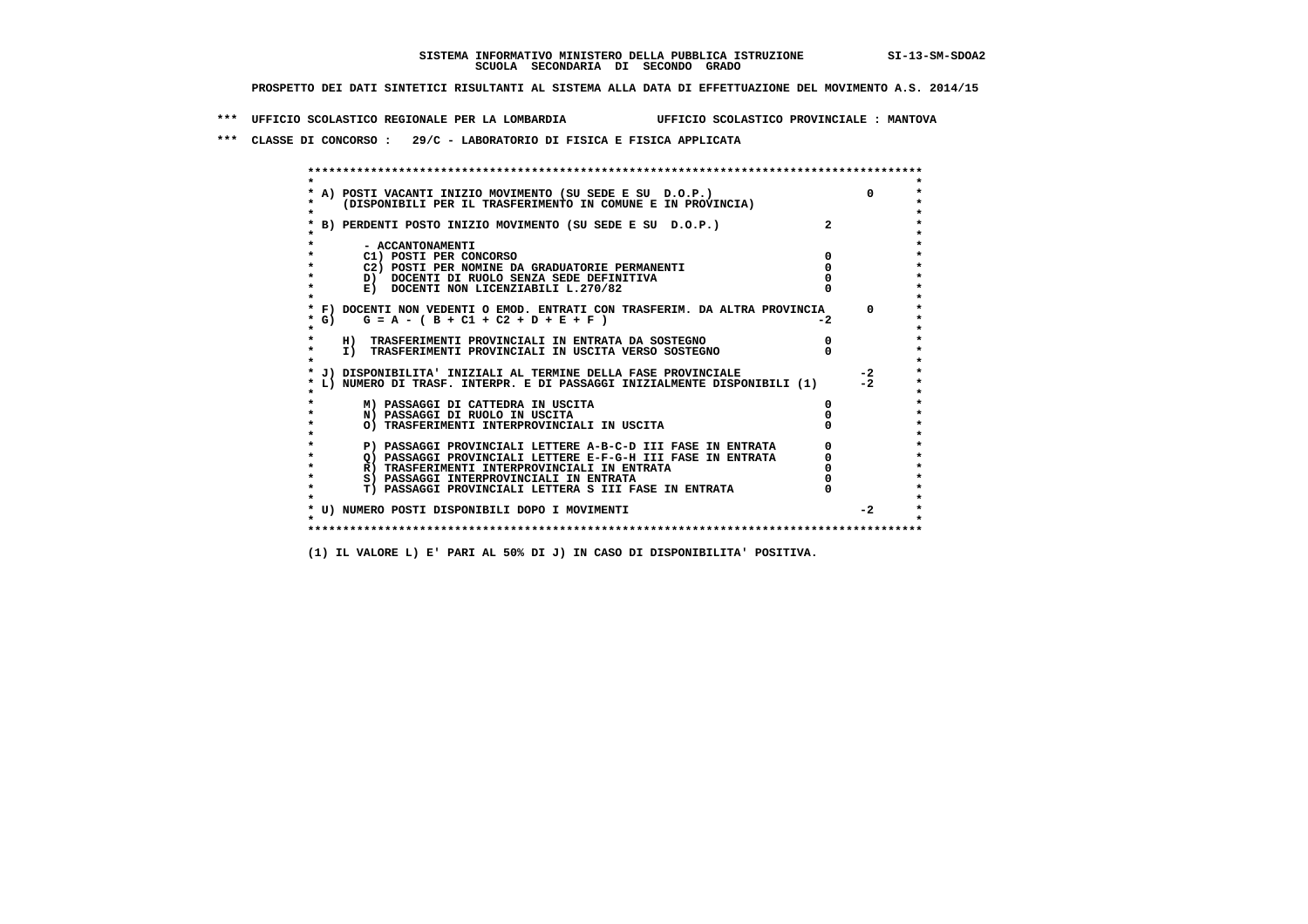**SISTEMA INFORMATIVO MINISTERO DELLA PUBBLICA ISTRUZIONE SI-13-SM-SDOA2**
**SCUOLA SECONDARIA DI SECONDO GRADO**

**PROSPETTO DEI DATI SINTETICI RISULTANTI AL SISTEMA ALLA DATA DI EFFETTUAZIONE DEL MOVIMENTO A.S. 2014/15**

**\*\*\* UFFICIO SCOLASTICO REGIONALE PER LA LOMBARDIA UFFICIO SCOLASTICO PROVINCIALE : MANTOVA**

**\*\*\* CLASSE DI CONCORSO : 29/C - LABORATORIO DI FISICA E FISICA APPLICATA**

```
******************************************************************************************
*                                                                                        *
* A) POSTI VACANTI INIZIO MOVIMENTO (SU SEDE E SU  D.O.P.)                      0        *
*     (DISPONIBILI PER IL TRASFERIMENTO IN COMUNE E IN PROVINCIA)                        *
*                                                                                        *
* B) PERDENTI POSTO INIZIO MOVIMENTO (SU SEDE E SU  D.O.P.)              2               *
*                                                                                        *
*        - ACCANTONAMENTI                                                                *
*        C1) POSTI PER CONCORSO                                          0               *
*        C2) POSTI PER NOMINE DA GRADUATORIE PERMANENTI                  0               *
*        D)  DOCENTI DI RUOLO SENZA SEDE DEFINITIVA                      0               *
*        E)  DOCENTI NON LICENZIABILI L.270/82                           0               *
*                                                                                        *
* F) DOCENTI NON VEDENTI O EMOD. ENTRATI CON TRASFERIM. DA ALTRA PROVINCIA      0        *
* G)    G = A - ( B + C1 + C2 + D + E + F )                             -2               *
*                                                                                        *
*     H)  TRASFERIMENTI PROVINCIALI IN ENTRATA DA SOSTEGNO               0               *
*     I)  TRASFERIMENTI PROVINCIALI IN USCITA VERSO SOSTEGNO             0               *
*                                                                                        *
* J) DISPONIBILITA' INIZIALI AL TERMINE DELLA FASE PROVINCIALE                 -2        *
* L) NUMERO DI TRASF. INTERPR. E DI PASSAGGI INIZIALMENTE DISPONIBILI (1)      -2        *
*                                                                                        *
*        M) PASSAGGI DI CATTEDRA IN USCITA                               0               *
*        N) PASSAGGI DI RUOLO IN USCITA                                  0               *
*        O) TRASFERIMENTI INTERPROVINCIALI IN USCITA                     0               *
*                                                                                        *
*        P) PASSAGGI PROVINCIALI LETTERE A-B-C-D III FASE IN ENTRATA     0               *
*        Q) PASSAGGI PROVINCIALI LETTERE E-F-G-H III FASE IN ENTRATA     0               *
*        R) TRASFERIMENTI INTERPROVINCIALI IN ENTRATA                    0               *
*        S) PASSAGGI INTERPROVINCIALI IN ENTRATA                         0               *
*        T) PASSAGGI PROVINCIALI LETTERA S III FASE IN ENTRATA           0               *
*                                                                                        *
* U) NUMERO POSTI DISPONIBILI DOPO I MOVIMENTI                                  -2        *
*                                                                                        *
******************************************************************************************
```

**(1) IL VALORE L) E' PARI AL 50% DI J) IN CASO DI DISPONIBILITA' POSITIVA.**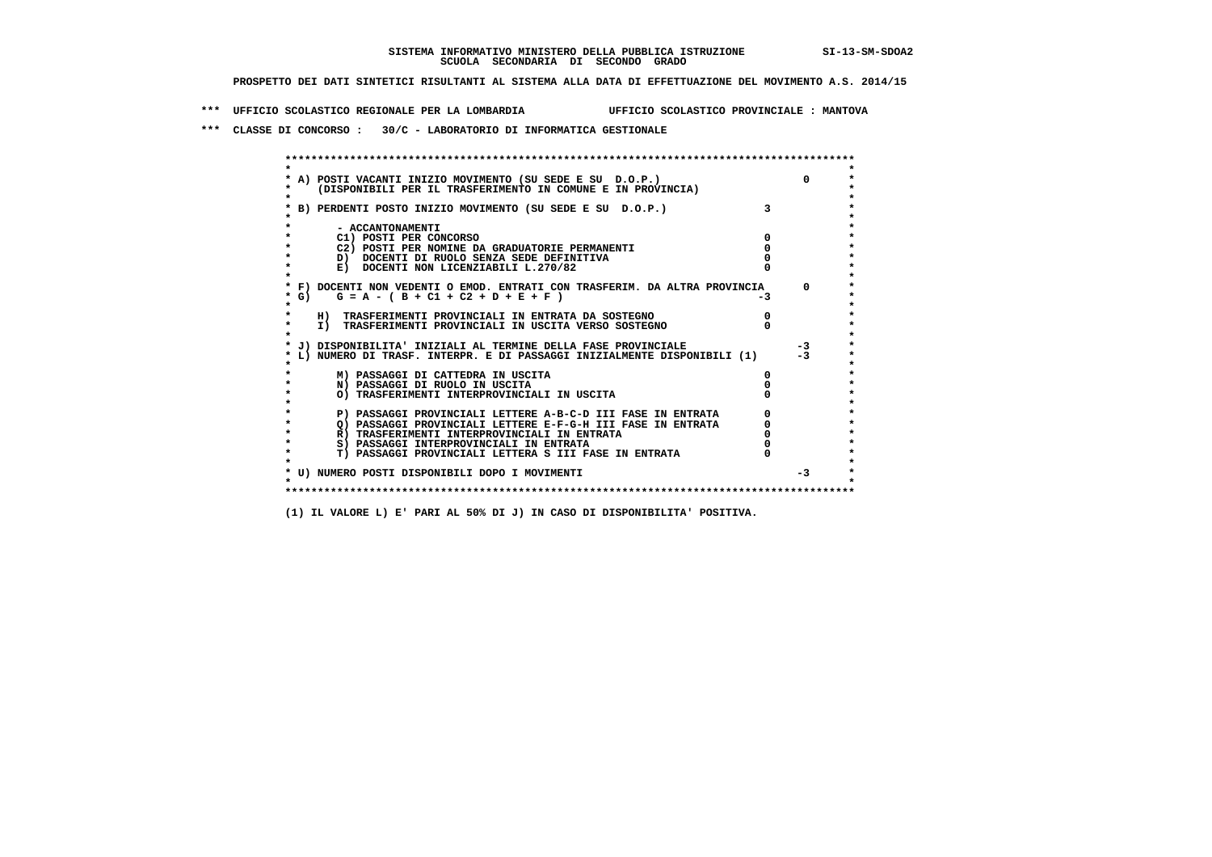SISTEMA INFORMATIVO MINISTERO DELLA PUBBLICA ISTRUZIONE SI-13-SM-SDOA2
SCUOLA SECONDARIA DI SECONDO GRADO

PROSPETTO DEI DATI SINTETICI RISULTANTI AL SISTEMA ALLA DATA DI EFFETTUAZIONE DEL MOVIMENTO A.S. 2014/15

*** UFFICIO SCOLASTICO REGIONALE PER LA LOMBARDIA UFFICIO SCOLASTICO PROVINCIALE : MANTOVA

*** CLASSE DI CONCORSO : 30/C - LABORATORIO DI INFORMATICA GESTIONALE

```
******************************************************************************************
*                                                                                        *
* A) POSTI VACANTI INIZIO MOVIMENTO (SU SEDE E SU  D.O.P.)                       0       *
*    (DISPONIBILI PER IL TRASFERIMENTO IN COMUNE E IN PROVINCIA)                         *
*                                                                                        *
* B) PERDENTI POSTO INIZIO MOVIMENTO (SU SEDE E SU  D.O.P.)              3                *
*                                                                                        *
*       - ACCANTONAMENTI                                                                 *
*       C1) POSTI PER CONCORSO                                          0                *
*       C2) POSTI PER NOMINE DA GRADUATORIE PERMANENTI                  0                *
*       D)  DOCENTI DI RUOLO SENZA SEDE DEFINITIVA                      0                *
*       E)  DOCENTI NON LICENZIABILI L.270/82                           0                *
*                                                                                        *
* F) DOCENTI NON VEDENTI O EMOD. ENTRATI CON TRASFERIM. DA ALTRA PROVINCIA      0        *
* G)    G = A - ( B + C1 + C2 + D + E + F )                            -3                *
*                                                                                        *
*    H)  TRASFERIMENTI PROVINCIALI IN ENTRATA DA SOSTEGNO               0                *
*    I)  TRASFERIMENTI PROVINCIALI IN USCITA VERSO SOSTEGNO             0                *
*                                                                                        *
* J) DISPONIBILITA' INIZIALI AL TERMINE DELLA FASE PROVINCIALE                  -3        *
* L) NUMERO DI TRASF. INTERPR. E DI PASSAGGI INIZIALMENTE DISPONIBILI (1)       -3        *
*                                                                                        *
*       M) PASSAGGI DI CATTEDRA IN USCITA                               0                *
*       N) PASSAGGI DI RUOLO IN USCITA                                  0                *
*       O) TRASFERIMENTI INTERPROVINCIALI IN USCITA                     0                *
*                                                                                        *
*       P) PASSAGGI PROVINCIALI LETTERE A-B-C-D III FASE IN ENTRATA     0                *
*       Q) PASSAGGI PROVINCIALI LETTERE E-F-G-H III FASE IN ENTRATA     0                *
*       R) TRASFERIMENTI INTERPROVINCIALI IN ENTRATA                    0                *
*       S) PASSAGGI INTERPROVINCIALI IN ENTRATA                         0                *
*       T) PASSAGGI PROVINCIALI LETTERA S III FASE IN ENTRATA           0                *
*                                                                                        *
* U) NUMERO POSTI DISPONIBILI DOPO I MOVIMENTI                                  -3       *
*                                                                                        *
******************************************************************************************
```

(1) IL VALORE L) E' PARI AL 50% DI J) IN CASO DI DISPONIBILITA' POSITIVA.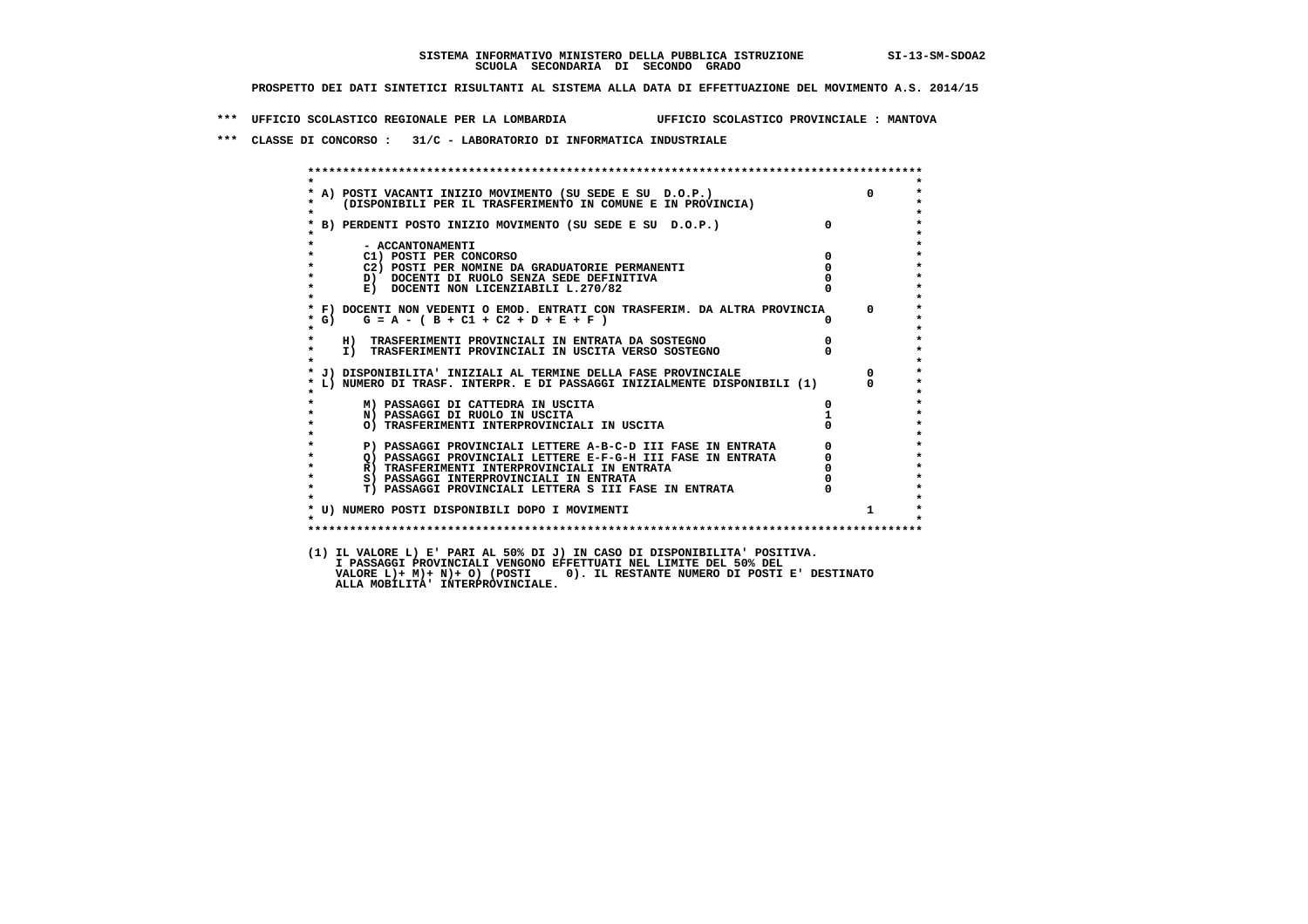SISTEMA INFORMATIVO MINISTERO DELLA PUBBLICA ISTRUZIONE SI-13-SM-SDOA2
SCUOLA SECONDARIA DI SECONDO GRADO

PROSPETTO DEI DATI SINTETICI RISULTANTI AL SISTEMA ALLA DATA DI EFFETTUAZIONE DEL MOVIMENTO A.S. 2014/15

*** UFFICIO SCOLASTICO REGIONALE PER LA LOMBARDIA UFFICIO SCOLASTICO PROVINCIALE : MANTOVA

*** CLASSE DI CONCORSO : 31/C - LABORATORIO DI INFORMATICA INDUSTRIALE

| Voce | | |
|---|---|---|
| A) POSTI VACANTI INIZIO MOVIMENTO (SU SEDE E SU D.O.P.) (DISPONIBILI PER IL TRASFERIMENTO IN COMUNE E IN PROVINCIA) | | 0 |
| B) PERDENTI POSTO INIZIO MOVIMENTO (SU SEDE E SU D.O.P.) | 0 | |
| - ACCANTONAMENTI | | |
| C1) POSTI PER CONCORSO | 0 | |
| C2) POSTI PER NOMINE DA GRADUATORIE PERMANENTI | 0 | |
| D) DOCENTI DI RUOLO SENZA SEDE DEFINITIVA | 0 | |
| E) DOCENTI NON LICENZIABILI L.270/82 | 0 | |
| F) DOCENTI NON VEDENTI O EMOD. ENTRATI CON TRASFERIM. DA ALTRA PROVINCIA | | 0 |
| G) G = A - ( B + C1 + C2 + D + E + F ) | 0 | |
| H) TRASFERIMENTI PROVINCIALI IN ENTRATA DA SOSTEGNO | 0 | |
| I) TRASFERIMENTI PROVINCIALI IN USCITA VERSO SOSTEGNO | 0 | |
| J) DISPONIBILITA' INIZIALI AL TERMINE DELLA FASE PROVINCIALE | | 0 |
| L) NUMERO DI TRASF. INTERPR. E DI PASSAGGI INIZIALMENTE DISPONIBILI (1) | | 0 |
| M) PASSAGGI DI CATTEDRA IN USCITA | 0 | |
| N) PASSAGGI DI RUOLO IN USCITA | 1 | |
| O) TRASFERIMENTI INTERPROVINCIALI IN USCITA | 0 | |
| P) PASSAGGI PROVINCIALI LETTERE A-B-C-D III FASE IN ENTRATA | 0 | |
| Q) PASSAGGI PROVINCIALI LETTERE E-F-G-H III FASE IN ENTRATA | 0 | |
| R) TRASFERIMENTI INTERPROVINCIALI IN ENTRATA | 0 | |
| S) PASSAGGI INTERPROVINCIALI IN ENTRATA | 0 | |
| T) PASSAGGI PROVINCIALI LETTERA S III FASE IN ENTRATA | 0 | |
| U) NUMERO POSTI DISPONIBILI DOPO I MOVIMENTI | | 1 |

(1) IL VALORE L) E' PARI AL 50% DI J) IN CASO DI DISPONIBILITA' POSITIVA.
I PASSAGGI PROVINCIALI VENGONO EFFETTUATI NEL LIMITE DEL 50% DEL
VALORE L)+ M)+ N)+ O) (POSTI 0). IL RESTANTE NUMERO DI POSTI E' DESTINATO
ALLA MOBILITA' INTERPROVINCIALE.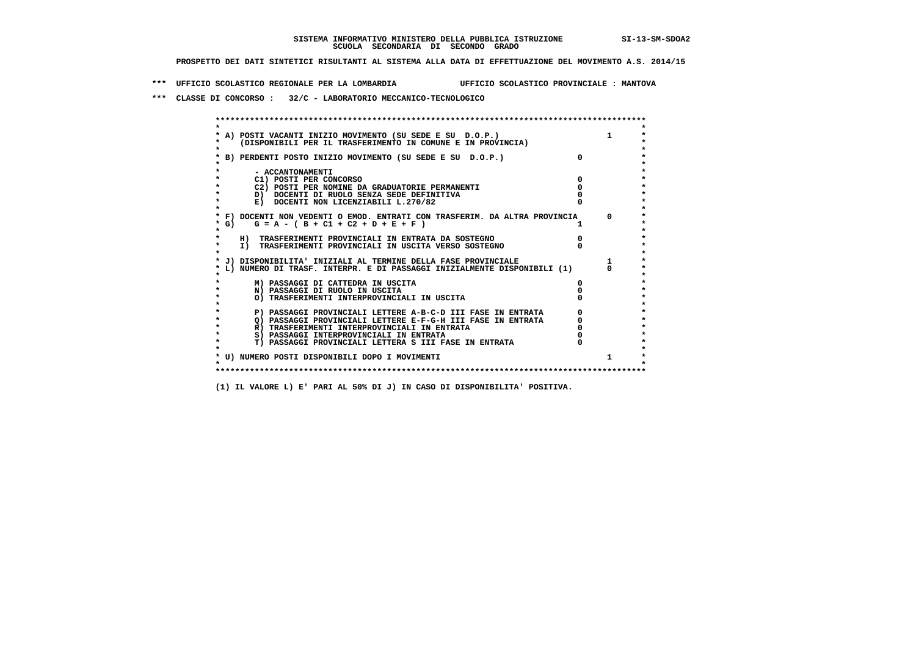**SISTEMA INFORMATIVO MINISTERO DELLA PUBBLICA ISTRUZIONE** SI-13-SM-SDOA2
**SCUOLA SECONDARIA DI SECONDO GRADO**

**PROSPETTO DEI DATI SINTETICI RISULTANTI AL SISTEMA ALLA DATA DI EFFETTUAZIONE DEL MOVIMENTO A.S. 2014/15**

**\*\*\* UFFICIO SCOLASTICO REGIONALE PER LA LOMBARDIA UFFICIO SCOLASTICO PROVINCIALE : MANTOVA**

**\*\*\* CLASSE DI CONCORSO : 32/C - LABORATORIO MECCANICO-TECNOLOGICO**

| Voce | | |
|---|---|---|
| A) POSTI VACANTI INIZIO MOVIMENTO (SU SEDE E SU D.O.P.) (DISPONIBILI PER IL TRASFERIMENTO IN COMUNE E IN PROVINCIA) | | 1 |
| B) PERDENTI POSTO INIZIO MOVIMENTO (SU SEDE E SU D.O.P.) | 0 | |
| - ACCANTONAMENTI | | |
| C1) POSTI PER CONCORSO | 0 | |
| C2) POSTI PER NOMINE DA GRADUATORIE PERMANENTI | 0 | |
| D) DOCENTI DI RUOLO SENZA SEDE DEFINITIVA | 0 | |
| E) DOCENTI NON LICENZIABILI L.270/82 | 0 | |
| F) DOCENTI NON VEDENTI O EMOD. ENTRATI CON TRASFERIM. DA ALTRA PROVINCIA | | 0 |
| G) G = A - ( B + C1 + C2 + D + E + F ) | 1 | |
| H) TRASFERIMENTI PROVINCIALI IN ENTRATA DA SOSTEGNO | 0 | |
| I) TRASFERIMENTI PROVINCIALI IN USCITA VERSO SOSTEGNO | 0 | |
| J) DISPONIBILITA' INIZIALI AL TERMINE DELLA FASE PROVINCIALE | | 1 |
| L) NUMERO DI TRASF. INTERPR. E DI PASSAGGI INIZIALMENTE DISPONIBILI (1) | | 0 |
| M) PASSAGGI DI CATTEDRA IN USCITA | 0 | |
| N) PASSAGGI DI RUOLO IN USCITA | 0 | |
| O) TRASFERIMENTI INTERPROVINCIALI IN USCITA | 0 | |
| P) PASSAGGI PROVINCIALI LETTERE A-B-C-D III FASE IN ENTRATA | 0 | |
| Q) PASSAGGI PROVINCIALI LETTERE E-F-G-H III FASE IN ENTRATA | 0 | |
| R) TRASFERIMENTI INTERPROVINCIALI IN ENTRATA | 0 | |
| S) PASSAGGI INTERPROVINCIALI IN ENTRATA | 0 | |
| T) PASSAGGI PROVINCIALI LETTERA S III FASE IN ENTRATA | 0 | |
| U) NUMERO POSTI DISPONIBILI DOPO I MOVIMENTI | | 1 |

**(1) IL VALORE L) E' PARI AL 50% DI J) IN CASO DI DISPONIBILITA' POSITIVA.**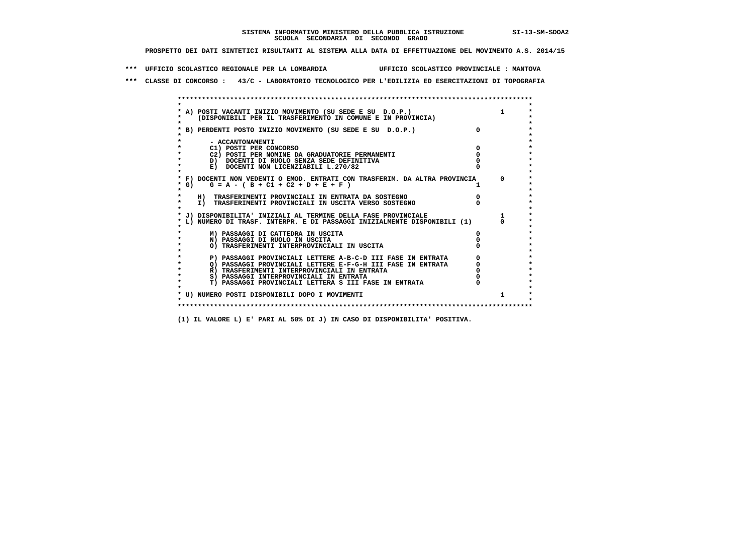**SISTEMA INFORMATIVO MINISTERO DELLA PUBBLICA ISTRUZIONE SI-13-SM-SDOA2**
**SCUOLA SECONDARIA DI SECONDO GRADO**

**PROSPETTO DEI DATI SINTETICI RISULTANTI AL SISTEMA ALLA DATA DI EFFETTUAZIONE DEL MOVIMENTO A.S. 2014/15**

**\*\*\* UFFICIO SCOLASTICO REGIONALE PER LA LOMBARDIA UFFICIO SCOLASTICO PROVINCIALE : MANTOVA**

**\*\*\* CLASSE DI CONCORSO : 43/C - LABORATORIO TECNOLOGICO PER L'EDILIZIA ED ESERCITAZIONI DI TOPOGRAFIA**

| Voce | | |
|---|---|---|
| A) POSTI VACANTI INIZIO MOVIMENTO (SU SEDE E SU D.O.P.) (DISPONIBILI PER IL TRASFERIMENTO IN COMUNE E IN PROVINCIA) | | 1 |
| B) PERDENTI POSTO INIZIO MOVIMENTO (SU SEDE E SU D.O.P.) | 0 | |
| - ACCANTONAMENTI | | |
| C1) POSTI PER CONCORSO | 0 | |
| C2) POSTI PER NOMINE DA GRADUATORIE PERMANENTI | 0 | |
| D) DOCENTI DI RUOLO SENZA SEDE DEFINITIVA | 0 | |
| E) DOCENTI NON LICENZIABILI L.270/82 | 0 | |
| F) DOCENTI NON VEDENTI O EMOD. ENTRATI CON TRASFERIM. DA ALTRA PROVINCIA | | 0 |
| G) G = A - ( B + C1 + C2 + D + E + F ) | 1 | |
| H) TRASFERIMENTI PROVINCIALI IN ENTRATA DA SOSTEGNO | 0 | |
| I) TRASFERIMENTI PROVINCIALI IN USCITA VERSO SOSTEGNO | 0 | |
| J) DISPONIBILITA' INIZIALI AL TERMINE DELLA FASE PROVINCIALE | | 1 |
| L) NUMERO DI TRASF. INTERPR. E DI PASSAGGI INIZIALMENTE DISPONIBILI (1) | | 0 |
| M) PASSAGGI DI CATTEDRA IN USCITA | 0 | |
| N) PASSAGGI DI RUOLO IN USCITA | 0 | |
| O) TRASFERIMENTI INTERPROVINCIALI IN USCITA | 0 | |
| P) PASSAGGI PROVINCIALI LETTERE A-B-C-D III FASE IN ENTRATA | 0 | |
| Q) PASSAGGI PROVINCIALI LETTERE E-F-G-H III FASE IN ENTRATA | 0 | |
| R) TRASFERIMENTI INTERPROVINCIALI IN ENTRATA | 0 | |
| S) PASSAGGI INTERPROVINCIALI IN ENTRATA | 0 | |
| T) PASSAGGI PROVINCIALI LETTERA S III FASE IN ENTRATA | 0 | |
| U) NUMERO POSTI DISPONIBILI DOPO I MOVIMENTI | | 1 |

(1) IL VALORE L) E' PARI AL 50% DI J) IN CASO DI DISPONIBILITA' POSITIVA.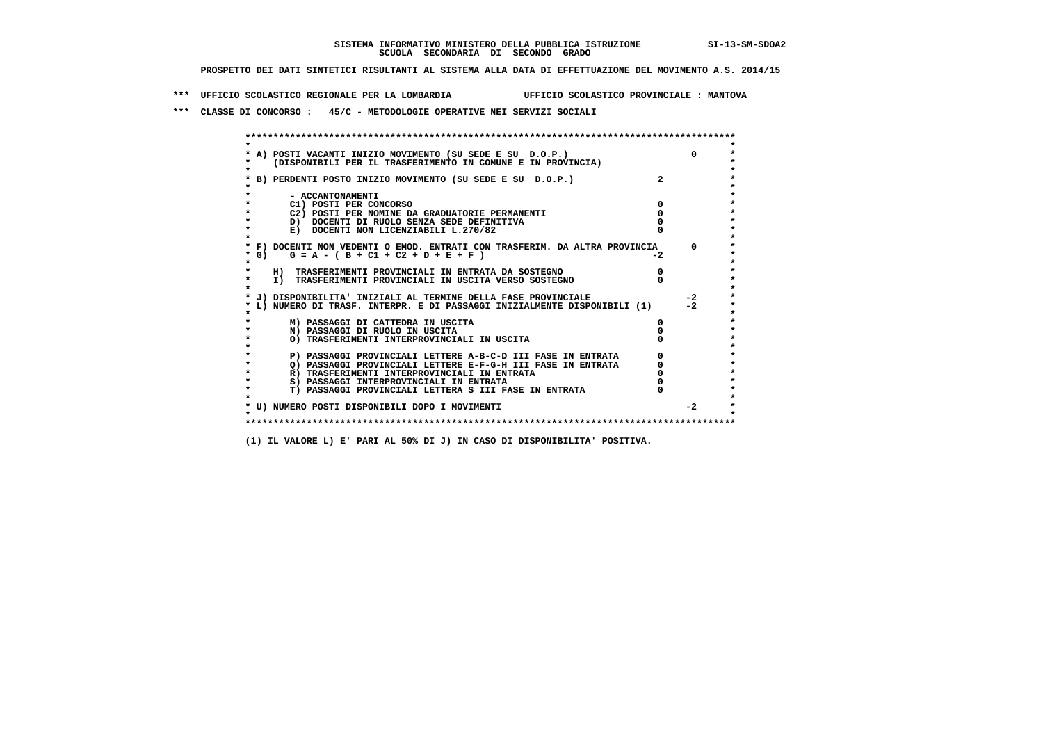SISTEMA INFORMATIVO MINISTERO DELLA PUBBLICA ISTRUZIONE SI-13-SM-SDOA2
SCUOLA SECONDARIA DI SECONDO GRADO

PROSPETTO DEI DATI SINTETICI RISULTANTI AL SISTEMA ALLA DATA DI EFFETTUAZIONE DEL MOVIMENTO A.S. 2014/15

*** UFFICIO SCOLASTICO REGIONALE PER LA LOMBARDIA UFFICIO SCOLASTICO PROVINCIALE : MANTOVA

*** CLASSE DI CONCORSO : 45/C - METODOLOGIE OPERATIVE NEI SERVIZI SOCIALI

```
******************************************************************************************
*                                                                                        *
* A) POSTI VACANTI INIZIO MOVIMENTO (SU SEDE E SU  D.O.P.)                      0        *
*    (DISPONIBILI PER IL TRASFERIMENTO IN COMUNE E IN PROVINCIA)                         *
*                                                                                        *
* B) PERDENTI POSTO INIZIO MOVIMENTO (SU SEDE E SU  D.O.P.)              2               *
*                                                                                        *
*       - ACCANTONAMENTI                                                                 *
*       C1) POSTI PER CONCORSO                                           0               *
*       C2) POSTI PER NOMINE DA GRADUATORIE PERMANENTI                   0               *
*       D)  DOCENTI DI RUOLO SENZA SEDE DEFINITIVA                       0               *
*       E)  DOCENTI NON LICENZIABILI L.270/82                            0               *
*                                                                                        *
* F) DOCENTI NON VEDENTI O EMOD. ENTRATI CON TRASFERIM. DA ALTRA PROVINCIA      0        *
* G)    G = A - ( B + C1 + C2 + D + E + F )                             -2               *
*                                                                                        *
*    H)  TRASFERIMENTI PROVINCIALI IN ENTRATA DA SOSTEGNO                0               *
*    I)  TRASFERIMENTI PROVINCIALI IN USCITA VERSO SOSTEGNO              0               *
*                                                                                        *
* J) DISPONIBILITA' INIZIALI AL TERMINE DELLA FASE PROVINCIALE                 -2        *
* L) NUMERO DI TRASF. INTERPR. E DI PASSAGGI INIZIALMENTE DISPONIBILI (1)      -2        *
*                                                                                        *
*       M) PASSAGGI DI CATTEDRA IN USCITA                                0               *
*       N) PASSAGGI DI RUOLO IN USCITA                                   0               *
*       O) TRASFERIMENTI INTERPROVINCIALI IN USCITA                      0               *
*                                                                                        *
*       P) PASSAGGI PROVINCIALI LETTERE A-B-C-D III FASE IN ENTRATA      0               *
*       Q) PASSAGGI PROVINCIALI LETTERE E-F-G-H III FASE IN ENTRATA      0               *
*       R) TRASFERIMENTI INTERPROVINCIALI IN ENTRATA                     0               *
*       S) PASSAGGI INTERPROVINCIALI IN ENTRATA                          0               *
*       T) PASSAGGI PROVINCIALI LETTERA S III FASE IN ENTRATA            0               *
*                                                                                        *
* U) NUMERO POSTI DISPONIBILI DOPO I MOVIMENTI                                 -2        *
*                                                                                        *
******************************************************************************************
```

(1) IL VALORE L) E' PARI AL 50% DI J) IN CASO DI DISPONIBILITA' POSITIVA.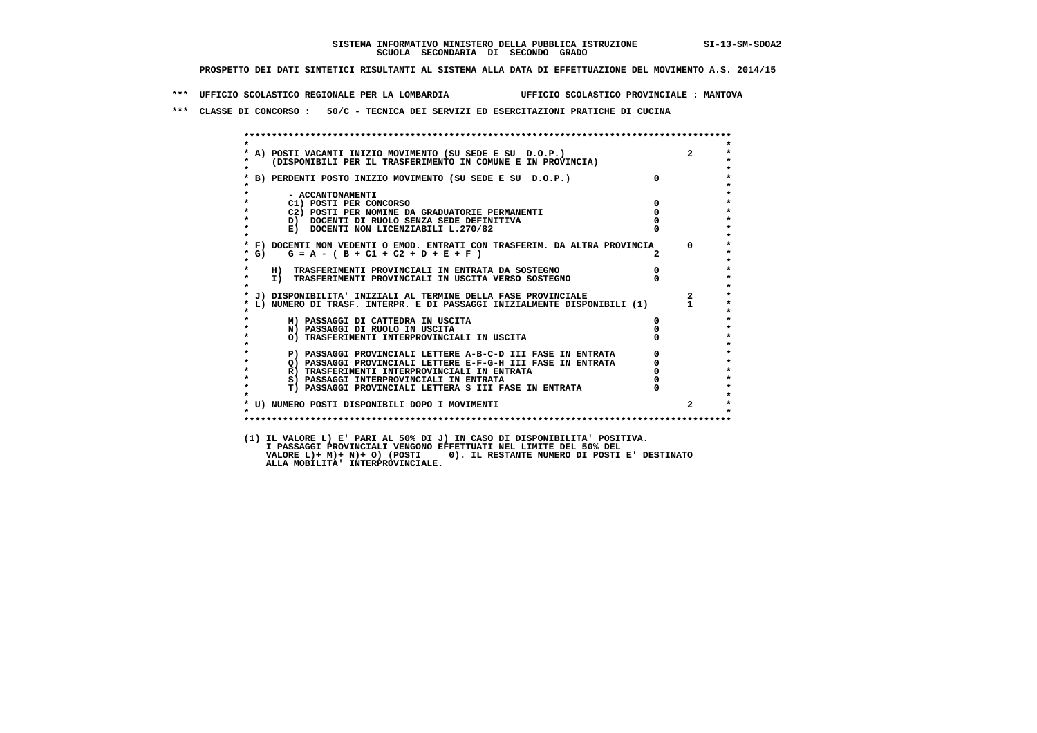SISTEMA INFORMATIVO MINISTERO DELLA PUBBLICA ISTRUZIONE SI-13-SM-SDOA2
SCUOLA SECONDARIA DI SECONDO GRADO

PROSPETTO DEI DATI SINTETICI RISULTANTI AL SISTEMA ALLA DATA DI EFFETTUAZIONE DEL MOVIMENTO A.S. 2014/15

*** UFFICIO SCOLASTICO REGIONALE PER LA LOMBARDIA UFFICIO SCOLASTICO PROVINCIALE : MANTOVA

*** CLASSE DI CONCORSO : 50/C - TECNICA DEI SERVIZI ED ESERCITAZIONI PRATICHE DI CUCINA

| | | |
|---|---|---|
| A) POSTI VACANTI INIZIO MOVIMENTO (SU SEDE E SU D.O.P.) (DISPONIBILI PER IL TRASFERIMENTO IN COMUNE E IN PROVINCIA) | | 2 |
| B) PERDENTI POSTO INIZIO MOVIMENTO (SU SEDE E SU D.O.P.) | 0 | |
| - ACCANTONAMENTI | | |
| C1) POSTI PER CONCORSO | 0 | |
| C2) POSTI PER NOMINE DA GRADUATORIE PERMANENTI | 0 | |
| D) DOCENTI DI RUOLO SENZA SEDE DEFINITIVA | 0 | |
| E) DOCENTI NON LICENZIABILI L.270/82 | 0 | |
| F) DOCENTI NON VEDENTI O EMOD. ENTRATI CON TRASFERIM. DA ALTRA PROVINCIA | | 0 |
| G) G = A - ( B + C1 + C2 + D + E + F ) | 2 | |
| H) TRASFERIMENTI PROVINCIALI IN ENTRATA DA SOSTEGNO | 0 | |
| I) TRASFERIMENTI PROVINCIALI IN USCITA VERSO SOSTEGNO | 0 | |
| J) DISPONIBILITA' INIZIALI AL TERMINE DELLA FASE PROVINCIALE | | 2 |
| L) NUMERO DI TRASF. INTERPR. E DI PASSAGGI INIZIALMENTE DISPONIBILI (1) | | 1 |
| M) PASSAGGI DI CATTEDRA IN USCITA | 0 | |
| N) PASSAGGI DI RUOLO IN USCITA | 0 | |
| O) TRASFERIMENTI INTERPROVINCIALI IN USCITA | 0 | |
| P) PASSAGGI PROVINCIALI LETTERE A-B-C-D III FASE IN ENTRATA | 0 | |
| Q) PASSAGGI PROVINCIALI LETTERE E-F-G-H III FASE IN ENTRATA | 0 | |
| R) TRASFERIMENTI INTERPROVINCIALI IN ENTRATA | 0 | |
| S) PASSAGGI INTERPROVINCIALI IN ENTRATA | 0 | |
| T) PASSAGGI PROVINCIALI LETTERA S III FASE IN ENTRATA | 0 | |
| U) NUMERO POSTI DISPONIBILI DOPO I MOVIMENTI | | 2 |

(1) IL VALORE L) E' PARI AL 50% DI J) IN CASO DI DISPONIBILITA' POSITIVA.
I PASSAGGI PROVINCIALI VENGONO EFFETTUATI NEL LIMITE DEL 50% DEL
VALORE L)+ M)+ N)+ O) (POSTI 0). IL RESTANTE NUMERO DI POSTI E' DESTINATO
ALLA MOBILITA' INTERPROVINCIALE.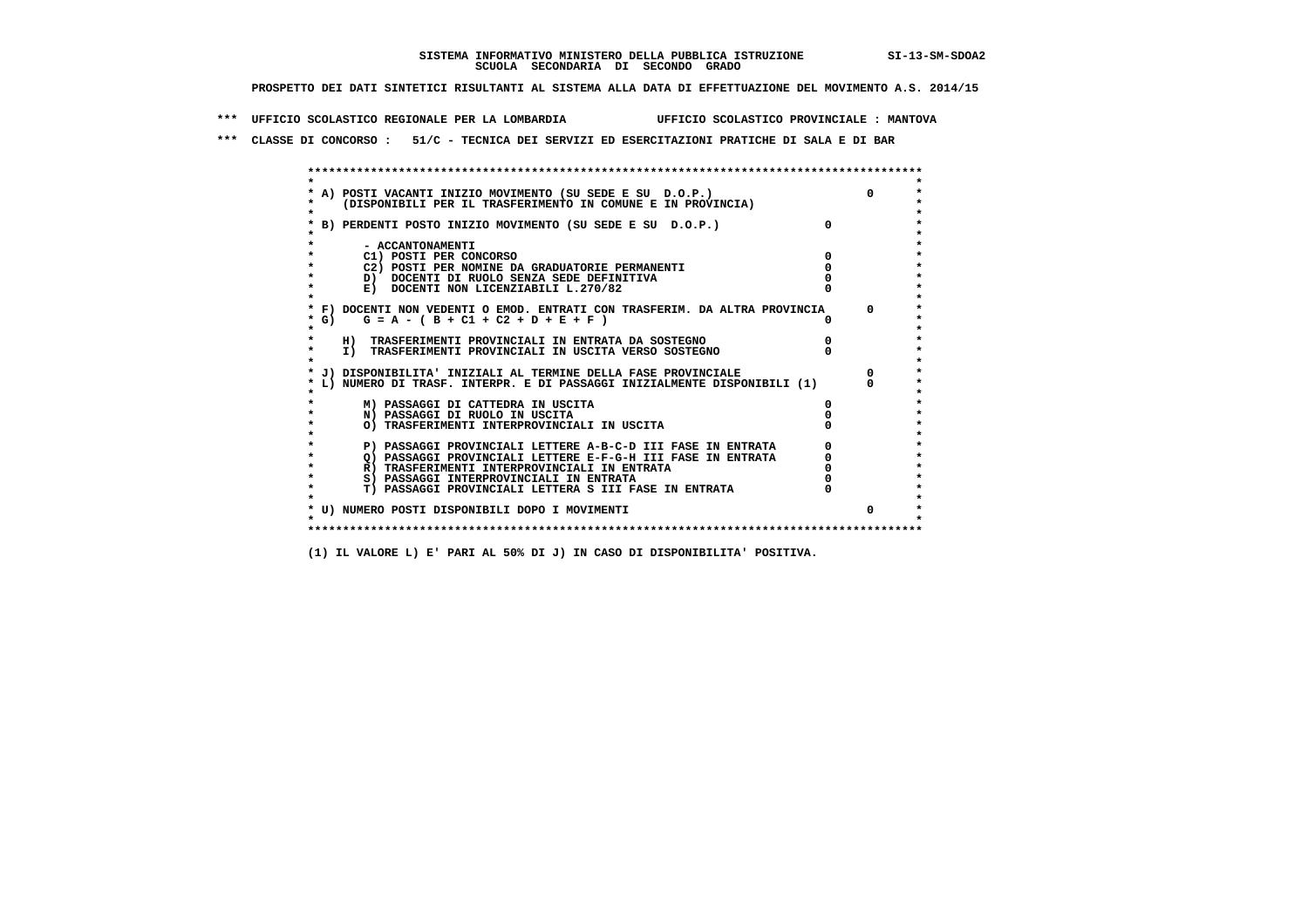**SISTEMA INFORMATIVO MINISTERO DELLA PUBBLICA ISTRUZIONE** SI-13-SM-SDOA2
**SCUOLA SECONDARIA DI SECONDO GRADO**

**PROSPETTO DEI DATI SINTETICI RISULTANTI AL SISTEMA ALLA DATA DI EFFETTUAZIONE DEL MOVIMENTO A.S. 2014/15**

**\*\*\* UFFICIO SCOLASTICO REGIONALE PER LA LOMBARDIA UFFICIO SCOLASTICO PROVINCIALE : MANTOVA**

**\*\*\* CLASSE DI CONCORSO : 51/C - TECNICA DEI SERVIZI ED ESERCITAZIONI PRATICHE DI SALA E DI BAR**

| Voce | | |
|---|---|---|
| A) POSTI VACANTI INIZIO MOVIMENTO (SU SEDE E SU D.O.P.) (DISPONIBILI PER IL TRASFERIMENTO IN COMUNE E IN PROVINCIA) | | 0 |
| B) PERDENTI POSTO INIZIO MOVIMENTO (SU SEDE E SU D.O.P.) | 0 | |
| - ACCANTONAMENTI | | |
| C1) POSTI PER CONCORSO | 0 | |
| C2) POSTI PER NOMINE DA GRADUATORIE PERMANENTI | 0 | |
| D) DOCENTI DI RUOLO SENZA SEDE DEFINITIVA | 0 | |
| E) DOCENTI NON LICENZIABILI L.270/82 | 0 | |
| F) DOCENTI NON VEDENTI O EMOD. ENTRATI CON TRASFERIM. DA ALTRA PROVINCIA | | 0 |
| G) G = A - ( B + C1 + C2 + D + E + F ) | 0 | |
| H) TRASFERIMENTI PROVINCIALI IN ENTRATA DA SOSTEGNO | 0 | |
| I) TRASFERIMENTI PROVINCIALI IN USCITA VERSO SOSTEGNO | 0 | |
| J) DISPONIBILITA' INIZIALI AL TERMINE DELLA FASE PROVINCIALE | | 0 |
| L) NUMERO DI TRASF. INTERPR. E DI PASSAGGI INIZIALMENTE DISPONIBILI (1) | | 0 |
| M) PASSAGGI DI CATTEDRA IN USCITA | 0 | |
| N) PASSAGGI DI RUOLO IN USCITA | 0 | |
| O) TRASFERIMENTI INTERPROVINCIALI IN USCITA | 0 | |
| P) PASSAGGI PROVINCIALI LETTERE A-B-C-D III FASE IN ENTRATA | 0 | |
| Q) PASSAGGI PROVINCIALI LETTERE E-F-G-H III FASE IN ENTRATA | 0 | |
| R) TRASFERIMENTI INTERPROVINCIALI IN ENTRATA | 0 | |
| S) PASSAGGI INTERPROVINCIALI IN ENTRATA | 0 | |
| T) PASSAGGI PROVINCIALI LETTERA S III FASE IN ENTRATA | 0 | |
| U) NUMERO POSTI DISPONIBILI DOPO I MOVIMENTI | | 0 |

**(1) IL VALORE L) E' PARI AL 50% DI J) IN CASO DI DISPONIBILITA' POSITIVA.**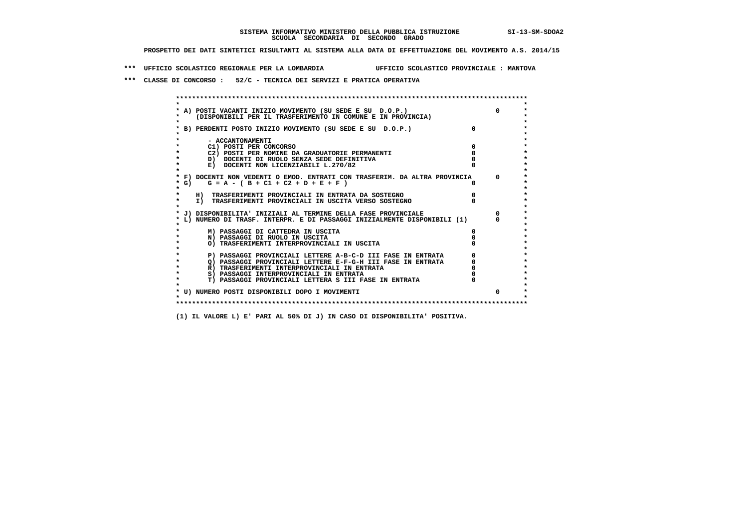**SISTEMA INFORMATIVO MINISTERO DELLA PUBBLICA ISTRUZIONE** **SI-13-SM-SDOA2**
**SCUOLA SECONDARIA DI SECONDO GRADO**

**PROSPETTO DEI DATI SINTETICI RISULTANTI AL SISTEMA ALLA DATA DI EFFETTUAZIONE DEL MOVIMENTO A.S. 2014/15**

**\*\*\* UFFICIO SCOLASTICO REGIONALE PER LA LOMBARDIA UFFICIO SCOLASTICO PROVINCIALE : MANTOVA**

**\*\*\* CLASSE DI CONCORSO : 52/C - TECNICA DEI SERVIZI E PRATICA OPERATIVA**

| Voce | | |
|---|---|---|
| A) POSTI VACANTI INIZIO MOVIMENTO (SU SEDE E SU D.O.P.) (DISPONIBILI PER IL TRASFERIMENTO IN COMUNE E IN PROVINCIA) | | 0 |
| B) PERDENTI POSTO INIZIO MOVIMENTO (SU SEDE E SU D.O.P.) | 0 | |
| - ACCANTONAMENTI | | |
| C1) POSTI PER CONCORSO | 0 | |
| C2) POSTI PER NOMINE DA GRADUATORIE PERMANENTI | 0 | |
| D) DOCENTI DI RUOLO SENZA SEDE DEFINITIVA | 0 | |
| E) DOCENTI NON LICENZIABILI L.270/82 | 0 | |
| F) DOCENTI NON VEDENTI O EMOD. ENTRATI CON TRASFERIM. DA ALTRA PROVINCIA | | 0 |
| G) G = A - ( B + C1 + C2 + D + E + F ) | 0 | |
| H) TRASFERIMENTI PROVINCIALI IN ENTRATA DA SOSTEGNO | 0 | |
| I) TRASFERIMENTI PROVINCIALI IN USCITA VERSO SOSTEGNO | 0 | |
| J) DISPONIBILITA' INIZIALI AL TERMINE DELLA FASE PROVINCIALE | | 0 |
| L) NUMERO DI TRASF. INTERPR. E DI PASSAGGI INIZIALMENTE DISPONIBILI (1) | | 0 |
| M) PASSAGGI DI CATTEDRA IN USCITA | 0 | |
| N) PASSAGGI DI RUOLO IN USCITA | 0 | |
| O) TRASFERIMENTI INTERPROVINCIALI IN USCITA | 0 | |
| P) PASSAGGI PROVINCIALI LETTERE A-B-C-D III FASE IN ENTRATA | 0 | |
| Q) PASSAGGI PROVINCIALI LETTERE E-F-G-H III FASE IN ENTRATA | 0 | |
| R) TRASFERIMENTI INTERPROVINCIALI IN ENTRATA | 0 | |
| S) PASSAGGI INTERPROVINCIALI IN ENTRATA | 0 | |
| T) PASSAGGI PROVINCIALI LETTERA S III FASE IN ENTRATA | 0 | |
| U) NUMERO POSTI DISPONIBILI DOPO I MOVIMENTI | | 0 |

**(1) IL VALORE L) E' PARI AL 50% DI J) IN CASO DI DISPONIBILITA' POSITIVA.**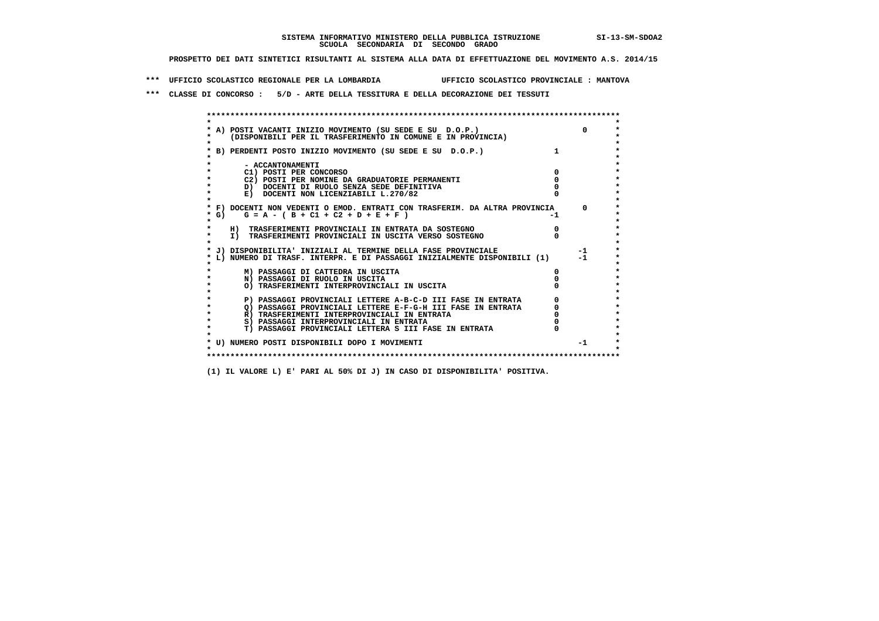SISTEMA INFORMATIVO MINISTERO DELLA PUBBLICA ISTRUZIONE SI-13-SM-SDOA2
SCUOLA SECONDARIA DI SECONDO GRADO

PROSPETTO DEI DATI SINTETICI RISULTANTI AL SISTEMA ALLA DATA DI EFFETTUAZIONE DEL MOVIMENTO A.S. 2014/15

*** UFFICIO SCOLASTICO REGIONALE PER LA LOMBARDIA UFFICIO SCOLASTICO PROVINCIALE : MANTOVA

*** CLASSE DI CONCORSO : 5/D - ARTE DELLA TESSITURA E DELLA DECORAZIONE DEI TESSUTI

| Voce | | |
|---|---|---|
| A) POSTI VACANTI INIZIO MOVIMENTO (SU SEDE E SU D.O.P.) (DISPONIBILI PER IL TRASFERIMENTO IN COMUNE E IN PROVINCIA) | | 0 |
| B) PERDENTI POSTO INIZIO MOVIMENTO (SU SEDE E SU D.O.P.) | 1 | |
| - ACCANTONAMENTI | | |
| C1) POSTI PER CONCORSO | 0 | |
| C2) POSTI PER NOMINE DA GRADUATORIE PERMANENTI | 0 | |
| D) DOCENTI DI RUOLO SENZA SEDE DEFINITIVA | 0 | |
| E) DOCENTI NON LICENZIABILI L.270/82 | 0 | |
| F) DOCENTI NON VEDENTI O EMOD. ENTRATI CON TRASFERIM. DA ALTRA PROVINCIA | | 0 |
| G) G = A - ( B + C1 + C2 + D + E + F ) | -1 | |
| H) TRASFERIMENTI PROVINCIALI IN ENTRATA DA SOSTEGNO | 0 | |
| I) TRASFERIMENTI PROVINCIALI IN USCITA VERSO SOSTEGNO | 0 | |
| J) DISPONIBILITA' INIZIALI AL TERMINE DELLA FASE PROVINCIALE | | -1 |
| L) NUMERO DI TRASF. INTERPR. E DI PASSAGGI INIZIALMENTE DISPONIBILI (1) | | -1 |
| M) PASSAGGI DI CATTEDRA IN USCITA | 0 | |
| N) PASSAGGI DI RUOLO IN USCITA | 0 | |
| O) TRASFERIMENTI INTERPROVINCIALI IN USCITA | 0 | |
| P) PASSAGGI PROVINCIALI LETTERE A-B-C-D III FASE IN ENTRATA | 0 | |
| Q) PASSAGGI PROVINCIALI LETTERE E-F-G-H III FASE IN ENTRATA | 0 | |
| R) TRASFERIMENTI INTERPROVINCIALI IN ENTRATA | 0 | |
| S) PASSAGGI INTERPROVINCIALI IN ENTRATA | 0 | |
| T) PASSAGGI PROVINCIALI LETTERA S III FASE IN ENTRATA | 0 | |
| U) NUMERO POSTI DISPONIBILI DOPO I MOVIMENTI | | -1 |

(1) IL VALORE L) E' PARI AL 50% DI J) IN CASO DI DISPONIBILITA' POSITIVA.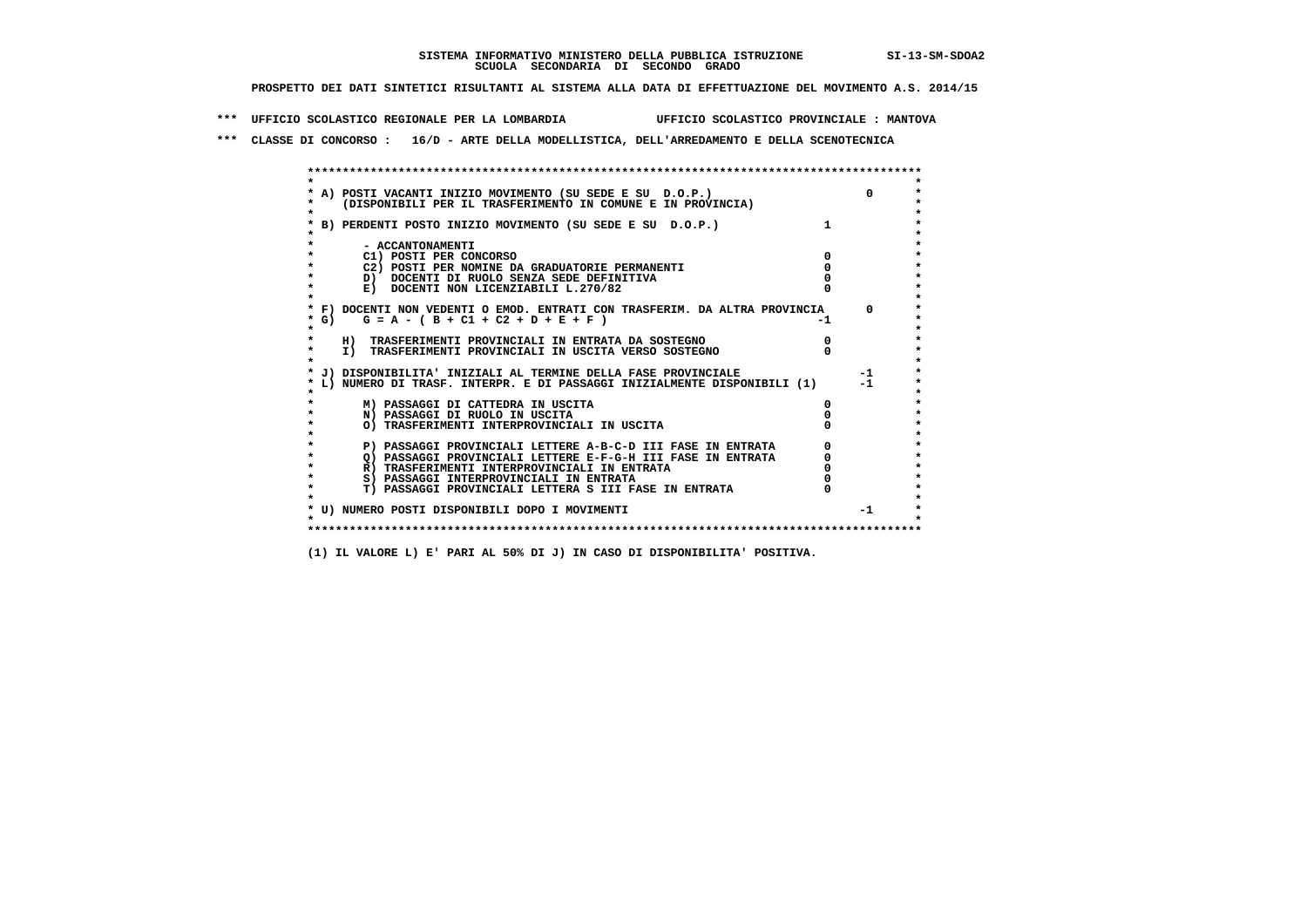SISTEMA INFORMATIVO MINISTERO DELLA PUBBLICA ISTRUZIONE SI-13-SM-SDOA2

SCUOLA SECONDARIA DI SECONDO GRADO

PROSPETTO DEI DATI SINTETICI RISULTANTI AL SISTEMA ALLA DATA DI EFFETTUAZIONE DEL MOVIMENTO A.S. 2014/15

*** UFFICIO SCOLASTICO REGIONALE PER LA LOMBARDIA UFFICIO SCOLASTICO PROVINCIALE : MANTOVA

*** CLASSE DI CONCORSO : 16/D - ARTE DELLA MODELLISTICA, DELL'ARREDAMENTO E DELLA SCENOTECNICA

```
******************************************************************************************
*                                                                                        *
* A) POSTI VACANTI INIZIO MOVIMENTO (SU SEDE E SU  D.O.P.)                     0         *
*     (DISPONIBILI PER IL TRASFERIMENTO IN COMUNE E IN PROVINCIA)                        *
*                                                                                        *
* B) PERDENTI POSTO INIZIO MOVIMENTO (SU SEDE E SU  D.O.P.)              1                *
*                                                                                        *
*       - ACCANTONAMENTI                                                                 *
*       C1) POSTI PER CONCORSO                                         0                 *
*       C2) POSTI PER NOMINE DA GRADUATORIE PERMANENTI                 0                 *
*       D)  DOCENTI DI RUOLO SENZA SEDE DEFINITIVA                     0                 *
*       E)  DOCENTI NON LICENZIABILI L.270/82                          0                 *
*                                                                                        *
* F) DOCENTI NON VEDENTI O EMOD. ENTRATI CON TRASFERIM. DA ALTRA PROVINCIA      0        *
* G)    G = A - ( B + C1 + C2 + D + E + F )                            -1                *
*                                                                                        *
*    H)  TRASFERIMENTI PROVINCIALI IN ENTRATA DA SOSTEGNO              0                 *
*    I)  TRASFERIMENTI PROVINCIALI IN USCITA VERSO SOSTEGNO            0                 *
*                                                                                        *
* J) DISPONIBILITA' INIZIALI AL TERMINE DELLA FASE PROVINCIALE                 -1        *
* L) NUMERO DI TRASF. INTERPR. E DI PASSAGGI INIZIALMENTE DISPONIBILI (1)      -1        *
*                                                                                        *
*       M) PASSAGGI DI CATTEDRA IN USCITA                              0                 *
*       N) PASSAGGI DI RUOLO IN USCITA                                 0                 *
*       O) TRASFERIMENTI INTERPROVINCIALI IN USCITA                    0                 *
*                                                                                        *
*       P) PASSAGGI PROVINCIALI LETTERE A-B-C-D III FASE IN ENTRATA    0                 *
*       Q) PASSAGGI PROVINCIALI LETTERE E-F-G-H III FASE IN ENTRATA    0                 *
*       R) TRASFERIMENTI INTERPROVINCIALI IN ENTRATA                   0                 *
*       S) PASSAGGI INTERPROVINCIALI IN ENTRATA                        0                 *
*       T) PASSAGGI PROVINCIALI LETTERA S III FASE IN ENTRATA          0                 *
*                                                                                        *
* U) NUMERO POSTI DISPONIBILI DOPO I MOVIMENTI                                 -1        *
*                                                                                        *
******************************************************************************************
```

(1) IL VALORE L) E' PARI AL 50% DI J) IN CASO DI DISPONIBILITA' POSITIVA.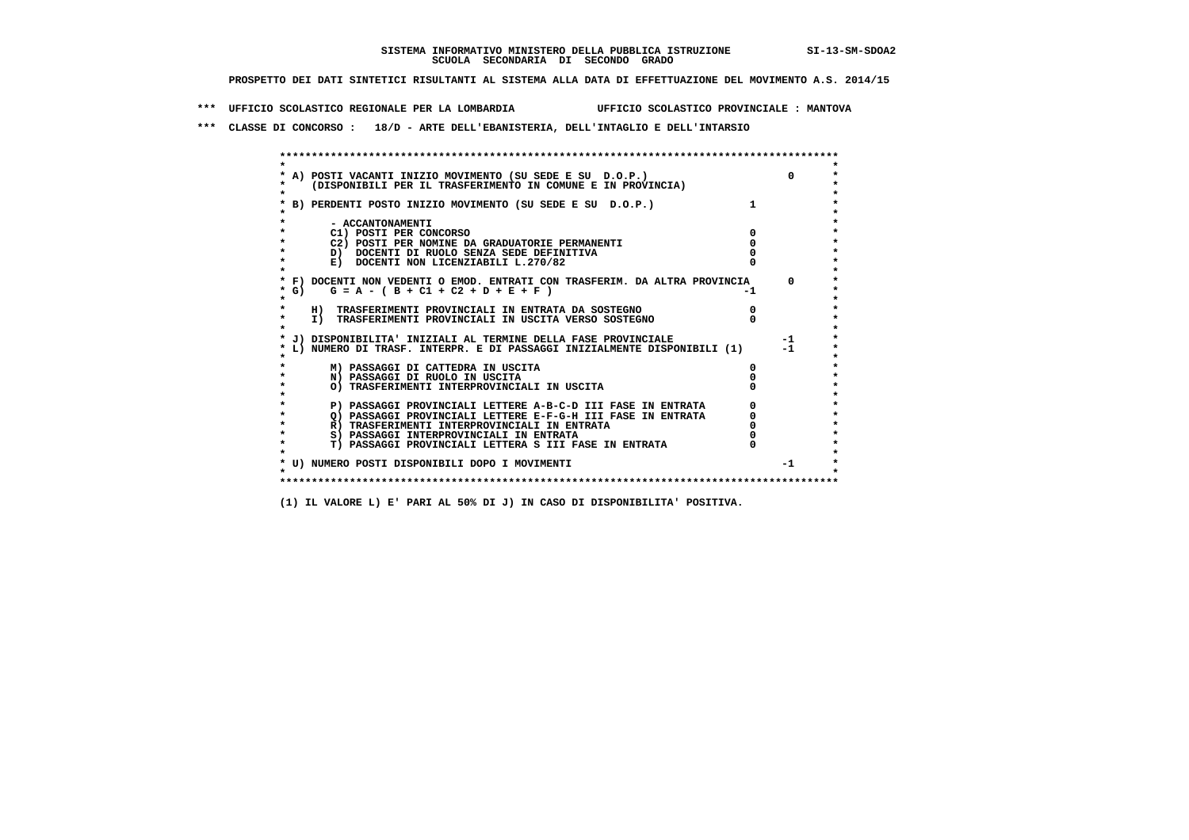**SISTEMA INFORMATIVO MINISTERO DELLA PUBBLICA ISTRUZIONE SI-13-SM-SDOA2**
**SCUOLA SECONDARIA DI SECONDO GRADO**

**PROSPETTO DEI DATI SINTETICI RISULTANTI AL SISTEMA ALLA DATA DI EFFETTUAZIONE DEL MOVIMENTO A.S. 2014/15**

**\*\*\* UFFICIO SCOLASTICO REGIONALE PER LA LOMBARDIA UFFICIO SCOLASTICO PROVINCIALE : MANTOVA**

**\*\*\* CLASSE DI CONCORSO : 18/D - ARTE DELL'EBANISTERIA, DELL'INTAGLIO E DELL'INTARSIO**

| Voce | | | |
|---|---|---|---|
| A) POSTI VACANTI INIZIO MOVIMENTO (SU SEDE E SU D.O.P.) (DISPONIBILI PER IL TRASFERIMENTO IN COMUNE E IN PROVINCIA) | | | 0 |
| B) PERDENTI POSTO INIZIO MOVIMENTO (SU SEDE E SU D.O.P.) | | 1 | |
| - ACCANTONAMENTI | | | |
| C1) POSTI PER CONCORSO | 0 | | |
| C2) POSTI PER NOMINE DA GRADUATORIE PERMANENTI | 0 | | |
| D) DOCENTI DI RUOLO SENZA SEDE DEFINITIVA | 0 | | |
| E) DOCENTI NON LICENZIABILI L.270/82 | 0 | | |
| F) DOCENTI NON VEDENTI O EMOD. ENTRATI CON TRASFERIM. DA ALTRA PROVINCIA | | | 0 |
| G) G = A - ( B + C1 + C2 + D + E + F ) | | -1 | |
| H) TRASFERIMENTI PROVINCIALI IN ENTRATA DA SOSTEGNO | 0 | | |
| I) TRASFERIMENTI PROVINCIALI IN USCITA VERSO SOSTEGNO | 0 | | |
| J) DISPONIBILITA' INIZIALI AL TERMINE DELLA FASE PROVINCIALE | | | -1 |
| L) NUMERO DI TRASF. INTERPR. E DI PASSAGGI INIZIALMENTE DISPONIBILI (1) | | | -1 |
| M) PASSAGGI DI CATTEDRA IN USCITA | 0 | | |
| N) PASSAGGI DI RUOLO IN USCITA | 0 | | |
| O) TRASFERIMENTI INTERPROVINCIALI IN USCITA | 0 | | |
| P) PASSAGGI PROVINCIALI LETTERE A-B-C-D III FASE IN ENTRATA | 0 | | |
| Q) PASSAGGI PROVINCIALI LETTERE E-F-G-H III FASE IN ENTRATA | 0 | | |
| R) TRASFERIMENTI INTERPROVINCIALI IN ENTRATA | 0 | | |
| S) PASSAGGI INTERPROVINCIALI IN ENTRATA | 0 | | |
| T) PASSAGGI PROVINCIALI LETTERA S III FASE IN ENTRATA | 0 | | |
| U) NUMERO POSTI DISPONIBILI DOPO I MOVIMENTI | | | -1 |

(1) IL VALORE L) E' PARI AL 50% DI J) IN CASO DI DISPONIBILITA' POSITIVA.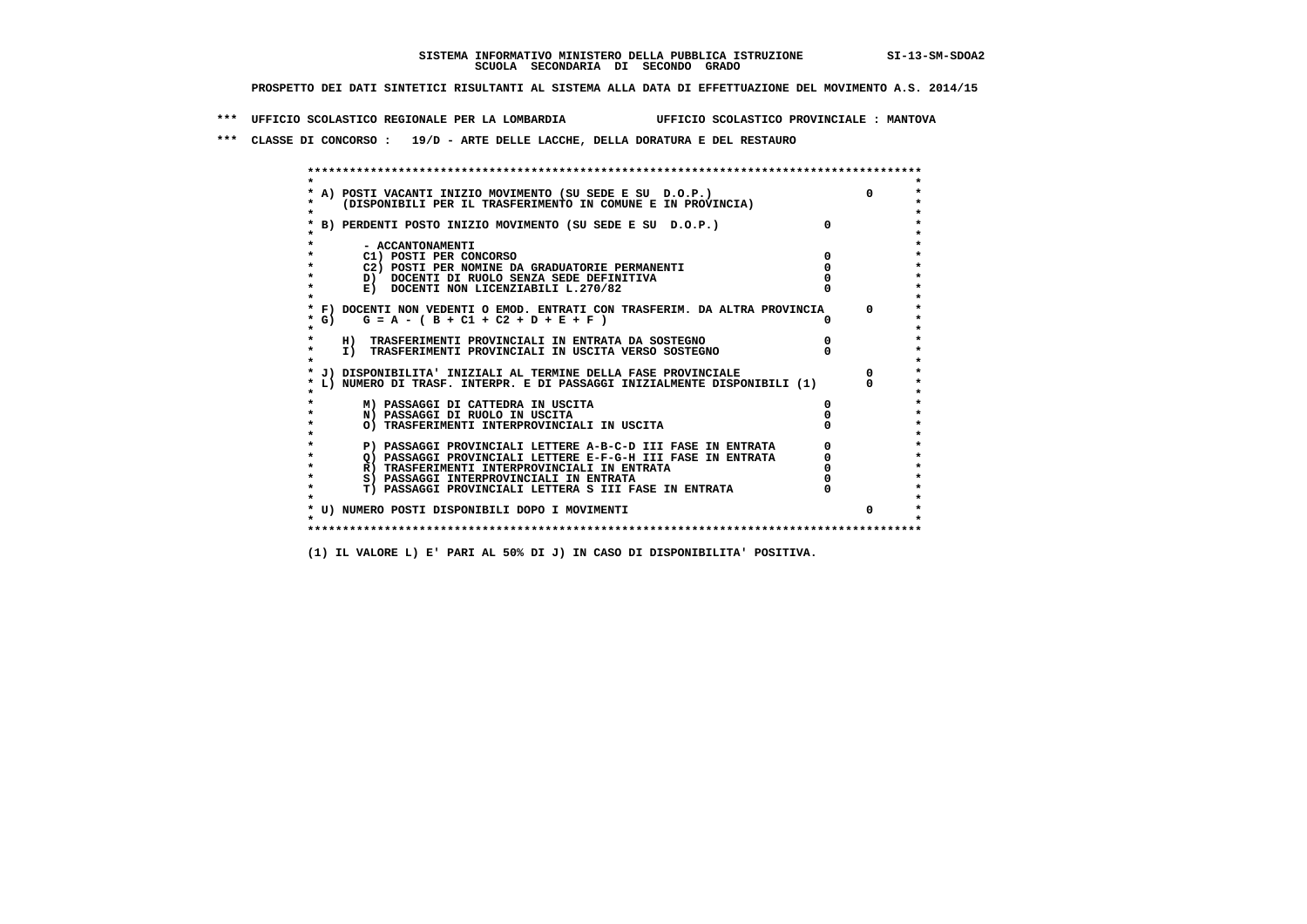SISTEMA INFORMATIVO MINISTERO DELLA PUBBLICA ISTRUZIONE SI-13-SM-SDOA2
SCUOLA SECONDARIA DI SECONDO GRADO

PROSPETTO DEI DATI SINTETICI RISULTANTI AL SISTEMA ALLA DATA DI EFFETTUAZIONE DEL MOVIMENTO A.S. 2014/15

*** UFFICIO SCOLASTICO REGIONALE PER LA LOMBARDIA UFFICIO SCOLASTICO PROVINCIALE : MANTOVA

*** CLASSE DI CONCORSO : 19/D - ARTE DELLE LACCHE, DELLA DORATURA E DEL RESTAURO

```
******************************************************************************************
*                                                                                        *
* A) POSTI VACANTI INIZIO MOVIMENTO (SU SEDE E SU  D.O.P.)                      0        *
*     (DISPONIBILI PER IL TRASFERIMENTO IN COMUNE E IN PROVINCIA)                        *
*                                                                                        *
* B) PERDENTI POSTO INIZIO MOVIMENTO (SU SEDE E SU  D.O.P.)              0               *
*                                                                                        *
*       - ACCANTONAMENTI                                                                 *
*       C1) POSTI PER CONCORSO                                           0               *
*       C2) POSTI PER NOMINE DA GRADUATORIE PERMANENTI                   0               *
*       D)  DOCENTI DI RUOLO SENZA SEDE DEFINITIVA                       0               *
*       E)  DOCENTI NON LICENZIABILI L.270/82                            0               *
*                                                                                        *
* F) DOCENTI NON VEDENTI O EMOD. ENTRATI CON TRASFERIM. DA ALTRA PROVINCIA      0        *
* G)    G = A - ( B + C1 + C2 + D + E + F )                              0               *
*                                                                                        *
*     H)  TRASFERIMENTI PROVINCIALI IN ENTRATA DA SOSTEGNO               0               *
*     I)  TRASFERIMENTI PROVINCIALI IN USCITA VERSO SOSTEGNO             0               *
*                                                                                        *
* J) DISPONIBILITA' INIZIALI AL TERMINE DELLA FASE PROVINCIALE                  0        *
* L) NUMERO DI TRASF. INTERPR. E DI PASSAGGI INIZIALMENTE DISPONIBILI (1)       0        *
*                                                                                        *
*       M) PASSAGGI DI CATTEDRA IN USCITA                                0               *
*       N) PASSAGGI DI RUOLO IN USCITA                                   0               *
*       O) TRASFERIMENTI INTERPROVINCIALI IN USCITA                      0               *
*                                                                                        *
*       P) PASSAGGI PROVINCIALI LETTERE A-B-C-D III FASE IN ENTRATA      0               *
*       Q) PASSAGGI PROVINCIALI LETTERE E-F-G-H III FASE IN ENTRATA      0               *
*       R) TRASFERIMENTI INTERPROVINCIALI IN ENTRATA                     0               *
*       S) PASSAGGI INTERPROVINCIALI IN ENTRATA                          0               *
*       T) PASSAGGI PROVINCIALI LETTERA S III FASE IN ENTRATA            0               *
*                                                                                        *
* U) NUMERO POSTI DISPONIBILI DOPO I MOVIMENTI                                  0        *
*                                                                                        *
******************************************************************************************
```

(1) IL VALORE L) E' PARI AL 50% DI J) IN CASO DI DISPONIBILITA' POSITIVA.